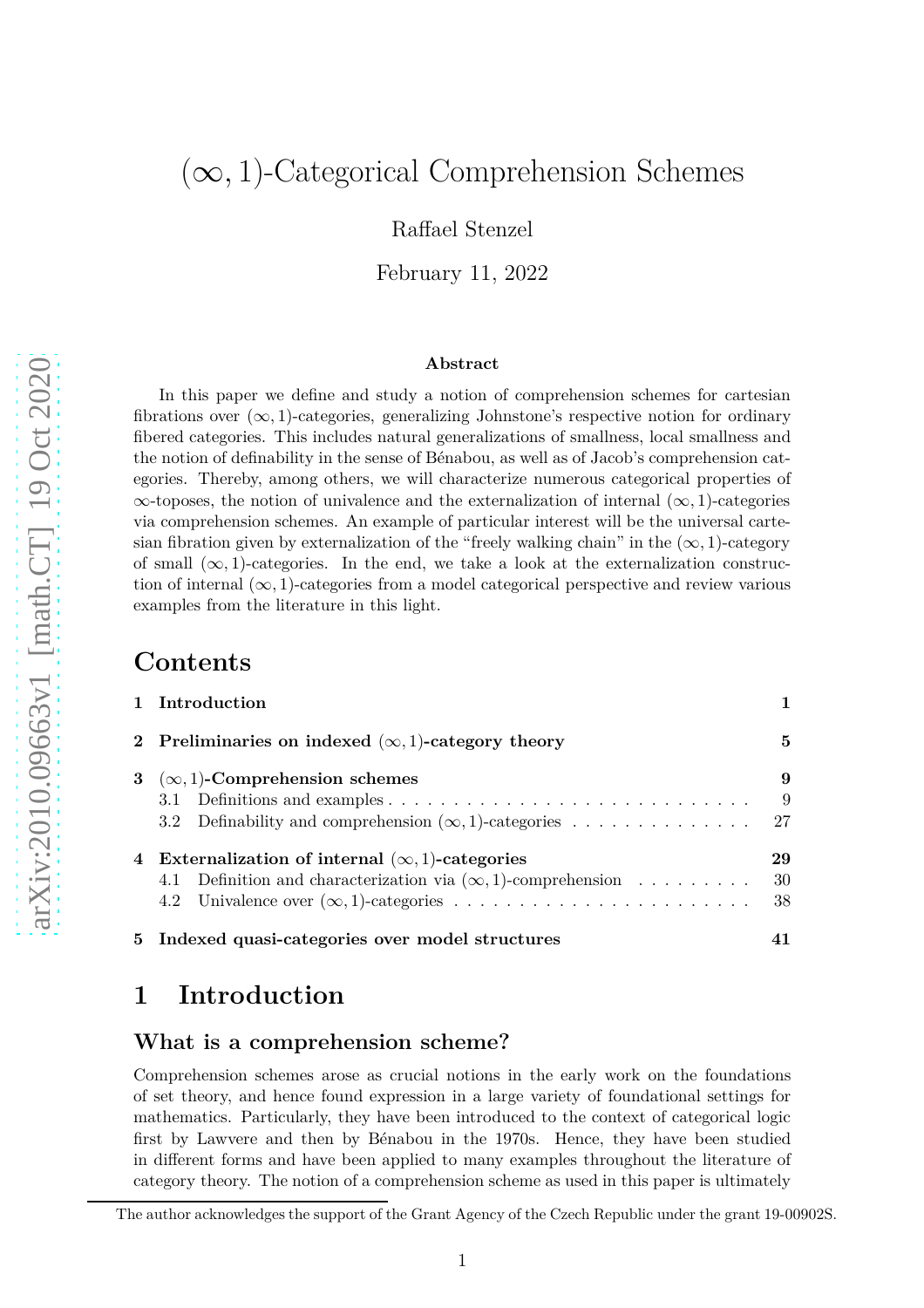# $(\infty, 1)$-Categorical Comprehension Schemes

Raffael Stenzel

February 11, 2022

### Abstract

In this paper we define and study a notion of comprehension schemes for cartesian fibrations over $(\infty, 1)$-categories, generalizing Johnstone's respective notion for ordinary fibered categories. This includes natural generalizations of smallness, local smallness and the notion of definability in the sense of Bénabou, as well as of Jacob's comprehension categories. Thereby, among others, we will characterize numerous categorical properties of $\infty$-toposes, the notion of univalence and the externalization of internal $(\infty, 1)$-categories via comprehension schemes. An example of particular interest will be the universal cartesian fibration given by externalization of the "freely walking chain" in the $(\infty, 1)$-category of small $(\infty, 1)$-categories. In the end, we take a look at the externalization construction of internal $(\infty, 1)$-categories from a model categorical perspective and review various examples from the literature in this light.

## Contents

| | | |
|---|---|---|
| **1** | **Introduction** | **1** |
| **2** | **Preliminaries on indexed $(\infty, 1)$-category theory** | **5** |
| **3** | **$(\infty, 1)$-Comprehension schemes** | **9** |
| | 3.1 Definitions and examples | 9 |
| | 3.2 Definability and comprehension $(\infty, 1)$-categories | 27 |
| **4** | **Externalization of internal $(\infty, 1)$-categories** | **29** |
| | 4.1 Definition and characterization via $(\infty, 1)$-comprehension | 30 |
| | 4.2 Univalence over $(\infty, 1)$-categories | 38 |
| **5** | **Indexed quasi-categories over model structures** | **41** |

# 1 Introduction

## What is a comprehension scheme?

Comprehension schemes arose as crucial notions in the early work on the foundations of set theory, and hence found expression in a large variety of foundational settings for mathematics. Particularly, they have been introduced to the context of categorical logic first by Lawvere and then by Bénabou in the 1970s. Hence, they have been studied in different forms and have been applied to many examples throughout the literature of category theory. The notion of a comprehension scheme as used in this paper is ultimately

The author acknowledges the support of the Grant Agency of the Czech Republic under the grant 19-00902S.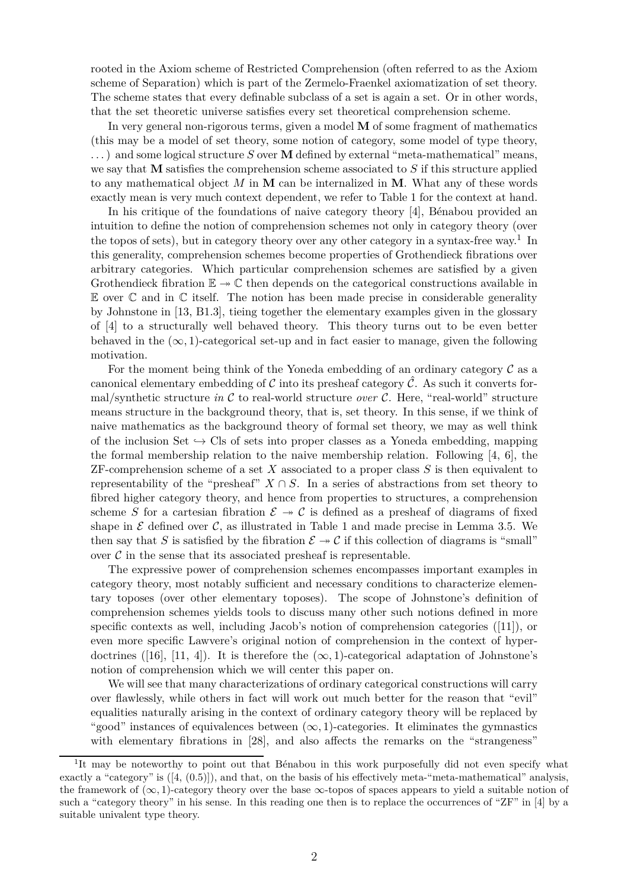rooted in the Axiom scheme of Restricted Comprehension (often referred to as the Axiom scheme of Separation) which is part of the Zermelo-Fraenkel axiomatization of set theory. The scheme states that every definable subclass of a set is again a set. Or in other words, that the set theoretic universe satisfies every set theoretical comprehension scheme.

In very general non-rigorous terms, given a model $\mathbf{M}$ of some fragment of mathematics (this may be a model of set theory, some notion of category, some model of type theory, ...) and some logical structure $S$ over $\mathbf{M}$ defined by external "meta-mathematical" means, we say that $\mathbf{M}$ satisfies the comprehension scheme associated to $S$ if this structure applied to any mathematical object $M$ in $\mathbf{M}$ can be internalized in $\mathbf{M}$. What any of these words exactly mean is very much context dependent, we refer to Table 1 for the context at hand.

In his critique of the foundations of naive category theory [4], Bénabou provided an intuition to define the notion of comprehension schemes not only in category theory (over the topos of sets), but in category theory over any other category in a syntax-free way.[1] In this generality, comprehension schemes become properties of Grothendieck fibrations over arbitrary categories. Which particular comprehension schemes are satisfied by a given Grothendieck fibration $\mathbb{E} \twoheadrightarrow \mathbb{C}$ then depends on the categorical constructions available in $\mathbb{E}$ over $\mathbb{C}$ and in $\mathbb{C}$ itself. The notion has been made precise in considerable generality by Johnstone in [13, B1.3], tieing together the elementary examples given in the glossary of [4] to a structurally well behaved theory. This theory turns out to be even better behaved in the $(\infty, 1)$-categorical set-up and in fact easier to manage, given the following motivation.

For the moment being think of the Yoneda embedding of an ordinary category $\mathcal{C}$ as a canonical elementary embedding of $\mathcal{C}$ into its presheaf category $\hat{\mathcal{C}}$. As such it converts formal/synthetic structure *in* $\mathcal{C}$ to real-world structure *over* $\mathcal{C}$. Here, "real-world" structure means structure in the background theory, that is, set theory. In this sense, if we think of naive mathematics as the background theory of formal set theory, we may as well think of the inclusion $\mathrm{Set} \hookrightarrow \mathrm{Cls}$ of sets into proper classes as a Yoneda embedding, mapping the formal membership relation to the naive membership relation. Following [4, 6], the ZF-comprehension scheme of a set $X$ associated to a proper class $S$ is then equivalent to representability of the "presheaf" $X \cap S$. In a series of abstractions from set theory to fibred higher category theory, and hence from properties to structures, a comprehension scheme $S$ for a cartesian fibration $\mathcal{E} \twoheadrightarrow \mathcal{C}$ is defined as a presheaf of diagrams of fixed shape in $\mathcal{E}$ defined over $\mathcal{C}$, as illustrated in Table 1 and made precise in Lemma 3.5. We then say that $S$ is satisfied by the fibration $\mathcal{E} \twoheadrightarrow \mathcal{C}$ if this collection of diagrams is "small" over $\mathcal{C}$ in the sense that its associated presheaf is representable.

The expressive power of comprehension schemes encompasses important examples in category theory, most notably sufficient and necessary conditions to characterize elementary toposes (over other elementary toposes). The scope of Johnstone's definition of comprehension schemes yields tools to discuss many other such notions defined in more specific contexts as well, including Jacob's notion of comprehension categories ([11]), or even more specific Lawvere's original notion of comprehension in the context of hyperdoctrines ([16], [11, 4]). It is therefore the $(\infty, 1)$-categorical adaptation of Johnstone's notion of comprehension which we will center this paper on.

We will see that many characterizations of ordinary categorical constructions will carry over flawlessly, while others in fact will work out much better for the reason that "evil" equalities naturally arising in the context of ordinary category theory will be replaced by "good" instances of equivalences between $(\infty, 1)$-categories. It eliminates the gymnastics with elementary fibrations in [28], and also affects the remarks on the "strangeness"

[1] It may be noteworthy to point out that Bénabou in this work purposefully did not even specify what exactly a "category" is ([4, (0.5)]), and that, on the basis of his effectively meta-"meta-mathematical" analysis, the framework of $(\infty, 1)$-category theory over the base $\infty$-topos of spaces appears to yield a suitable notion of such a "category theory" in his sense. In this reading one then is to replace the occurrences of "ZF" in [4] by a suitable univalent type theory.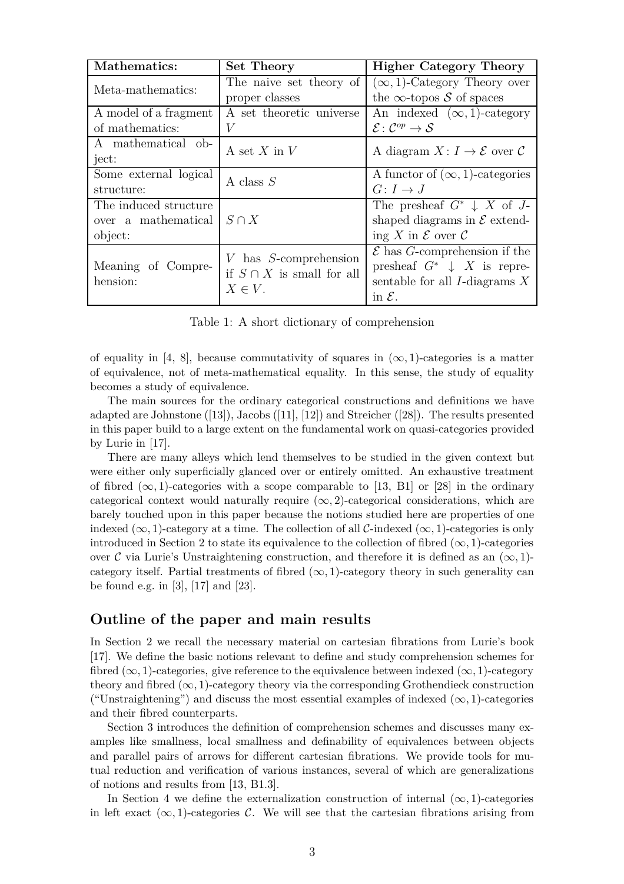| Mathematics: | Set Theory | Higher Category Theory |
| --- | --- | --- |
| Meta-mathematics: | The naive set theory of proper classes | $(\infty,1)$-Category Theory over the $\infty$-topos $\mathcal{S}$ of spaces |
| A model of a fragment of mathematics: | A set theoretic universe $V$ | An indexed $(\infty,1)$-category $\mathcal{E}\colon \mathcal{C}^{op}\to\mathcal{S}$ |
| A mathematical object: | A set $X$ in $V$ | A diagram $X\colon I\to\mathcal{E}$ over $\mathcal{C}$ |
| Some external logical structure: | A class $S$ | A functor of $(\infty,1)$-categories $G\colon I\to J$ |
| The induced structure over a mathematical object: | $S\cap X$ | The presheaf $G^{*}\downarrow X$ of $J$-shaped diagrams in $\mathcal{E}$ extending $X$ in $\mathcal{E}$ over $\mathcal{C}$ |
| Meaning of Comprehension: | $V$ has $S$-comprehension if $S\cap X$ is small for all $X\in V$. | $\mathcal{E}$ has $G$-comprehension if the presheaf $G^{*}\downarrow X$ is representable for all $I$-diagrams $X$ in $\mathcal{E}$. |

Table 1: A short dictionary of comprehension

of equality in [4, 8], because commutativity of squares in $(\infty,1)$-categories is a matter of equivalence, not of meta-mathematical equality. In this sense, the study of equality becomes a study of equivalence.

The main sources for the ordinary categorical constructions and definitions we have adapted are Johnstone ([13]), Jacobs ([11], [12]) and Streicher ([28]). The results presented in this paper build to a large extent on the fundamental work on quasi-categories provided by Lurie in [17].

There are many alleys which lend themselves to be studied in the given context but were either only superficially glanced over or entirely omitted. An exhaustive treatment of fibred $(\infty,1)$-categories with a scope comparable to [13, B1] or [28] in the ordinary categorical context would naturally require $(\infty,2)$-categorical considerations, which are barely touched upon in this paper because the notions studied here are properties of one indexed $(\infty,1)$-category at a time. The collection of all $\mathcal{C}$-indexed $(\infty,1)$-categories is only introduced in Section 2 to state its equivalence to the collection of fibred $(\infty,1)$-categories over $\mathcal{C}$ via Lurie's Unstraightening construction, and therefore it is defined as an $(\infty,1)$-category itself. Partial treatments of fibred $(\infty,1)$-category theory in such generality can be found e.g. in [3], [17] and [23].

## Outline of the paper and main results

In Section 2 we recall the necessary material on cartesian fibrations from Lurie's book [17]. We define the basic notions relevant to define and study comprehension schemes for fibred $(\infty,1)$-categories, give reference to the equivalence between indexed $(\infty,1)$-category theory and fibred $(\infty,1)$-category theory via the corresponding Grothendieck construction ("Unstraightening") and discuss the most essential examples of indexed $(\infty,1)$-categories and their fibred counterparts.

Section 3 introduces the definition of comprehension schemes and discusses many examples like smallness, local smallness and definability of equivalences between objects and parallel pairs of arrows for different cartesian fibrations. We provide tools for mutual reduction and verification of various instances, several of which are generalizations of notions and results from [13, B1.3].

In Section 4 we define the externalization construction of internal $(\infty,1)$-categories in left exact $(\infty,1)$-categories $\mathcal{C}$. We will see that the cartesian fibrations arising from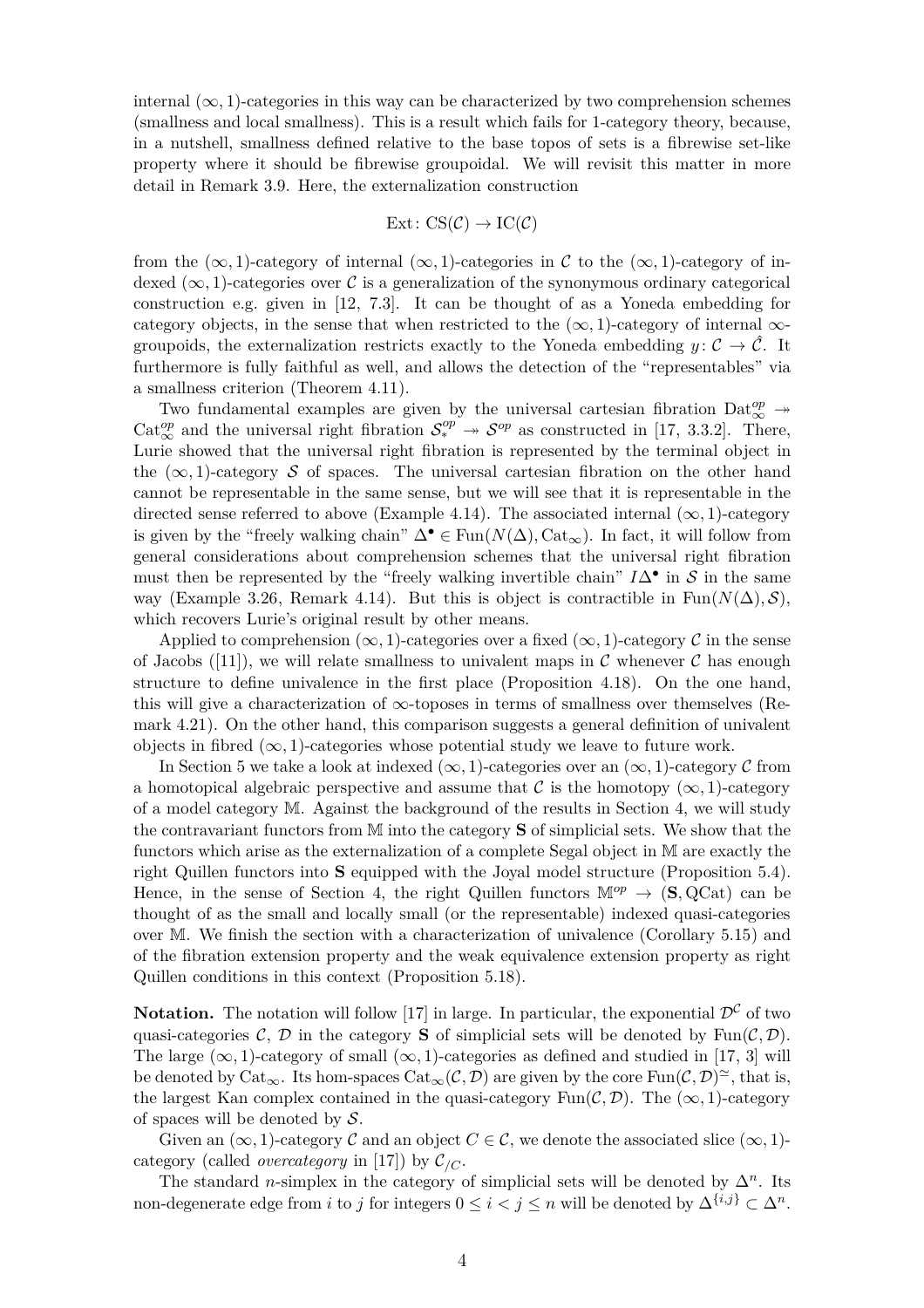internal $(\infty,1)$-categories in this way can be characterized by two comprehension schemes (smallness and local smallness). This is a result which fails for 1-category theory, because, in a nutshell, smallness defined relative to the base topos of sets is a fibrewise set-like property where it should be fibrewise groupoidal. We will revisit this matter in more detail in Remark 3.9. Here, the externalization construction

$$\mathrm{Ext}\colon \mathrm{CS}(\mathcal{C}) \to \mathrm{IC}(\mathcal{C})$$

from the $(\infty,1)$-category of internal $(\infty,1)$-categories in $\mathcal{C}$ to the $(\infty,1)$-category of indexed $(\infty,1)$-categories over $\mathcal{C}$ is a generalization of the synonymous ordinary categorical construction e.g. given in [12, 7.3]. It can be thought of as a Yoneda embedding for category objects, in the sense that when restricted to the $(\infty,1)$-category of internal $\infty$-groupoids, the externalization restricts exactly to the Yoneda embedding $y\colon \mathcal{C} \to \hat{\mathcal{C}}$. It furthermore is fully faithful as well, and allows the detection of the "representables" via a smallness criterion (Theorem 4.11).

Two fundamental examples are given by the universal cartesian fibration $\mathrm{Dat}_\infty^{op} \twoheadrightarrow \mathrm{Cat}_\infty^{op}$ and the universal right fibration $\mathcal{S}_*^{op} \twoheadrightarrow \mathcal{S}^{op}$ as constructed in [17, 3.3.2]. There, Lurie showed that the universal right fibration is represented by the terminal object in the $(\infty,1)$-category $\mathcal{S}$ of spaces. The universal cartesian fibration on the other hand cannot be representable in the same sense, but we will see that it is representable in the directed sense referred to above (Example 4.14). The associated internal $(\infty,1)$-category is given by the "freely walking chain" $\Delta^\bullet \in \mathrm{Fun}(N(\Delta),\mathrm{Cat}_\infty)$. In fact, it will follow from general considerations about comprehension schemes that the universal right fibration must then be represented by the "freely walking invertible chain" $I\Delta^\bullet$ in $\mathcal{S}$ in the same way (Example 3.26, Remark 4.14). But this is object is contractible in $\mathrm{Fun}(N(\Delta),\mathcal{S})$, which recovers Lurie's original result by other means.

Applied to comprehension $(\infty,1)$-categories over a fixed $(\infty,1)$-category $\mathcal{C}$ in the sense of Jacobs ([11]), we will relate smallness to univalent maps in $\mathcal{C}$ whenever $\mathcal{C}$ has enough structure to define univalence in the first place (Proposition 4.18). On the one hand, this will give a characterization of $\infty$-toposes in terms of smallness over themselves (Remark 4.21). On the other hand, this comparison suggests a general definition of univalent objects in fibred $(\infty,1)$-categories whose potential study we leave to future work.

In Section 5 we take a look at indexed $(\infty,1)$-categories over an $(\infty,1)$-category $\mathcal{C}$ from a homotopical algebraic perspective and assume that $\mathcal{C}$ is the homotopy $(\infty,1)$-category of a model category $\mathbb{M}$. Against the background of the results in Section 4, we will study the contravariant functors from $\mathbb{M}$ into the category $\mathbf{S}$ of simplicial sets. We show that the functors which arise as the externalization of a complete Segal object in $\mathbb{M}$ are exactly the right Quillen functors into $\mathbf{S}$ equipped with the Joyal model structure (Proposition 5.4). Hence, in the sense of Section 4, the right Quillen functors $\mathbb{M}^{op} \to (\mathbf{S},\mathrm{QCat})$ can be thought of as the small and locally small (or the representable) indexed quasi-categories over $\mathbb{M}$. We finish the section with a characterization of univalence (Corollary 5.15) and of the fibration extension property and the weak equivalence extension property as right Quillen conditions in this context (Proposition 5.18).

**Notation.** The notation will follow [17] in large. In particular, the exponential $\mathcal{D}^{\mathcal{C}}$ of two quasi-categories $\mathcal{C}$, $\mathcal{D}$ in the category $\mathbf{S}$ of simplicial sets will be denoted by $\mathrm{Fun}(\mathcal{C},\mathcal{D})$. The large $(\infty,1)$-category of small $(\infty,1)$-categories as defined and studied in [17, 3] will be denoted by $\mathrm{Cat}_\infty$. Its hom-spaces $\mathrm{Cat}_\infty(\mathcal{C},\mathcal{D})$ are given by the core $\mathrm{Fun}(\mathcal{C},\mathcal{D})^{\simeq}$, that is, the largest Kan complex contained in the quasi-category $\mathrm{Fun}(\mathcal{C},\mathcal{D})$. The $(\infty,1)$-category of spaces will be denoted by $\mathcal{S}$.

Given an $(\infty,1)$-category $\mathcal{C}$ and an object $C \in \mathcal{C}$, we denote the associated slice $(\infty,1)$-category (called *overcategory* in [17]) by $\mathcal{C}_{/C}$.

The standard $n$-simplex in the category of simplicial sets will be denoted by $\Delta^n$. Its non-degenerate edge from $i$ to $j$ for integers $0 \leq i < j \leq n$ will be denoted by $\Delta^{\{i,j\}} \subset \Delta^n$.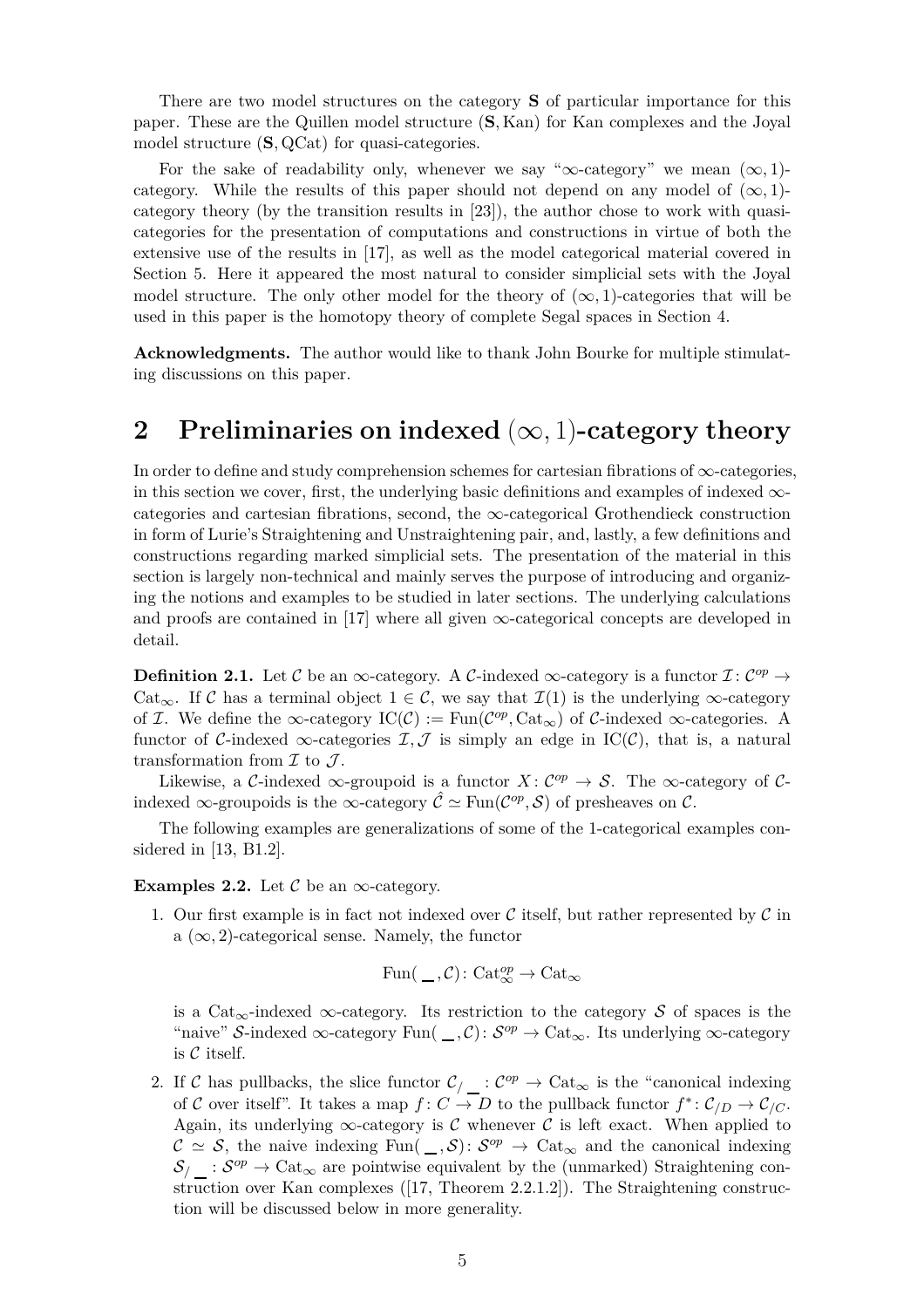There are two model structures on the category $\mathbf{S}$ of particular importance for this paper. These are the Quillen model structure $(\mathbf{S}, \mathrm{Kan})$ for Kan complexes and the Joyal model structure $(\mathbf{S}, \mathrm{QCat})$ for quasi-categories.

For the sake of readability only, whenever we say "$\infty$-category" we mean $(\infty,1)$-category. While the results of this paper should not depend on any model of $(\infty,1)$-category theory (by the transition results in [23]), the author chose to work with quasi-categories for the presentation of computations and constructions in virtue of both the extensive use of the results in [17], as well as the model categorical material covered in Section 5. Here it appeared the most natural to consider simplicial sets with the Joyal model structure. The only other model for the theory of $(\infty,1)$-categories that will be used in this paper is the homotopy theory of complete Segal spaces in Section 4.

**Acknowledgments.** The author would like to thank John Bourke for multiple stimulating discussions on this paper.

## 2 Preliminaries on indexed $(\infty,1)$-category theory

In order to define and study comprehension schemes for cartesian fibrations of $\infty$-categories, in this section we cover, first, the underlying basic definitions and examples of indexed $\infty$-categories and cartesian fibrations, second, the $\infty$-categorical Grothendieck construction in form of Lurie's Straightening and Unstraightening pair, and, lastly, a few definitions and constructions regarding marked simplicial sets. The presentation of the material in this section is largely non-technical and mainly serves the purpose of introducing and organizing the notions and examples to be studied in later sections. The underlying calculations and proofs are contained in [17] where all given $\infty$-categorical concepts are developed in detail.

**Definition 2.1.** Let $\mathcal{C}$ be an $\infty$-category. A $\mathcal{C}$-indexed $\infty$-category is a functor $\mathcal{I}\colon \mathcal{C}^{op} \to \mathrm{Cat}_\infty$. If $\mathcal{C}$ has a terminal object $1 \in \mathcal{C}$, we say that $\mathcal{I}(1)$ is the underlying $\infty$-category of $\mathcal{I}$. We define the $\infty$-category $\mathrm{IC}(\mathcal{C}) := \mathrm{Fun}(\mathcal{C}^{op}, \mathrm{Cat}_\infty)$ of $\mathcal{C}$-indexed $\infty$-categories. A functor of $\mathcal{C}$-indexed $\infty$-categories $\mathcal{I}, \mathcal{J}$ is simply an edge in $\mathrm{IC}(\mathcal{C})$, that is, a natural transformation from $\mathcal{I}$ to $\mathcal{J}$.

Likewise, a $\mathcal{C}$-indexed $\infty$-groupoid is a functor $X\colon \mathcal{C}^{op} \to \mathcal{S}$. The $\infty$-category of $\mathcal{C}$-indexed $\infty$-groupoids is the $\infty$-category $\hat{\mathcal{C}} \simeq \mathrm{Fun}(\mathcal{C}^{op}, \mathcal{S})$ of presheaves on $\mathcal{C}$.

The following examples are generalizations of some of the 1-categorical examples considered in [13, B1.2].

**Examples 2.2.** Let $\mathcal{C}$ be an $\infty$-category.

1. Our first example is in fact not indexed over $\mathcal{C}$ itself, but rather represented by $\mathcal{C}$ in a $(\infty,2)$-categorical sense. Namely, the functor

$$\mathrm{Fun}(\_\,,\mathcal{C})\colon \mathrm{Cat}_\infty^{op} \to \mathrm{Cat}_\infty$$

is a $\mathrm{Cat}_\infty$-indexed $\infty$-category. Its restriction to the category $\mathcal{S}$ of spaces is the "naive" $\mathcal{S}$-indexed $\infty$-category $\mathrm{Fun}(\_\,,\mathcal{C})\colon \mathcal{S}^{op} \to \mathrm{Cat}_\infty$. Its underlying $\infty$-category is $\mathcal{C}$ itself.

2. If $\mathcal{C}$ has pullbacks, the slice functor $\mathcal{C}_{/\_}\colon \mathcal{C}^{op} \to \mathrm{Cat}_\infty$ is the "canonical indexing of $\mathcal{C}$ over itself". It takes a map $f\colon C \to D$ to the pullback functor $f^*\colon \mathcal{C}_{/D} \to \mathcal{C}_{/C}$. Again, its underlying $\infty$-category is $\mathcal{C}$ whenever $\mathcal{C}$ is left exact. When applied to $\mathcal{C} \simeq \mathcal{S}$, the naive indexing $\mathrm{Fun}(\_\,,\mathcal{S})\colon \mathcal{S}^{op} \to \mathrm{Cat}_\infty$ and the canonical indexing $\mathcal{S}_{/\_}\colon \mathcal{S}^{op} \to \mathrm{Cat}_\infty$ are pointwise equivalent by the (unmarked) Straightening construction over Kan complexes ([17, Theorem 2.2.1.2]). The Straightening construction will be discussed below in more generality.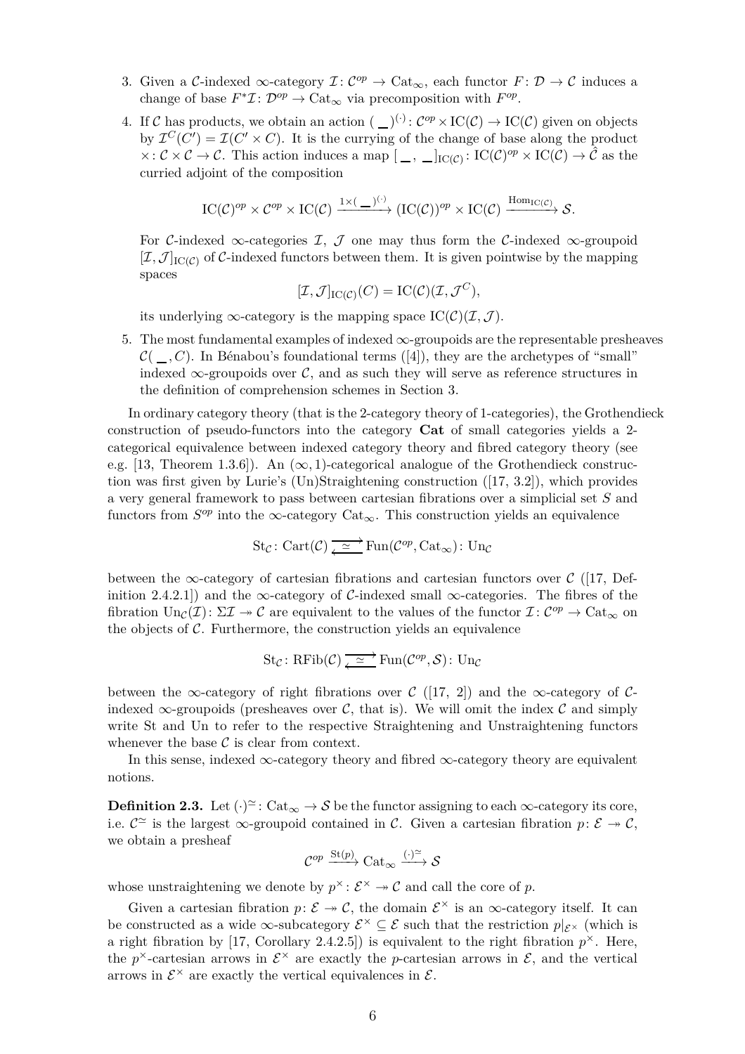3. Given a $\mathcal{C}$-indexed $\infty$-category $\mathcal{I}\colon \mathcal{C}^{op} \to \mathrm{Cat}_\infty$, each functor $F\colon \mathcal{D} \to \mathcal{C}$ induces a change of base $F^*\mathcal{I}\colon \mathcal{D}^{op} \to \mathrm{Cat}_\infty$ via precomposition with $F^{op}$.
4. If $\mathcal{C}$ has products, we obtain an action $(\_)^{(\cdot)}\colon \mathcal{C}^{op} \times \mathrm{IC}(\mathcal{C}) \to \mathrm{IC}(\mathcal{C})$ given on objects by $\mathcal{I}^C(C') = \mathcal{I}(C' \times C)$. It is the currying of the change of base along the product $\times\colon \mathcal{C} \times \mathcal{C} \to \mathcal{C}$. This action induces a map $[\_,\ \_]_{\mathrm{IC}(\mathcal{C})}\colon \mathrm{IC}(\mathcal{C})^{op} \times \mathrm{IC}(\mathcal{C}) \to \hat{\mathcal{C}}$ as the curried adjoint of the composition

$$\mathrm{IC}(\mathcal{C})^{op} \times \mathcal{C}^{op} \times \mathrm{IC}(\mathcal{C}) \xrightarrow{1\times(\_)^{(\cdot)}} (\mathrm{IC}(\mathcal{C}))^{op} \times \mathrm{IC}(\mathcal{C}) \xrightarrow{\mathrm{Hom}_{\mathrm{IC}(\mathcal{C})}} \mathcal{S}.$$

   For $\mathcal{C}$-indexed $\infty$-categories $\mathcal{I}$, $\mathcal{J}$ one may thus form the $\mathcal{C}$-indexed $\infty$-groupoid $[\mathcal{I},\mathcal{J}]_{\mathrm{IC}(\mathcal{C})}$ of $\mathcal{C}$-indexed functors between them. It is given pointwise by the mapping spaces

$$[\mathcal{I},\mathcal{J}]_{\mathrm{IC}(\mathcal{C})}(C) = \mathrm{IC}(\mathcal{C})(\mathcal{I},\mathcal{J}^C),$$

   its underlying $\infty$-category is the mapping space $\mathrm{IC}(\mathcal{C})(\mathcal{I},\mathcal{J})$.
5. The most fundamental examples of indexed $\infty$-groupoids are the representable presheaves $\mathcal{C}(\_, C)$. In Bénabou's foundational terms ([4]), they are the archetypes of "small" indexed $\infty$-groupoids over $\mathcal{C}$, and as such they will serve as reference structures in the definition of comprehension schemes in Section 3.

In ordinary category theory (that is the 2-category theory of 1-categories), the Grothendieck construction of pseudo-functors into the category **Cat** of small categories yields a 2-categorical equivalence between indexed category theory and fibred category theory (see e.g. [13, Theorem 1.3.6]). An $(\infty,1)$-categorical analogue of the Grothendieck construction was first given by Lurie's (Un)Straightening construction ([17, 3.2]), which provides a very general framework to pass between cartesian fibrations over a simplicial set $S$ and functors from $S^{op}$ into the $\infty$-category $\mathrm{Cat}_\infty$. This construction yields an equivalence

$$\mathrm{St}_{\mathcal{C}}\colon \mathrm{Cart}(\mathcal{C}) \underset{\simeq}{\rightleftarrows} \mathrm{Fun}(\mathcal{C}^{op},\mathrm{Cat}_\infty)\colon \mathrm{Un}_{\mathcal{C}}$$

between the $\infty$-category of cartesian fibrations and cartesian functors over $\mathcal{C}$ ([17, Definition 2.4.2.1]) and the $\infty$-category of $\mathcal{C}$-indexed small $\infty$-categories. The fibres of the fibration $\mathrm{Un}_{\mathcal{C}}(\mathcal{I})\colon \Sigma\mathcal{I} \twoheadrightarrow \mathcal{C}$ are equivalent to the values of the functor $\mathcal{I}\colon \mathcal{C}^{op} \to \mathrm{Cat}_\infty$ on the objects of $\mathcal{C}$. Furthermore, the construction yields an equivalence

$$\mathrm{St}_{\mathcal{C}}\colon \mathrm{RFib}(\mathcal{C}) \underset{\simeq}{\rightleftarrows} \mathrm{Fun}(\mathcal{C}^{op},\mathcal{S})\colon \mathrm{Un}_{\mathcal{C}}$$

between the $\infty$-category of right fibrations over $\mathcal{C}$ ([17, 2]) and the $\infty$-category of $\mathcal{C}$-indexed $\infty$-groupoids (presheaves over $\mathcal{C}$, that is). We will omit the index $\mathcal{C}$ and simply write St and Un to refer to the respective Straightening and Unstraightening functors whenever the base $\mathcal{C}$ is clear from context.

In this sense, indexed $\infty$-category theory and fibred $\infty$-category theory are equivalent notions.

**Definition 2.3.** Let $(\cdot)^{\simeq}\colon \mathrm{Cat}_\infty \to \mathcal{S}$ be the functor assigning to each $\infty$-category its core, i.e. $\mathcal{C}^{\simeq}$ is the largest $\infty$-groupoid contained in $\mathcal{C}$. Given a cartesian fibration $p\colon \mathcal{E} \twoheadrightarrow \mathcal{C}$, we obtain a presheaf

$$\mathcal{C}^{op} \xrightarrow{\mathrm{St}(p)} \mathrm{Cat}_\infty \xrightarrow{(\cdot)^{\simeq}} \mathcal{S}$$

whose unstraightening we denote by $p^{\times}\colon \mathcal{E}^{\times} \twoheadrightarrow \mathcal{C}$ and call the core of $p$.

Given a cartesian fibration $p\colon \mathcal{E} \twoheadrightarrow \mathcal{C}$, the domain $\mathcal{E}^{\times}$ is an $\infty$-category itself. It can be constructed as a wide $\infty$-subcategory $\mathcal{E}^{\times} \subseteq \mathcal{E}$ such that the restriction $p|_{\mathcal{E}^{\times}}$ (which is a right fibration by [17, Corollary 2.4.2.5]) is equivalent to the right fibration $p^{\times}$. Here, the $p^{\times}$-cartesian arrows in $\mathcal{E}^{\times}$ are exactly the $p$-cartesian arrows in $\mathcal{E}$, and the vertical arrows in $\mathcal{E}^{\times}$ are exactly the vertical equivalences in $\mathcal{E}$.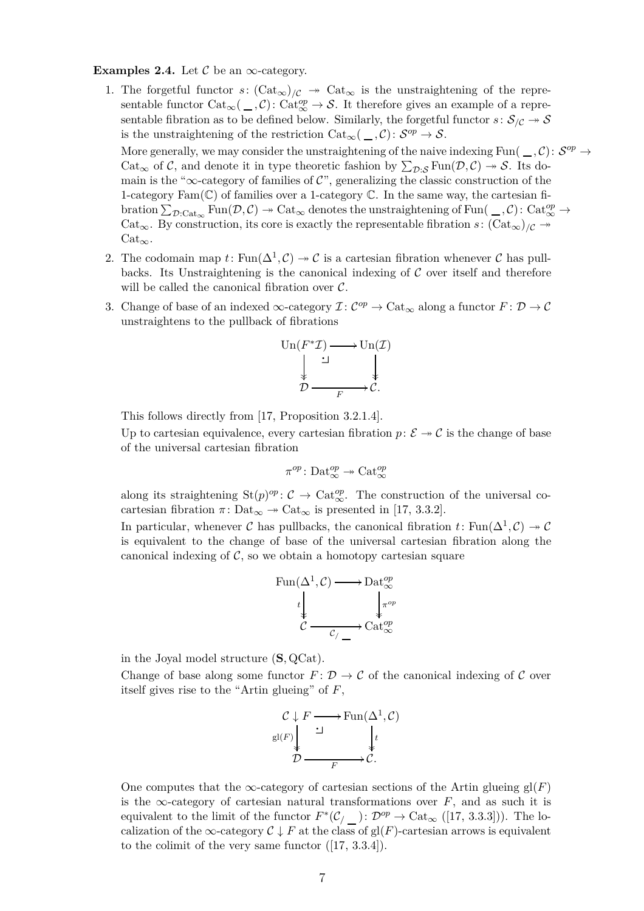**Examples 2.4.** Let $\mathcal{C}$ be an $\infty$-category.

1. The forgetful functor $s\colon (\mathrm{Cat}_\infty)_{/\mathcal{C}} \twoheadrightarrow \mathrm{Cat}_\infty$ is the unstraightening of the representable functor $\mathrm{Cat}_\infty(\_\_,\mathcal{C})\colon \mathrm{Cat}_\infty^{op} \to \mathcal{S}$. It therefore gives an example of a representable fibration as to be defined below. Similarly, the forgetful functor $s\colon \mathcal{S}_{/\mathcal{C}} \twoheadrightarrow \mathcal{S}$ is the unstraightening of the restriction $\mathrm{Cat}_\infty(\_\_,\mathcal{C})\colon \mathcal{S}^{op} \to \mathcal{S}$.

   More generally, we may consider the unstraightening of the naive indexing $\mathrm{Fun}(\_\_,\mathcal{C})\colon \mathcal{S}^{op} \to \mathrm{Cat}_\infty$ of $\mathcal{C}$, and denote it in type theoretic fashion by $\sum_{\mathcal{D}:\mathcal{S}} \mathrm{Fun}(\mathcal{D},\mathcal{C}) \twoheadrightarrow \mathcal{S}$. Its domain is the "$\infty$-category of families of $\mathcal{C}$", generalizing the classic construction of the 1-category $\mathrm{Fam}(\mathbb{C})$ of families over a 1-category $\mathbb{C}$. In the same way, the cartesian fibration $\sum_{\mathcal{D}:\mathrm{Cat}_\infty} \mathrm{Fun}(\mathcal{D},\mathcal{C}) \twoheadrightarrow \mathrm{Cat}_\infty$ denotes the unstraightening of $\mathrm{Fun}(\_\_,\mathcal{C})\colon \mathrm{Cat}_\infty^{op} \to \mathrm{Cat}_\infty$. By construction, its core is exactly the representable fibration $s\colon (\mathrm{Cat}_\infty)_{/\mathcal{C}} \twoheadrightarrow \mathrm{Cat}_\infty$.

2. The codomain map $t\colon \mathrm{Fun}(\Delta^1,\mathcal{C}) \twoheadrightarrow \mathcal{C}$ is a cartesian fibration whenever $\mathcal{C}$ has pullbacks. Its Unstraightening is the canonical indexing of $\mathcal{C}$ over itself and therefore will be called the canonical fibration over $\mathcal{C}$.

3. Change of base of an indexed $\infty$-category $\mathcal{I}\colon \mathcal{C}^{op} \to \mathrm{Cat}_\infty$ along a functor $F\colon \mathcal{D} \to \mathcal{C}$ unstraightens to the pullback of fibrations

$$\begin{array}{ccc} \mathrm{Un}(F^*\mathcal{I}) & \longrightarrow & \mathrm{Un}(\mathcal{I}) \\ \downarrow & \lrcorner & \downarrow \\ \mathcal{D} & \xrightarrow{F} & \mathcal{C}. \end{array}$$

   This follows directly from [17, Proposition 3.2.1.4].

   Up to cartesian equivalence, every cartesian fibration $p\colon \mathcal{E} \twoheadrightarrow \mathcal{C}$ is the change of base of the universal cartesian fibration

$$\pi^{op}\colon \mathrm{Dat}_\infty^{op} \twoheadrightarrow \mathrm{Cat}_\infty^{op}$$

   along its straightening $\mathrm{St}(p)^{op}\colon \mathcal{C} \to \mathrm{Cat}_\infty^{op}$. The construction of the universal cocartesian fibration $\pi\colon \mathrm{Dat}_\infty \twoheadrightarrow \mathrm{Cat}_\infty$ is presented in [17, 3.3.2].

   In particular, whenever $\mathcal{C}$ has pullbacks, the canonical fibration $t\colon \mathrm{Fun}(\Delta^1,\mathcal{C}) \twoheadrightarrow \mathcal{C}$ is equivalent to the change of base of the universal cartesian fibration along the canonical indexing of $\mathcal{C}$, so we obtain a homotopy cartesian square

$$\begin{array}{ccc} \mathrm{Fun}(\Delta^1,\mathcal{C}) & \longrightarrow & \mathrm{Dat}_\infty^{op} \\ {\scriptstyle t}\downarrow & & \downarrow{\scriptstyle \pi^{op}} \\ \mathcal{C} & \xrightarrow{\mathcal{C}_{/\_\_}} & \mathrm{Cat}_\infty^{op} \end{array}$$

   in the Joyal model structure $(\mathbf{S}, \mathrm{QCat})$.

   Change of base along some functor $F\colon \mathcal{D} \to \mathcal{C}$ of the canonical indexing of $\mathcal{C}$ over itself gives rise to the "Artin glueing" of $F$,

$$\begin{array}{ccc} \mathcal{C} \downarrow F & \longrightarrow & \mathrm{Fun}(\Delta^1,\mathcal{C}) \\ {\scriptstyle \mathrm{gl}(F)}\downarrow & \lrcorner & \downarrow{\scriptstyle t} \\ \mathcal{D} & \xrightarrow{F} & \mathcal{C}. \end{array}$$

   One computes that the $\infty$-category of cartesian sections of the Artin glueing $\mathrm{gl}(F)$ is the $\infty$-category of cartesian natural transformations over $F$, and as such it is equivalent to the limit of the functor $F^*(\mathcal{C}_{/\_\_})\colon \mathcal{D}^{op} \to \mathrm{Cat}_\infty$ ([17, 3.3.3])). The localization of the $\infty$-category $\mathcal{C} \downarrow F$ at the class of $\mathrm{gl}(F)$-cartesian arrows is equivalent to the colimit of the very same functor ([17, 3.3.4]).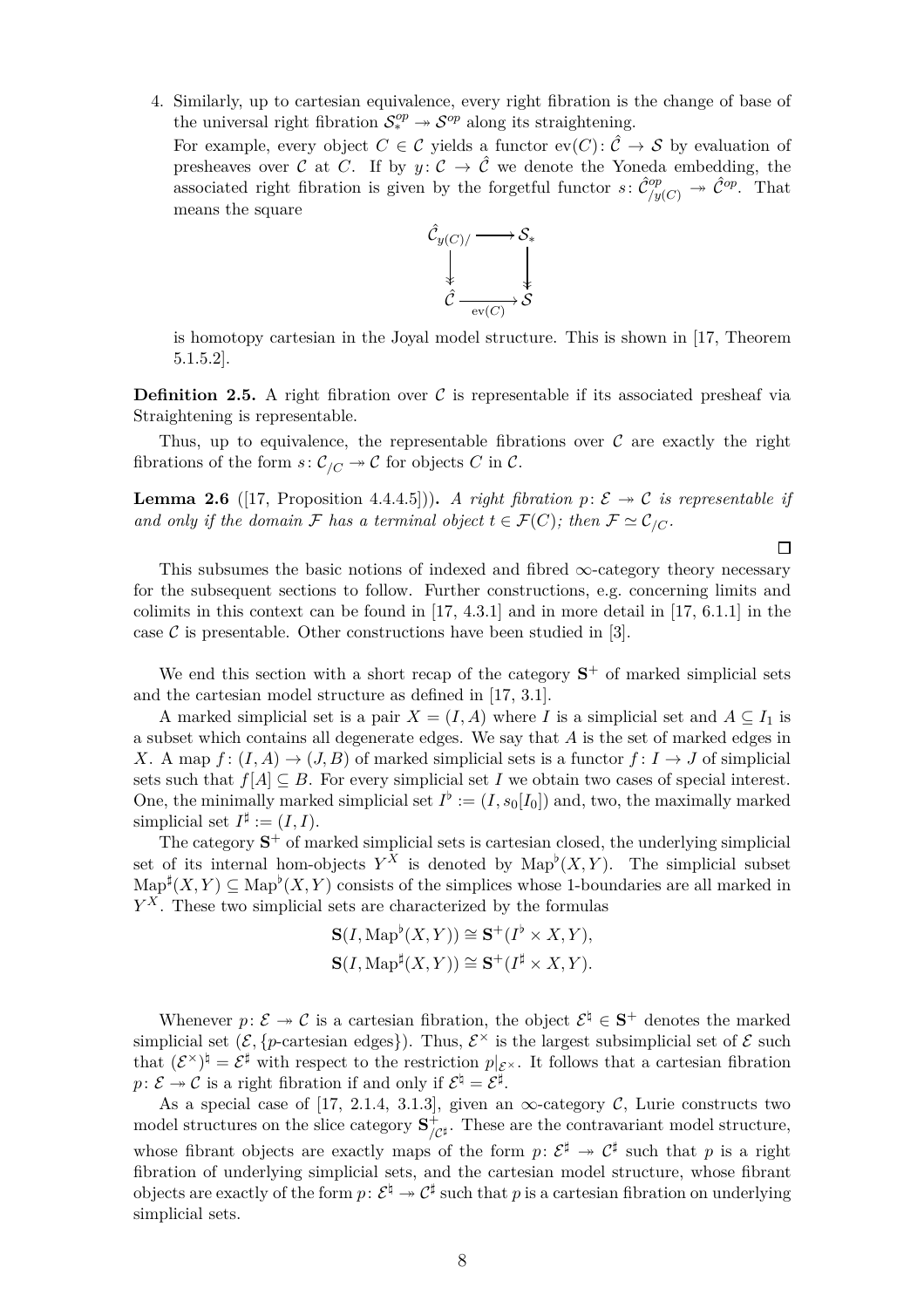4. Similarly, up to cartesian equivalence, every right fibration is the change of base of the universal right fibration $\mathcal{S}_*^{op} \twoheadrightarrow \mathcal{S}^{op}$ along its straightening.

   For example, every object $C \in \mathcal{C}$ yields a functor $\mathrm{ev}(C)\colon \hat{\mathcal{C}} \to \mathcal{S}$ by evaluation of presheaves over $\mathcal{C}$ at $C$. If by $y\colon \mathcal{C} \to \hat{\mathcal{C}}$ we denote the Yoneda embedding, the associated right fibration is given by the forgetful functor $s\colon \hat{\mathcal{C}}^{op}_{/y(C)} \twoheadrightarrow \hat{\mathcal{C}}^{op}$. That means the square

$$\begin{array}{ccc} \hat{\mathcal{C}}_{y(C)/} & \longrightarrow & \mathcal{S}_* \\ \downarrow & & \downarrow \\ \hat{\mathcal{C}} & \xrightarrow[\mathrm{ev}(C)]{} & \mathcal{S} \end{array}$$

   is homotopy cartesian in the Joyal model structure. This is shown in [17, Theorem 5.1.5.2].

**Definition 2.5.** A right fibration over $\mathcal{C}$ is representable if its associated presheaf via Straightening is representable.

Thus, up to equivalence, the representable fibrations over $\mathcal{C}$ are exactly the right fibrations of the form $s\colon \mathcal{C}_{/C} \twoheadrightarrow \mathcal{C}$ for objects $C$ in $\mathcal{C}$.

**Lemma 2.6** ([17, Proposition 4.4.4.5])**.** *A right fibration $p\colon \mathcal{E} \twoheadrightarrow \mathcal{C}$ is representable if and only if the domain $\mathcal{F}$ has a terminal object $t \in \mathcal{F}(C)$; then $\mathcal{F} \simeq \mathcal{C}_{/C}$.*

□

This subsumes the basic notions of indexed and fibred $\infty$-category theory necessary for the subsequent sections to follow. Further constructions, e.g. concerning limits and colimits in this context can be found in [17, 4.3.1] and in more detail in [17, 6.1.1] in the case $\mathcal{C}$ is presentable. Other constructions have been studied in [3].

We end this section with a short recap of the category $\mathbf{S}^+$ of marked simplicial sets and the cartesian model structure as defined in [17, 3.1].

A marked simplicial set is a pair $X = (I, A)$ where $I$ is a simplicial set and $A \subseteq I_1$ is a subset which contains all degenerate edges. We say that $A$ is the set of marked edges in $X$. A map $f\colon (I, A) \to (J, B)$ of marked simplicial sets is a functor $f\colon I \to J$ of simplicial sets such that $f[A] \subseteq B$. For every simplicial set $I$ we obtain two cases of special interest. One, the minimally marked simplicial set $I^\flat := (I, s_0[I_0])$ and, two, the maximally marked simplicial set $I^\sharp := (I, I)$.

The category $\mathbf{S}^+$ of marked simplicial sets is cartesian closed, the underlying simplicial set of its internal hom-objects $Y^X$ is denoted by $\mathrm{Map}^\flat(X, Y)$. The simplicial subset $\mathrm{Map}^\sharp(X, Y) \subseteq \mathrm{Map}^\flat(X, Y)$ consists of the simplices whose 1-boundaries are all marked in $Y^X$. These two simplicial sets are characterized by the formulas

$$\mathbf{S}(I, \mathrm{Map}^\flat(X, Y)) \cong \mathbf{S}^+(I^\flat \times X, Y),$$
$$\mathbf{S}(I, \mathrm{Map}^\sharp(X, Y)) \cong \mathbf{S}^+(I^\sharp \times X, Y).$$

Whenever $p\colon \mathcal{E} \twoheadrightarrow \mathcal{C}$ is a cartesian fibration, the object $\mathcal{E}^\natural \in \mathbf{S}^+$ denotes the marked simplicial set $(\mathcal{E}, \{p\text{-cartesian edges}\})$. Thus, $\mathcal{E}^\times$ is the largest subsimplicial set of $\mathcal{E}$ such that $(\mathcal{E}^\times)^\natural = \mathcal{E}^\sharp$ with respect to the restriction $p|_{\mathcal{E}^\times}$. It follows that a cartesian fibration $p\colon \mathcal{E} \twoheadrightarrow \mathcal{C}$ is a right fibration if and only if $\mathcal{E}^\natural = \mathcal{E}^\sharp$.

As a special case of [17, 2.1.4, 3.1.3], given an $\infty$-category $\mathcal{C}$, Lurie constructs two model structures on the slice category $\mathbf{S}^+_{/\mathcal{C}^\sharp}$. These are the contravariant model structure, whose fibrant objects are exactly maps of the form $p\colon \mathcal{E}^\sharp \twoheadrightarrow \mathcal{C}^\sharp$ such that $p$ is a right fibration of underlying simplicial sets, and the cartesian model structure, whose fibrant objects are exactly of the form $p\colon \mathcal{E}^\natural \twoheadrightarrow \mathcal{C}^\sharp$ such that $p$ is a cartesian fibration on underlying simplicial sets.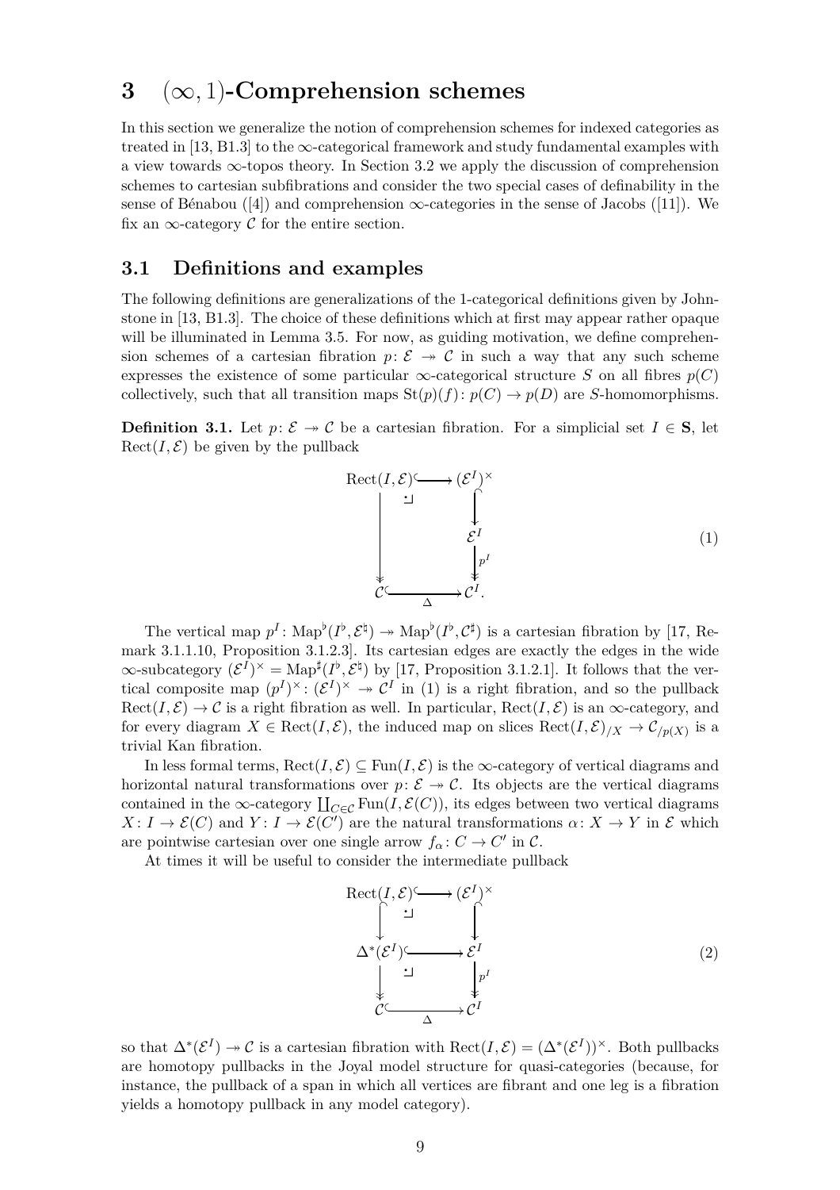# 3 $(\infty, 1)$-Comprehension schemes

In this section we generalize the notion of comprehension schemes for indexed categories as treated in [13, B1.3] to the $\infty$-categorical framework and study fundamental examples with a view towards $\infty$-topos theory. In Section 3.2 we apply the discussion of comprehension schemes to cartesian subfibrations and consider the two special cases of definability in the sense of Bénabou ([4]) and comprehension $\infty$-categories in the sense of Jacobs ([11]). We fix an $\infty$-category $\mathcal{C}$ for the entire section.

## 3.1 Definitions and examples

The following definitions are generalizations of the 1-categorical definitions given by Johnstone in [13, B1.3]. The choice of these definitions which at first may appear rather opaque will be illuminated in Lemma 3.5. For now, as guiding motivation, we define comprehension schemes of a cartesian fibration $p\colon \mathcal{E} \twoheadrightarrow \mathcal{C}$ in such a way that any such scheme expresses the existence of some particular $\infty$-categorical structure $S$ on all fibres $p(C)$ collectively, such that all transition maps $\mathrm{St}(p)(f)\colon p(C) \to p(D)$ are $S$-homomorphisms.

**Definition 3.1.** Let $p\colon \mathcal{E} \twoheadrightarrow \mathcal{C}$ be a cartesian fibration. For a simplicial set $I \in \mathbf{S}$, let $\mathrm{Rect}(I, \mathcal{E})$ be given by the pullback

$$\begin{array}{ccc}
\mathrm{Rect}(I,\mathcal{E}) & \hookrightarrow & (\mathcal{E}^I)^{\times} \\
\Big\downarrow & \lrcorner & \Big\downarrow \\
 & & \mathcal{E}^I \\
 & & \Big\downarrow {\scriptstyle p^I} \\
\mathcal{C} & \xrightarrow[\Delta]{} & \mathcal{C}^I.
\end{array} \tag{1}$$

The vertical map $p^I\colon \mathrm{Map}^\flat(I^\flat, \mathcal{E}^\natural) \twoheadrightarrow \mathrm{Map}^\flat(I^\flat, \mathcal{C}^\sharp)$ is a cartesian fibration by [17, Remark 3.1.1.10, Proposition 3.1.2.3]. Its cartesian edges are exactly the edges in the wide $\infty$-subcategory $(\mathcal{E}^I)^\times = \mathrm{Map}^\sharp(I^\flat, \mathcal{E}^\natural)$ by [17, Proposition 3.1.2.1]. It follows that the vertical composite map $(p^I)^\times\colon (\mathcal{E}^I)^\times \twoheadrightarrow \mathcal{C}^I$ in (1) is a right fibration, and so the pullback $\mathrm{Rect}(I, \mathcal{E}) \to \mathcal{C}$ is a right fibration as well. In particular, $\mathrm{Rect}(I, \mathcal{E})$ is an $\infty$-category, and for every diagram $X \in \mathrm{Rect}(I, \mathcal{E})$, the induced map on slices $\mathrm{Rect}(I, \mathcal{E})_{/X} \to \mathcal{C}_{/p(X)}$ is a trivial Kan fibration.

In less formal terms, $\mathrm{Rect}(I, \mathcal{E}) \subseteq \mathrm{Fun}(I, \mathcal{E})$ is the $\infty$-category of vertical diagrams and horizontal natural transformations over $p\colon \mathcal{E} \twoheadrightarrow \mathcal{C}$. Its objects are the vertical diagrams contained in the $\infty$-category $\coprod_{C\in\mathcal{C}} \mathrm{Fun}(I, \mathcal{E}(C))$, its edges between two vertical diagrams $X\colon I \to \mathcal{E}(C)$ and $Y\colon I \to \mathcal{E}(C')$ are the natural transformations $\alpha\colon X \to Y$ in $\mathcal{E}$ which are pointwise cartesian over one single arrow $f_\alpha\colon C \to C'$ in $\mathcal{C}$.

At times it will be useful to consider the intermediate pullback

$$\begin{array}{ccc}
\mathrm{Rect}(I,\mathcal{E}) & \hookrightarrow & (\mathcal{E}^I)^{\times} \\
\Big\downarrow & \lrcorner & \Big\downarrow \\
\Delta^*(\mathcal{E}^I) & \hookrightarrow & \mathcal{E}^I \\
\Big\downarrow & \lrcorner & \Big\downarrow {\scriptstyle p^I} \\
\mathcal{C} & \xrightarrow[\Delta]{} & \mathcal{C}^I
\end{array} \tag{2}$$

so that $\Delta^*(\mathcal{E}^I) \twoheadrightarrow \mathcal{C}$ is a cartesian fibration with $\mathrm{Rect}(I, \mathcal{E}) = (\Delta^*(\mathcal{E}^I))^\times$. Both pullbacks are homotopy pullbacks in the Joyal model structure for quasi-categories (because, for instance, the pullback of a span in which all vertices are fibrant and one leg is a fibration yields a homotopy pullback in any model category).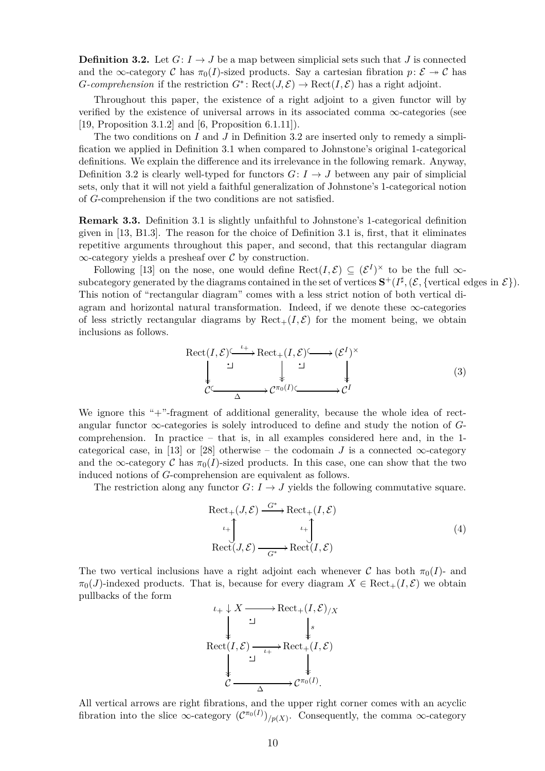**Definition 3.2.** Let $G\colon I \to J$ be a map between simplicial sets such that $J$ is connected and the $\infty$-category $\mathcal{C}$ has $\pi_0(I)$-sized products. Say a cartesian fibration $p\colon \mathcal{E} \twoheadrightarrow \mathcal{C}$ has *$G$-comprehension* if the restriction $G^*\colon \mathrm{Rect}(J,\mathcal{E}) \to \mathrm{Rect}(I,\mathcal{E})$ has a right adjoint.

Throughout this paper, the existence of a right adjoint to a given functor will by verified by the existence of universal arrows in its associated comma $\infty$-categories (see [19, Proposition 3.1.2] and [6, Proposition 6.1.11]).

The two conditions on $I$ and $J$ in Definition 3.2 are inserted only to remedy a simplification we applied in Definition 3.1 when compared to Johnstone's original 1-categorical definitions. We explain the difference and its irrelevance in the following remark. Anyway, Definition 3.2 is clearly well-typed for functors $G\colon I \to J$ between any pair of simplicial sets, only that it will not yield a faithful generalization of Johnstone's 1-categorical notion of $G$-comprehension if the two conditions are not satisfied.

**Remark 3.3.** Definition 3.1 is slightly unfaithful to Johnstone's 1-categorical definition given in [13, B1.3]. The reason for the choice of Definition 3.1 is, first, that it eliminates repetitive arguments throughout this paper, and second, that this rectangular diagram $\infty$-category yields a presheaf over $\mathcal{C}$ by construction.

Following [13] on the nose, one would define $\mathrm{Rect}(I,\mathcal{E}) \subseteq (\mathcal{E}^I)^\times$ to be the full $\infty$-subcategory generated by the diagrams contained in the set of vertices $\mathbf{S}^+(I^\sharp,(\mathcal{E},\{\text{vertical edges in }\mathcal{E}\}))$. This notion of "rectangular diagram" comes with a less strict notion of both vertical diagram and horizontal natural transformation. Indeed, if we denote these $\infty$-categories of less strictly rectangular diagrams by $\mathrm{Rect}_+(I,\mathcal{E})$ for the moment being, we obtain inclusions as follows.

$$\begin{array}{ccccc}
\mathrm{Rect}(I,\mathcal{E}) & \xhookrightarrow{\iota_+} & \mathrm{Rect}_+(I,\mathcal{E}) & \hookrightarrow & (\mathcal{E}^I)^\times \\
\downarrow & \lrcorner & \downarrow & \lrcorner & \downarrow \\
\mathcal{C} & \xhookrightarrow[\Delta]{} & \mathcal{C}^{\pi_0(I)} & \hookrightarrow & \mathcal{C}^I
\end{array} \tag{3}$$

We ignore this "+"-fragment of additional generality, because the whole idea of rectangular functor $\infty$-categories is solely introduced to define and study the notion of $G$-comprehension. In practice – that is, in all examples considered here and, in the 1-categorical case, in [13] or [28] otherwise – the codomain $J$ is a connected $\infty$-category and the $\infty$-category $\mathcal{C}$ has $\pi_0(I)$-sized products. In this case, one can show that the two induced notions of $G$-comprehension are equivalent as follows.

The restriction along any functor $G\colon I \to J$ yields the following commutative square.

$$\begin{array}{ccc}
\mathrm{Rect}_+(J,\mathcal{E}) & \xrightarrow{G^*} & \mathrm{Rect}_+(I,\mathcal{E}) \\
{\scriptstyle\iota_+}\uparrow & & \uparrow{\scriptstyle\iota_+} \\
\mathrm{Rect}(J,\mathcal{E}) & \xrightarrow[G^*]{} & \mathrm{Rect}(I,\mathcal{E})
\end{array} \tag{4}$$

The two vertical inclusions have a right adjoint each whenever $\mathcal{C}$ has both $\pi_0(I)$- and $\pi_0(J)$-indexed products. That is, because for every diagram $X \in \mathrm{Rect}_+(I,\mathcal{E})$ we obtain pullbacks of the form

$$\begin{array}{ccc}
\iota_+ \downarrow X & \longrightarrow & \mathrm{Rect}_+(I,\mathcal{E})_{/X} \\
\downarrow & \lrcorner & \downarrow{\scriptstyle s} \\
\mathrm{Rect}(I,\mathcal{E}) & \xrightarrow[\iota_+]{} & \mathrm{Rect}_+(I,\mathcal{E}) \\
\downarrow & \lrcorner & \downarrow \\
\mathcal{C} & \xrightarrow[\Delta]{} & \mathcal{C}^{\pi_0(I)}.
\end{array}$$

All vertical arrows are right fibrations, and the upper right corner comes with an acyclic fibration into the slice $\infty$-category $(\mathcal{C}^{\pi_0(I)})_{/p(X)}$. Consequently, the comma $\infty$-category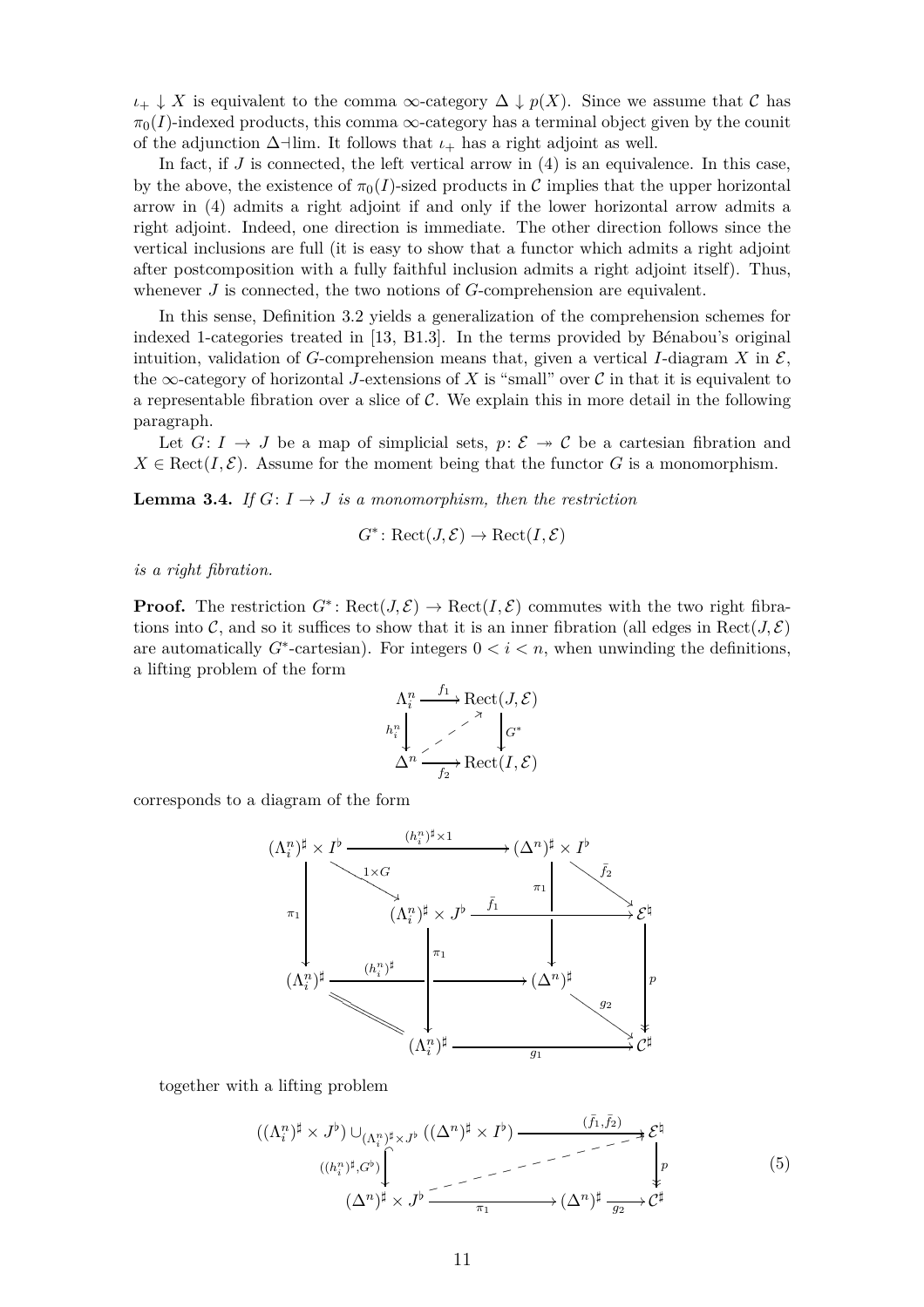$\iota_+ \downarrow X$ is equivalent to the comma $\infty$-category $\Delta \downarrow p(X)$. Since we assume that $\mathcal{C}$ has $\pi_0(I)$-indexed products, this comma $\infty$-category has a terminal object given by the counit of the adjunction $\Delta \dashv \lim$. It follows that $\iota_+$ has a right adjoint as well.

In fact, if $J$ is connected, the left vertical arrow in (4) is an equivalence. In this case, by the above, the existence of $\pi_0(I)$-sized products in $\mathcal{C}$ implies that the upper horizontal arrow in (4) admits a right adjoint if and only if the lower horizontal arrow admits a right adjoint. Indeed, one direction is immediate. The other direction follows since the vertical inclusions are full (it is easy to show that a functor which admits a right adjoint after postcomposition with a fully faithful inclusion admits a right adjoint itself). Thus, whenever $J$ is connected, the two notions of $G$-comprehension are equivalent.

In this sense, Definition 3.2 yields a generalization of the comprehension schemes for indexed 1-categories treated in [13, B1.3]. In the terms provided by Bénabou's original intuition, validation of $G$-comprehension means that, given a vertical $I$-diagram $X$ in $\mathcal{E}$, the $\infty$-category of horizontal $J$-extensions of $X$ is "small" over $\mathcal{C}$ in that it is equivalent to a representable fibration over a slice of $\mathcal{C}$. We explain this in more detail in the following paragraph.

Let $G\colon I \to J$ be a map of simplicial sets, $p\colon \mathcal{E} \twoheadrightarrow \mathcal{C}$ be a cartesian fibration and $X \in \mathrm{Rect}(I, \mathcal{E})$. Assume for the moment being that the functor $G$ is a monomorphism.

**Lemma 3.4.** *If $G\colon I \to J$ is a monomorphism, then the restriction*

$$G^*\colon \mathrm{Rect}(J, \mathcal{E}) \to \mathrm{Rect}(I, \mathcal{E})$$

*is a right fibration.*

**Proof.** The restriction $G^*\colon \mathrm{Rect}(J, \mathcal{E}) \to \mathrm{Rect}(I, \mathcal{E})$ commutes with the two right fibrations into $\mathcal{C}$, and so it suffices to show that it is an inner fibration (all edges in $\mathrm{Rect}(J, \mathcal{E})$ are automatically $G^*$-cartesian). For integers $0 < i < n$, when unwinding the definitions, a lifting problem of the form

$$\begin{array}{ccc} \Lambda^n_i & \xrightarrow{f_1} & \mathrm{Rect}(J, \mathcal{E}) \\ {\scriptstyle h^n_i}\downarrow & \nearrow & \downarrow{\scriptstyle G^*} \\ \Delta^n & \xrightarrow{f_2} & \mathrm{Rect}(I, \mathcal{E}) \end{array}$$

corresponds to a diagram of the form

$$\begin{array}{ccccc} (\Lambda^n_i)^\sharp \times I^\flat & \xrightarrow{(h^n_i)^\sharp \times 1} & (\Delta^n)^\sharp \times I^\flat & & \\ & \searrow{\scriptstyle 1\times G} & & \searrow{\scriptstyle \bar{f}_2} & \\ \downarrow{\scriptstyle \pi_1} & & (\Lambda^n_i)^\sharp \times J^\flat \xrightarrow{\bar{f}_1} & & \mathcal{E}^\natural \\ & & \downarrow{\scriptstyle \pi_1} \quad \downarrow{\scriptstyle \pi_1} & & \downarrow{\scriptstyle p} \\ (\Lambda^n_i)^\sharp & \xrightarrow{(h^n_i)^\sharp} & (\Delta^n)^\sharp & \xrightarrow{g_2} & \mathcal{C}^\sharp \\ & = & (\Lambda^n_i)^\sharp & \xrightarrow{g_1} & \mathcal{C}^\sharp \end{array}$$

together with a lifting problem

$$\begin{array}{ccc} ((\Lambda^n_i)^\sharp \times J^\flat) \cup_{(\Lambda^n_i)^\sharp \times J^\flat} ((\Delta^n)^\sharp \times I^\flat) & \xrightarrow{(\bar{f}_1, \bar{f}_2)} & \mathcal{E}^\natural \\ {\scriptstyle ((h^n_i)^\sharp, G^\flat)}\downarrow & \nearrow & \downarrow{\scriptstyle p} \\ (\Delta^n)^\sharp \times J^\flat & \xrightarrow{\pi_1} (\Delta^n)^\sharp \xrightarrow{g_2} & \mathcal{C}^\sharp \end{array} \tag{5}$$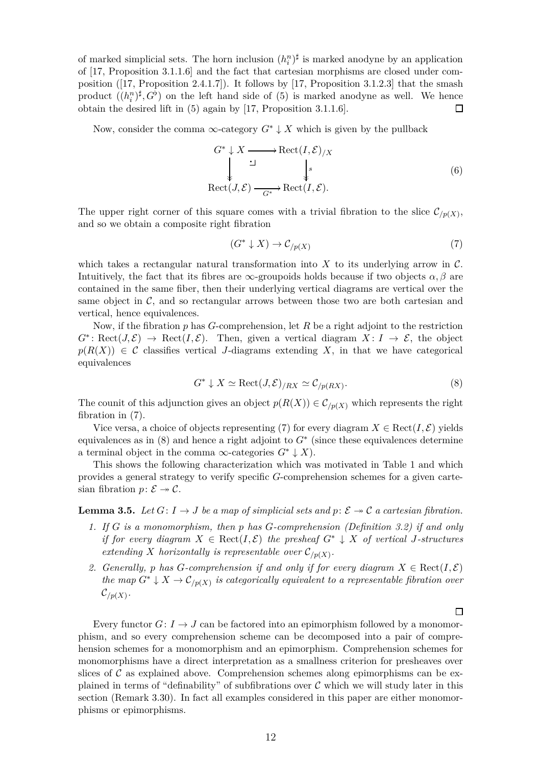of marked simplicial sets. The horn inclusion $(h_i^n)^\sharp$ is marked anodyne by an application of [17, Proposition 3.1.1.6] and the fact that cartesian morphisms are closed under composition ([17, Proposition 2.4.1.7]). It follows by [17, Proposition 3.1.2.3] that the smash product $((h_i^n)^\sharp, G^\flat)$ on the left hand side of (5) is marked anodyne as well. We hence obtain the desired lift in (5) again by [17, Proposition 3.1.1.6]. □

Now, consider the comma $\infty$-category $G^* \downarrow X$ which is given by the pullback

$$
\begin{array}{ccc}
G^* \downarrow X & \longrightarrow & \mathrm{Rect}(I, \mathcal{E})_{/X} \\
\big\downarrow & \lrcorner & \big\downarrow s \\
\mathrm{Rect}(J, \mathcal{E}) & \xrightarrow[G^*]{} & \mathrm{Rect}(I, \mathcal{E}).
\end{array}
\tag{6}
$$

The upper right corner of this square comes with a trivial fibration to the slice $\mathcal{C}_{/p(X)}$, and so we obtain a composite right fibration

$$
(G^* \downarrow X) \to \mathcal{C}_{/p(X)} \tag{7}
$$

which takes a rectangular natural transformation into $X$ to its underlying arrow in $\mathcal{C}$. Intuitively, the fact that its fibres are $\infty$-groupoids holds because if two objects $\alpha, \beta$ are contained in the same fiber, then their underlying vertical diagrams are vertical over the same object in $\mathcal{C}$, and so rectangular arrows between those two are both cartesian and vertical, hence equivalences.

Now, if the fibration $p$ has $G$-comprehension, let $R$ be a right adjoint to the restriction $G^* \colon \mathrm{Rect}(J, \mathcal{E}) \to \mathrm{Rect}(I, \mathcal{E})$. Then, given a vertical diagram $X \colon I \to \mathcal{E}$, the object $p(R(X)) \in \mathcal{C}$ classifies vertical $J$-diagrams extending $X$, in that we have categorical equivalences

$$
G^* \downarrow X \simeq \mathrm{Rect}(J, \mathcal{E})_{/RX} \simeq \mathcal{C}_{/p(RX)}. \tag{8}
$$

The counit of this adjunction gives an object $p(R(X)) \in \mathcal{C}_{/p(X)}$ which represents the right fibration in (7).

Vice versa, a choice of objects representing (7) for every diagram $X \in \mathrm{Rect}(I, \mathcal{E})$ yields equivalences as in (8) and hence a right adjoint to $G^*$ (since these equivalences determine a terminal object in the comma $\infty$-categories $G^* \downarrow X$).

This shows the following characterization which was motivated in Table 1 and which provides a general strategy to verify specific $G$-comprehension schemes for a given cartesian fibration $p \colon \mathcal{E} \twoheadrightarrow \mathcal{C}$.

**Lemma 3.5.** *Let $G \colon I \to J$ be a map of simplicial sets and $p \colon \mathcal{E} \twoheadrightarrow \mathcal{C}$ a cartesian fibration.*

1. *If $G$ is a monomorphism, then $p$ has $G$-comprehension (Definition 3.2) if and only if for every diagram $X \in \mathrm{Rect}(I, \mathcal{E})$ the presheaf $G^* \downarrow X$ of vertical $J$-structures extending $X$ horizontally is representable over $\mathcal{C}_{/p(X)}$.*
2. *Generally, $p$ has $G$-comprehension if and only if for every diagram $X \in \mathrm{Rect}(I, \mathcal{E})$ the map $G^* \downarrow X \to \mathcal{C}_{/p(X)}$ is categorically equivalent to a representable fibration over $\mathcal{C}_{/p(X)}$.*

□

Every functor $G \colon I \to J$ can be factored into an epimorphism followed by a monomorphism, and so every comprehension scheme can be decomposed into a pair of comprehension schemes for a monomorphism and an epimorphism. Comprehension schemes for monomorphisms have a direct interpretation as a smallness criterion for presheaves over slices of $\mathcal{C}$ as explained above. Comprehension schemes along epimorphisms can be explained in terms of "definability" of subfibrations over $\mathcal{C}$ which we will study later in this section (Remark 3.30). In fact all examples considered in this paper are either monomorphisms or epimorphisms.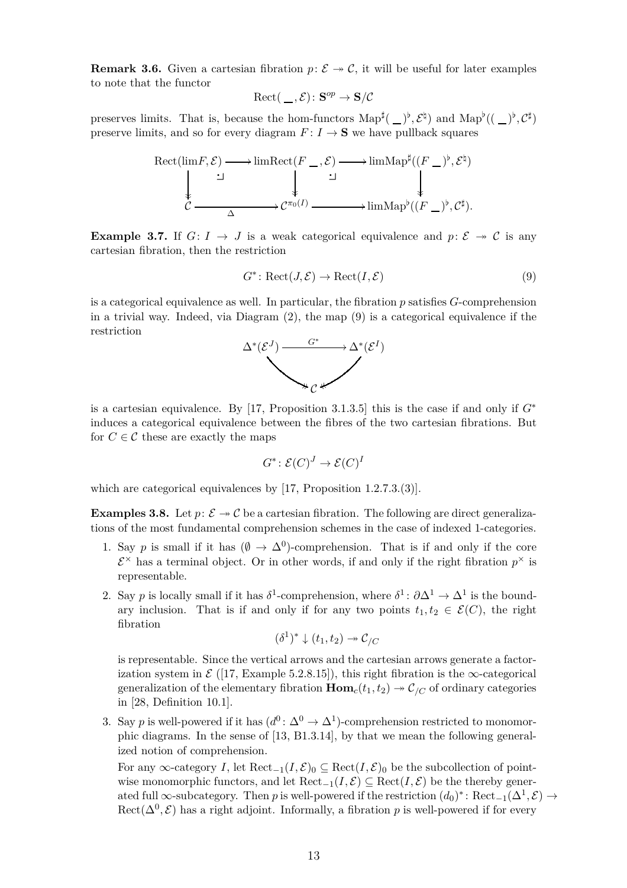**Remark 3.6.** Given a cartesian fibration $p\colon \mathcal{E} \twoheadrightarrow \mathcal{C}$, it will be useful for later examples to note that the functor

$$\mathrm{Rect}(\_\_, \mathcal{E})\colon \mathbf{S}^{op} \to \mathbf{S}/\mathcal{C}$$

preserves limits. That is, because the hom-functors $\mathrm{Map}^\sharp((\_\_)^\flat, \mathcal{E}^\natural)$ and $\mathrm{Map}^\flat((\_\_)^\flat, \mathcal{C}^\sharp)$ preserve limits, and so for every diagram $F\colon I \to \mathbf{S}$ we have pullback squares

$$\begin{array}{ccccc}
\mathrm{Rect}(\lim F, \mathcal{E}) & \longrightarrow & \lim \mathrm{Rect}(F\_\_, \mathcal{E}) & \longrightarrow & \lim \mathrm{Map}^\sharp((F\_\_)^\flat, \mathcal{E}^\natural) \\
\downarrow & \lrcorner & \downarrow & \lrcorner & \downarrow \\
\mathcal{C} & \xrightarrow[\Delta]{} & \mathcal{C}^{\pi_0(I)} & \longrightarrow & \lim \mathrm{Map}^\flat((F\_\_)^\flat, \mathcal{C}^\sharp).
\end{array}$$

**Example 3.7.** If $G\colon I \to J$ is a weak categorical equivalence and $p\colon \mathcal{E} \twoheadrightarrow \mathcal{C}$ is any cartesian fibration, then the restriction

$$G^*\colon \mathrm{Rect}(J, \mathcal{E}) \to \mathrm{Rect}(I, \mathcal{E}) \tag{9}$$

is a categorical equivalence as well. In particular, the fibration $p$ satisfies $G$-comprehension in a trivial way. Indeed, via Diagram (2), the map (9) is a categorical equivalence if the restriction

$$\begin{array}{ccc}
\Delta^*(\mathcal{E}^J) & \xrightarrow{G^*} & \Delta^*(\mathcal{E}^I) \\
& \searrow \quad \swarrow & \\
& \mathcal{C} &
\end{array}$$

is a cartesian equivalence. By [17, Proposition 3.1.3.5] this is the case if and only if $G^*$ induces a categorical equivalence between the fibres of the two cartesian fibrations. But for $C \in \mathcal{C}$ these are exactly the maps

$$G^*\colon \mathcal{E}(C)^J \to \mathcal{E}(C)^I$$

which are categorical equivalences by [17, Proposition 1.2.7.3.(3)].

**Examples 3.8.** Let $p\colon \mathcal{E} \twoheadrightarrow \mathcal{C}$ be a cartesian fibration. The following are direct generalizations of the most fundamental comprehension schemes in the case of indexed 1-categories.

1. Say $p$ is small if it has $(\emptyset \to \Delta^0)$-comprehension. That is if and only if the core $\mathcal{E}^\times$ has a terminal object. Or in other words, if and only if the right fibration $p^\times$ is representable.
2. Say $p$ is locally small if it has $\delta^1$-comprehension, where $\delta^1\colon \partial\Delta^1 \to \Delta^1$ is the boundary inclusion. That is if and only if for any two points $t_1, t_2 \in \mathcal{E}(C)$, the right fibration

   $$(\delta^1)^* \downarrow (t_1, t_2) \twoheadrightarrow \mathcal{C}_{/C}$$

   is representable. Since the vertical arrows and the cartesian arrows generate a factorization system in $\mathcal{E}$ ([17, Example 5.2.8.15]), this right fibration is the $\infty$-categorical generalization of the elementary fibration $\mathbf{Hom}_c(t_1, t_2) \twoheadrightarrow \mathcal{C}_{/C}$ of ordinary categories in [28, Definition 10.1].
3. Say $p$ is well-powered if it has $(d^0\colon \Delta^0 \to \Delta^1)$-comprehension restricted to monomorphic diagrams. In the sense of [13, B1.3.14], by that we mean the following generalized notion of comprehension.

   For any $\infty$-category $I$, let $\mathrm{Rect}_{-1}(I, \mathcal{E})_0 \subseteq \mathrm{Rect}(I, \mathcal{E})_0$ be the subcollection of pointwise monomorphic functors, and let $\mathrm{Rect}_{-1}(I, \mathcal{E}) \subseteq \mathrm{Rect}(I, \mathcal{E})$ be the thereby generated full $\infty$-subcategory. Then $p$ is well-powered if the restriction $(d_0)^*\colon \mathrm{Rect}_{-1}(\Delta^1, \mathcal{E}) \to \mathrm{Rect}(\Delta^0, \mathcal{E})$ has a right adjoint. Informally, a fibration $p$ is well-powered if for every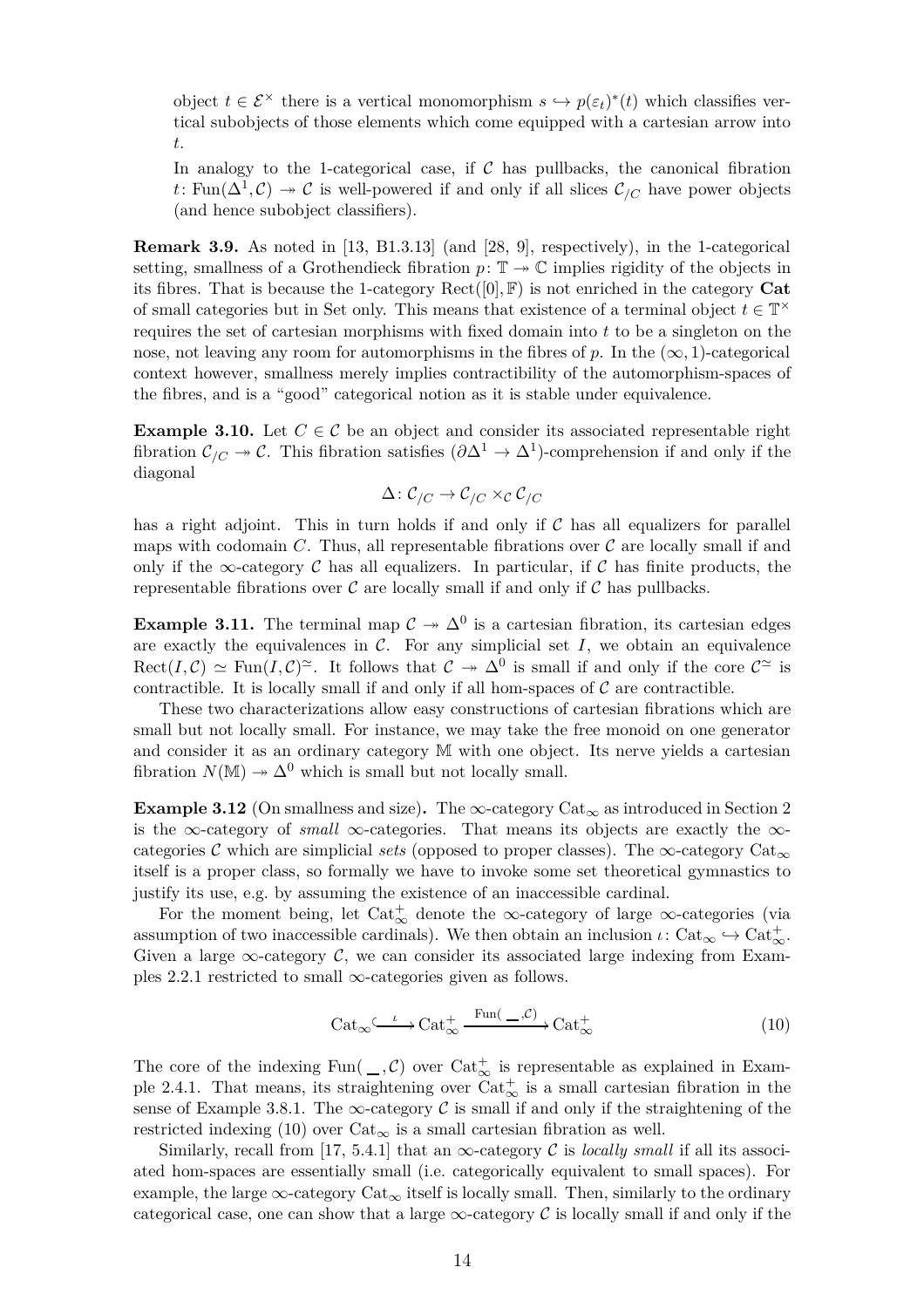object $t \in \mathcal{E}^\times$ there is a vertical monomorphism $s \hookrightarrow p(\varepsilon_t)^*(t)$ which classifies vertical subobjects of those elements which come equipped with a cartesian arrow into $t$.

In analogy to the 1-categorical case, if $\mathcal{C}$ has pullbacks, the canonical fibration $t\colon \mathrm{Fun}(\Delta^1, \mathcal{C}) \twoheadrightarrow \mathcal{C}$ is well-powered if and only if all slices $\mathcal{C}_{/C}$ have power objects (and hence subobject classifiers).

**Remark 3.9.** As noted in [13, B1.3.13] (and [28, 9], respectively), in the 1-categorical setting, smallness of a Grothendieck fibration $p\colon \mathbb{T} \twoheadrightarrow \mathbb{C}$ implies rigidity of the objects in its fibres. That is because the 1-category $\mathrm{Rect}([0], \mathbb{F})$ is not enriched in the category **Cat** of small categories but in Set only. This means that existence of a terminal object $t \in \mathbb{T}^\times$ requires the set of cartesian morphisms with fixed domain into $t$ to be a singleton on the nose, not leaving any room for automorphisms in the fibres of $p$. In the $(\infty, 1)$-categorical context however, smallness merely implies contractibility of the automorphism-spaces of the fibres, and is a "good" categorical notion as it is stable under equivalence.

**Example 3.10.** Let $C \in \mathcal{C}$ be an object and consider its associated representable right fibration $\mathcal{C}_{/C} \twoheadrightarrow \mathcal{C}$. This fibration satisfies $(\partial\Delta^1 \to \Delta^1)$-comprehension if and only if the diagonal

$$\Delta\colon \mathcal{C}_{/C} \to \mathcal{C}_{/C} \times_{\mathcal{C}} \mathcal{C}_{/C}$$

has a right adjoint. This in turn holds if and only if $\mathcal{C}$ has all equalizers for parallel maps with codomain $C$. Thus, all representable fibrations over $\mathcal{C}$ are locally small if and only if the $\infty$-category $\mathcal{C}$ has all equalizers. In particular, if $\mathcal{C}$ has finite products, the representable fibrations over $\mathcal{C}$ are locally small if and only if $\mathcal{C}$ has pullbacks.

**Example 3.11.** The terminal map $\mathcal{C} \twoheadrightarrow \Delta^0$ is a cartesian fibration, its cartesian edges are exactly the equivalences in $\mathcal{C}$. For any simplicial set $I$, we obtain an equivalence $\mathrm{Rect}(I, \mathcal{C}) \simeq \mathrm{Fun}(I, \mathcal{C})^{\simeq}$. It follows that $\mathcal{C} \twoheadrightarrow \Delta^0$ is small if and only if the core $\mathcal{C}^{\simeq}$ is contractible. It is locally small if and only if all hom-spaces of $\mathcal{C}$ are contractible.

These two characterizations allow easy constructions of cartesian fibrations which are small but not locally small. For instance, we may take the free monoid on one generator and consider it as an ordinary category $\mathbb{M}$ with one object. Its nerve yields a cartesian fibration $N(\mathbb{M}) \twoheadrightarrow \Delta^0$ which is small but not locally small.

**Example 3.12** (On smallness and size)**.** The $\infty$-category $\mathrm{Cat}_\infty$ as introduced in Section 2 is the $\infty$-category of *small* $\infty$-categories. That means its objects are exactly the $\infty$-categories $\mathcal{C}$ which are simplicial *sets* (opposed to proper classes). The $\infty$-category $\mathrm{Cat}_\infty$ itself is a proper class, so formally we have to invoke some set theoretical gymnastics to justify its use, e.g. by assuming the existence of an inaccessible cardinal.

For the moment being, let $\mathrm{Cat}_\infty^+$ denote the $\infty$-category of large $\infty$-categories (via assumption of two inaccessible cardinals). We then obtain an inclusion $\iota\colon \mathrm{Cat}_\infty \hookrightarrow \mathrm{Cat}_\infty^+$. Given a large $\infty$-category $\mathcal{C}$, we can consider its associated large indexing from Examples 2.2.1 restricted to small $\infty$-categories given as follows.

$$\mathrm{Cat}_\infty \xhookrightarrow{\iota} \mathrm{Cat}_\infty^+ \xrightarrow{\mathrm{Fun}(\_,\mathcal{C})} \mathrm{Cat}_\infty^+ \tag{10}$$

The core of the indexing $\mathrm{Fun}(\_, \mathcal{C})$ over $\mathrm{Cat}_\infty^+$ is representable as explained in Example 2.4.1. That means, its straightening over $\mathrm{Cat}_\infty^+$ is a small cartesian fibration in the sense of Example 3.8.1. The $\infty$-category $\mathcal{C}$ is small if and only if the straightening of the restricted indexing (10) over $\mathrm{Cat}_\infty$ is a small cartesian fibration as well.

Similarly, recall from [17, 5.4.1] that an $\infty$-category $\mathcal{C}$ is *locally small* if all its associated hom-spaces are essentially small (i.e. categorically equivalent to small spaces). For example, the large $\infty$-category $\mathrm{Cat}_\infty$ itself is locally small. Then, similarly to the ordinary categorical case, one can show that a large $\infty$-category $\mathcal{C}$ is locally small if and only if the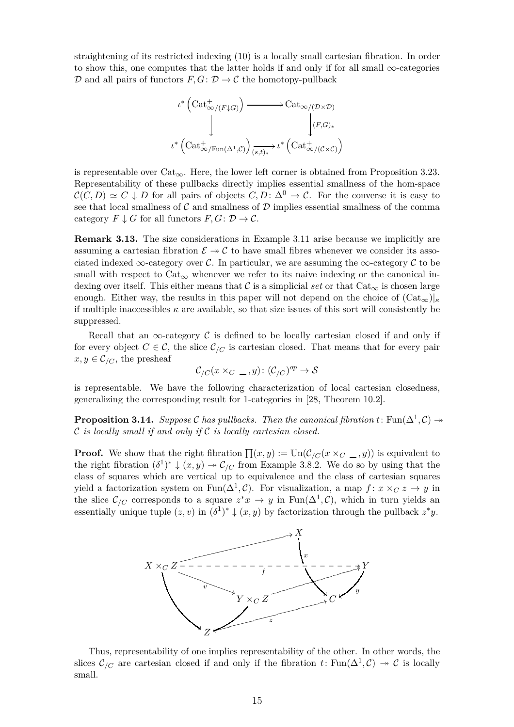straightening of its restricted indexing (10) is a locally small cartesian fibration. In order to show this, one computes that the latter holds if and only if for all small $\infty$-categories $\mathcal{D}$ and all pairs of functors $F, G\colon \mathcal{D} \to \mathcal{C}$ the homotopy-pullback

$$\begin{array}{ccc}
\iota^*\left(\mathrm{Cat}^+_{\infty/(F\downarrow G)}\right) & \longrightarrow & \mathrm{Cat}_{\infty/(\mathcal{D}\times\mathcal{D})} \\
\downarrow & & \downarrow (F,G)_* \\
\iota^*\left(\mathrm{Cat}^+_{\infty/\mathrm{Fun}(\Delta^1,\mathcal{C})}\right) & \xrightarrow[(s,t)_*]{} & \iota^*\left(\mathrm{Cat}^+_{\infty/(\mathcal{C}\times\mathcal{C})}\right)
\end{array}$$

is representable over $\mathrm{Cat}_\infty$. Here, the lower left corner is obtained from Proposition 3.23. Representability of these pullbacks directly implies essential smallness of the hom-space $\mathcal{C}(C,D) \simeq C \downarrow D$ for all pairs of objects $C, D\colon \Delta^0 \to \mathcal{C}$. For the converse it is easy to see that local smallness of $\mathcal{C}$ and smallness of $\mathcal{D}$ implies essential smallness of the comma category $F \downarrow G$ for all functors $F, G\colon \mathcal{D} \to \mathcal{C}$.

**Remark 3.13.** The size considerations in Example 3.11 arise because we implicitly are assuming a cartesian fibration $\mathcal{E} \twoheadrightarrow \mathcal{C}$ to have small fibres whenever we consider its associated indexed $\infty$-category over $\mathcal{C}$. In particular, we are assuming the $\infty$-category $\mathcal{C}$ to be small with respect to $\mathrm{Cat}_\infty$ whenever we refer to its naive indexing or the canonical indexing over itself. This either means that $\mathcal{C}$ is a simplicial *set* or that $\mathrm{Cat}_\infty$ is chosen large enough. Either way, the results in this paper will not depend on the choice of $(\mathrm{Cat}_\infty)|_\kappa$ if multiple inaccessibles $\kappa$ are available, so that size issues of this sort will consistently be suppressed.

Recall that an $\infty$-category $\mathcal{C}$ is defined to be locally cartesian closed if and only if for every object $C \in \mathcal{C}$, the slice $\mathcal{C}_{/C}$ is cartesian closed. That means that for every pair $x, y \in \mathcal{C}_{/C}$, the presheaf

$$\mathcal{C}_{/C}(x \times_C \_\_, y)\colon (\mathcal{C}_{/C})^{op} \to \mathcal{S}$$

is representable. We have the following characterization of local cartesian closedness, generalizing the corresponding result for 1-categories in [28, Theorem 10.2].

**Proposition 3.14.** *Suppose $\mathcal{C}$ has pullbacks. Then the canonical fibration $t\colon \mathrm{Fun}(\Delta^1, \mathcal{C}) \twoheadrightarrow \mathcal{C}$ is locally small if and only if $\mathcal{C}$ is locally cartesian closed.*

**Proof.** We show that the right fibration $\prod(x,y) := \mathrm{Un}(\mathcal{C}_{/C}(x \times_C \_\_, y))$ is equivalent to the right fibration $(\delta^1)^* \downarrow (x,y) \twoheadrightarrow \mathcal{C}_{/C}$ from Example 3.8.2. We do so by using that the class of squares which are vertical up to equivalence and the class of cartesian squares yield a factorization system on $\mathrm{Fun}(\Delta^1, \mathcal{C})$. For visualization, a map $f\colon x \times_C z \to y$ in the slice $\mathcal{C}_{/C}$ corresponds to a square $z^*x \to y$ in $\mathrm{Fun}(\Delta^1, \mathcal{C})$, which in turn yields an essentially unique tuple $(z, v)$ in $(\delta^1)^* \downarrow (x,y)$ by factorization through the pullback $z^*y$.

$$\begin{array}{ccccc}
 & & & X & \\
X \times_C Z & & \overset{f}{\dashrightarrow} & & Y \\
 & \searrow^{v} & & \downarrow x & \\
 & & Y \times_C Z & & C \\
 & & & \nearrow_{z} & \\
 & Z & & &
\end{array}$$

(with maps $X \times_C Z \to X$, $X \times_C Z \to Z$, $Y \times_C Z \to Y$, $Y \times_C Z \to Z$, $x\colon X \to C$, $y\colon Y \to C$, $z\colon Z \to C$.)

Thus, representability of one implies representability of the other. In other words, the slices $\mathcal{C}_{/C}$ are cartesian closed if and only if the fibration $t\colon \mathrm{Fun}(\Delta^1, \mathcal{C}) \twoheadrightarrow \mathcal{C}$ is locally small.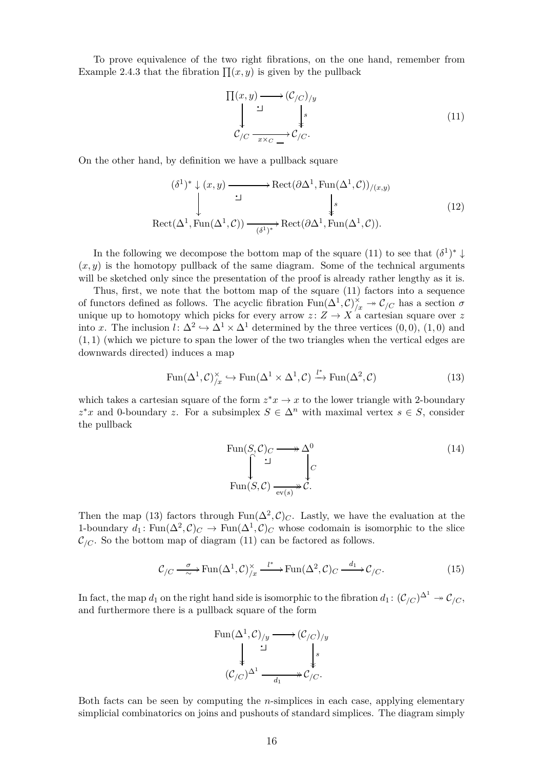To prove equivalence of the two right fibrations, on the one hand, remember from Example 2.4.3 that the fibration $\prod(x,y)$ is given by the pullback

$$\begin{array}{ccc} \prod(x,y) & \longrightarrow & (\mathcal{C}_{/C})_{/y} \\ \big\downarrow & \lrcorner & \big\downarrow s \\ \mathcal{C}_{/C} & \xrightarrow[x\times_C \,\_\,]{} & \mathcal{C}_{/C}. \end{array} \tag{11}$$

On the other hand, by definition we have a pullback square

$$\begin{array}{ccc} (\delta^1)^* \downarrow (x,y) & \longrightarrow & \mathrm{Rect}(\partial\Delta^1, \mathrm{Fun}(\Delta^1, \mathcal{C}))_{/(x,y)} \\ \big\downarrow & \lrcorner & \big\downarrow s \\ \mathrm{Rect}(\Delta^1, \mathrm{Fun}(\Delta^1,\mathcal{C})) & \xrightarrow[(\delta^1)^*]{} & \mathrm{Rect}(\partial\Delta^1, \mathrm{Fun}(\Delta^1,\mathcal{C})). \end{array} \tag{12}$$

In the following we decompose the bottom map of the square (11) to see that $(\delta^1)^* \downarrow (x,y)$ is the homotopy pullback of the same diagram. Some of the technical arguments will be sketched only since the presentation of the proof is already rather lengthy as it is.

Thus, first, we note that the bottom map of the square (11) factors into a sequence of functors defined as follows. The acyclic fibration $\mathrm{Fun}(\Delta^1,\mathcal{C})^{\times}_{/x} \twoheadrightarrow \mathcal{C}_{/C}$ has a section $\sigma$ unique up to homotopy which picks for every arrow $z\colon Z\to X$ a cartesian square over $z$ into $x$. The inclusion $l\colon \Delta^2 \hookrightarrow \Delta^1\times\Delta^1$ determined by the three vertices $(0,0)$, $(1,0)$ and $(1,1)$ (which we picture to span the lower of the two triangles when the vertical edges are downwards directed) induces a map

$$\mathrm{Fun}(\Delta^1,\mathcal{C})^{\times}_{/x} \hookrightarrow \mathrm{Fun}(\Delta^1\times\Delta^1,\mathcal{C}) \xrightarrow{l^*} \mathrm{Fun}(\Delta^2,\mathcal{C}) \tag{13}$$

which takes a cartesian square of the form $z^*x\to x$ to the lower triangle with 2-boundary $z^*x$ and 0-boundary $z$. For a subsimplex $S\in\Delta^n$ with maximal vertex $s\in S$, consider the pullback

$$\begin{array}{ccc} \mathrm{Fun}(S,\mathcal{C})_C & \twoheadrightarrow & \Delta^0 \\ \big\downarrow & \lrcorner & \big\downarrow C \\ \mathrm{Fun}(S,\mathcal{C}) & \xrightarrow[\mathrm{ev}(s)]{} & \mathcal{C}. \end{array} \tag{14}$$

Then the map (13) factors through $\mathrm{Fun}(\Delta^2,\mathcal{C})_C$. Lastly, we have the evaluation at the 1-boundary $d_1\colon \mathrm{Fun}(\Delta^2,\mathcal{C})_C \to \mathrm{Fun}(\Delta^1,\mathcal{C})_C$ whose codomain is isomorphic to the slice $\mathcal{C}_{/C}$. So the bottom map of diagram (11) can be factored as follows.

$$\mathcal{C}_{/C} \xrightarrow[\sim]{\sigma} \mathrm{Fun}(\Delta^1,\mathcal{C})^{\times}_{/x} \xrightarrow{l^*} \mathrm{Fun}(\Delta^2,\mathcal{C})_C \xrightarrow{d_1} \mathcal{C}_{/C}. \tag{15}$$

In fact, the map $d_1$ on the right hand side is isomorphic to the fibration $d_1\colon (\mathcal{C}_{/C})^{\Delta^1} \twoheadrightarrow \mathcal{C}_{/C}$, and furthermore there is a pullback square of the form

$$\begin{array}{ccc} \mathrm{Fun}(\Delta^1,\mathcal{C})_{/y} & \longrightarrow & (\mathcal{C}_{/C})_{/y} \\ \big\downarrow & \lrcorner & \big\downarrow s \\ (\mathcal{C}_{/C})^{\Delta^1} & \xrightarrow[d_1]{} & \mathcal{C}_{/C}. \end{array}$$

Both facts can be seen by computing the $n$-simplices in each case, applying elementary simplicial combinatorics on joins and pushouts of standard simplices. The diagram simply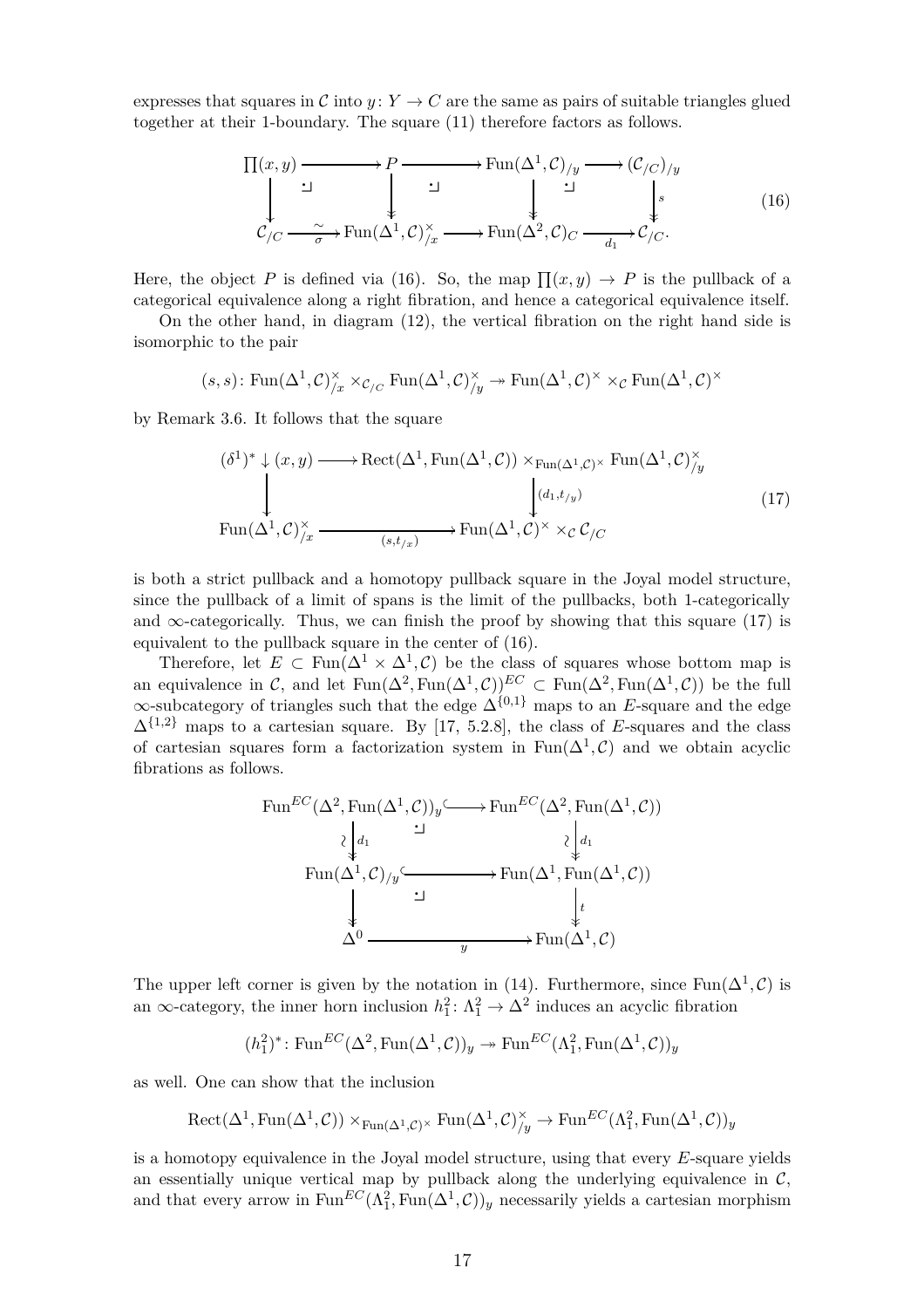expresses that squares in $\mathcal{C}$ into $y\colon Y \to C$ are the same as pairs of suitable triangles glued together at their 1-boundary. The square (11) therefore factors as follows.

$$
\begin{array}{ccccccc}
\prod(x,y) & \longrightarrow & P & \longrightarrow & \mathrm{Fun}(\Delta^1,\mathcal{C})_{/y} & \longrightarrow & (\mathcal{C}_{/C})_{/y} \\
\downarrow & \lrcorner & \downarrow & \lrcorner & \downarrow & \lrcorner & \downarrow s \\
\mathcal{C}_{/C} & \xrightarrow[\sigma]{\sim} & \mathrm{Fun}(\Delta^1,\mathcal{C})^{\times}_{/x} & \longrightarrow & \mathrm{Fun}(\Delta^2,\mathcal{C})_C & \xrightarrow[d_1]{} & \mathcal{C}_{/C}.
\end{array}
\tag{16}
$$

Here, the object $P$ is defined via (16). So, the map $\prod(x,y) \to P$ is the pullback of a categorical equivalence along a right fibration, and hence a categorical equivalence itself.

On the other hand, in diagram (12), the vertical fibration on the right hand side is isomorphic to the pair

$$(s,s)\colon \mathrm{Fun}(\Delta^1,\mathcal{C})^{\times}_{/x} \times_{\mathcal{C}_{/C}} \mathrm{Fun}(\Delta^1,\mathcal{C})^{\times}_{/y} \twoheadrightarrow \mathrm{Fun}(\Delta^1,\mathcal{C})^{\times} \times_{\mathcal{C}} \mathrm{Fun}(\Delta^1,\mathcal{C})^{\times}$$

by Remark 3.6. It follows that the square

$$
\begin{array}{ccc}
(\delta^1)^* \downarrow (x,y) & \longrightarrow & \mathrm{Rect}(\Delta^1,\mathrm{Fun}(\Delta^1,\mathcal{C})) \times_{\mathrm{Fun}(\Delta^1,\mathcal{C})^{\times}} \mathrm{Fun}(\Delta^1,\mathcal{C})^{\times}_{/y} \\
\downarrow & & \downarrow (d_1,t_{/y}) \\
\mathrm{Fun}(\Delta^1,\mathcal{C})^{\times}_{/x} & \xrightarrow[(s,t_{/x})]{} & \mathrm{Fun}(\Delta^1,\mathcal{C})^{\times} \times_{\mathcal{C}} \mathcal{C}_{/C}
\end{array}
\tag{17}
$$

is both a strict pullback and a homotopy pullback square in the Joyal model structure, since the pullback of a limit of spans is the limit of the pullbacks, both 1-categorically and $\infty$-categorically. Thus, we can finish the proof by showing that this square (17) is equivalent to the pullback square in the center of (16).

Therefore, let $E \subset \mathrm{Fun}(\Delta^1 \times \Delta^1,\mathcal{C})$ be the class of squares whose bottom map is an equivalence in $\mathcal{C}$, and let $\mathrm{Fun}(\Delta^2,\mathrm{Fun}(\Delta^1,\mathcal{C}))^{EC} \subset \mathrm{Fun}(\Delta^2,\mathrm{Fun}(\Delta^1,\mathcal{C}))$ be the full $\infty$-subcategory of triangles such that the edge $\Delta^{\{0,1\}}$ maps to an $E$-square and the edge $\Delta^{\{1,2\}}$ maps to a cartesian square. By [17, 5.2.8], the class of $E$-squares and the class of cartesian squares form a factorization system in $\mathrm{Fun}(\Delta^1,\mathcal{C})$ and we obtain acyclic fibrations as follows.

$$
\begin{array}{ccc}
\mathrm{Fun}^{EC}(\Delta^2,\mathrm{Fun}(\Delta^1,\mathcal{C}))_y & \hookrightarrow & \mathrm{Fun}^{EC}(\Delta^2,\mathrm{Fun}(\Delta^1,\mathcal{C})) \\
\wr \downarrow d_1 & \lrcorner & \wr \downarrow d_1 \\
\mathrm{Fun}(\Delta^1,\mathcal{C})_{/y} & \hookrightarrow & \mathrm{Fun}(\Delta^1,\mathrm{Fun}(\Delta^1,\mathcal{C})) \\
\downarrow & \lrcorner & \downarrow t \\
\Delta^0 & \xrightarrow[y]{} & \mathrm{Fun}(\Delta^1,\mathcal{C})
\end{array}
$$

The upper left corner is given by the notation in (14). Furthermore, since $\mathrm{Fun}(\Delta^1,\mathcal{C})$ is an $\infty$-category, the inner horn inclusion $h^2_1\colon \Lambda^2_1 \to \Delta^2$ induces an acyclic fibration

$$(h^2_1)^*\colon \mathrm{Fun}^{EC}(\Delta^2,\mathrm{Fun}(\Delta^1,\mathcal{C}))_y \twoheadrightarrow \mathrm{Fun}^{EC}(\Lambda^2_1,\mathrm{Fun}(\Delta^1,\mathcal{C}))_y$$

as well. One can show that the inclusion

$$\mathrm{Rect}(\Delta^1,\mathrm{Fun}(\Delta^1,\mathcal{C})) \times_{\mathrm{Fun}(\Delta^1,\mathcal{C})^{\times}} \mathrm{Fun}(\Delta^1,\mathcal{C})^{\times}_{/y} \to \mathrm{Fun}^{EC}(\Lambda^2_1,\mathrm{Fun}(\Delta^1,\mathcal{C}))_y$$

is a homotopy equivalence in the Joyal model structure, using that every $E$-square yields an essentially unique vertical map by pullback along the underlying equivalence in $\mathcal{C}$, and that every arrow in $\mathrm{Fun}^{EC}(\Lambda^2_1,\mathrm{Fun}(\Delta^1,\mathcal{C}))_y$ necessarily yields a cartesian morphism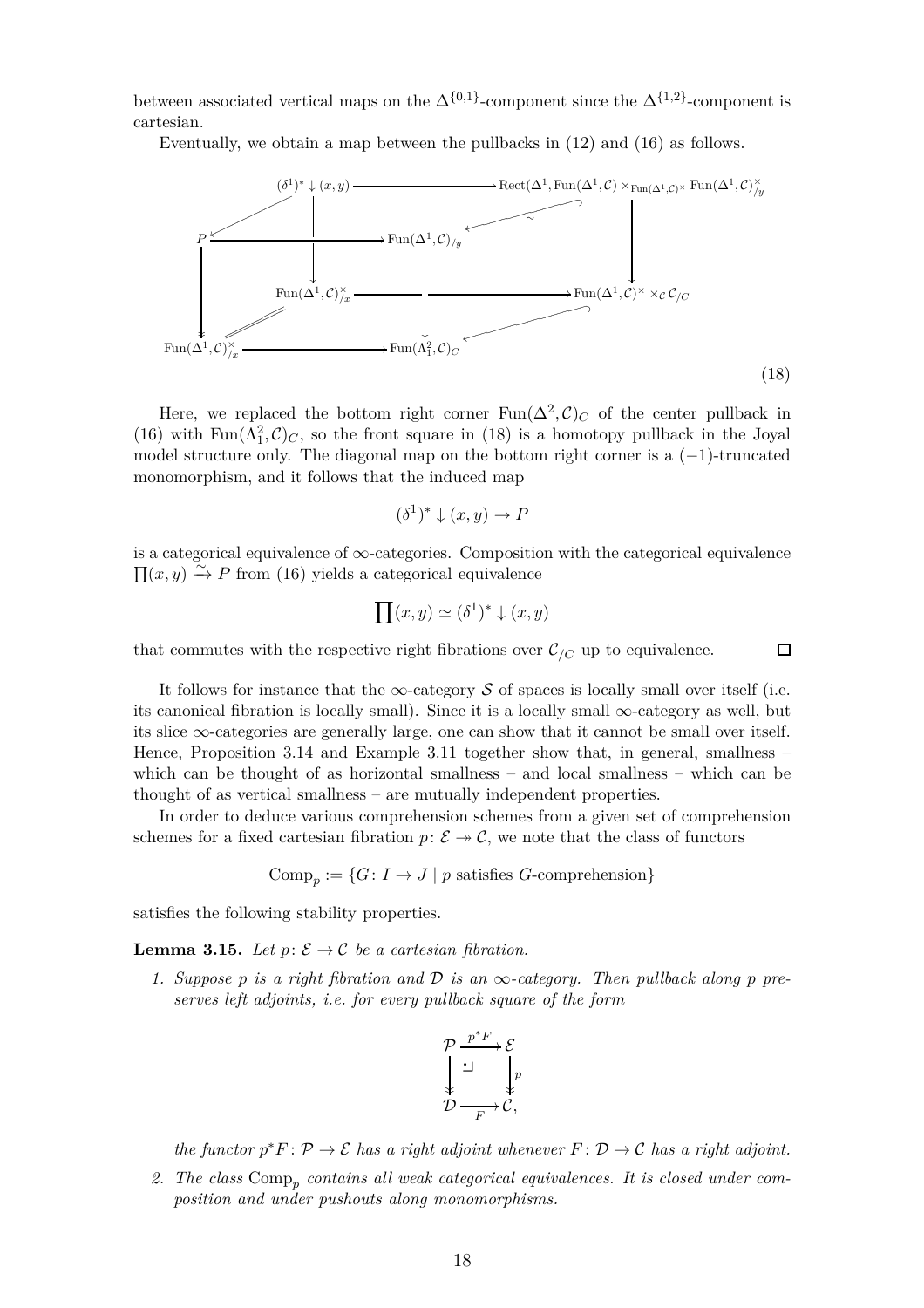between associated vertical maps on the $\Delta^{\{0,1\}}$-component since the $\Delta^{\{1,2\}}$-component is cartesian.

Eventually, we obtain a map between the pullbacks in (12) and (16) as follows.

$$
\begin{array}{ccccc}
 & (\delta^1)^*\downarrow(x,y) & \longrightarrow & \mathrm{Rect}(\Delta^1,\mathrm{Fun}(\Delta^1,\mathcal{C})\times_{\mathrm{Fun}(\Delta^1,\mathcal{C})^\times}\mathrm{Fun}(\Delta^1,\mathcal{C})^\times_{/y}) & \\
P & \longrightarrow & \mathrm{Fun}(\Delta^1,\mathcal{C})_{/y} & \overset{\sim}{\hookleftarrow} & \\
 & \mathrm{Fun}(\Delta^1,\mathcal{C})^\times_{/x} & \longrightarrow & \mathrm{Fun}(\Delta^1,\mathcal{C})^\times\times_{\mathcal{C}}\mathcal{C}_{/C} & \\
\mathrm{Fun}(\Delta^1,\mathcal{C})^\times_{/x} & \longrightarrow & \mathrm{Fun}(\Lambda^2_1,\mathcal{C})_C & \hookleftarrow &
\end{array}
\tag{18}
$$

Here, we replaced the bottom right corner $\mathrm{Fun}(\Delta^2,\mathcal{C})_C$ of the center pullback in (16) with $\mathrm{Fun}(\Lambda^2_1,\mathcal{C})_C$, so the front square in (18) is a homotopy pullback in the Joyal model structure only. The diagonal map on the bottom right corner is a $(-1)$-truncated monomorphism, and it follows that the induced map

$$(\delta^1)^*\downarrow(x,y)\to P$$

is a categorical equivalence of $\infty$-categories. Composition with the categorical equivalence $\prod(x,y)\xrightarrow{\sim}P$ from (16) yields a categorical equivalence

$$\prod(x,y)\simeq(\delta^1)^*\downarrow(x,y)$$

that commutes with the respective right fibrations over $\mathcal{C}_{/C}$ up to equivalence. □

It follows for instance that the $\infty$-category $\mathcal{S}$ of spaces is locally small over itself (i.e. its canonical fibration is locally small). Since it is a locally small $\infty$-category as well, but its slice $\infty$-categories are generally large, one can show that it cannot be small over itself. Hence, Proposition 3.14 and Example 3.11 together show that, in general, smallness – which can be thought of as horizontal smallness – and local smallness – which can be thought of as vertical smallness – are mutually independent properties.

In order to deduce various comprehension schemes from a given set of comprehension schemes for a fixed cartesian fibration $p\colon\mathcal{E}\twoheadrightarrow\mathcal{C}$, we note that the class of functors

$$\mathrm{Comp}_p := \{G\colon I\to J \mid p \text{ satisfies } G\text{-comprehension}\}$$

satisfies the following stability properties.

**Lemma 3.15.** *Let $p\colon\mathcal{E}\to\mathcal{C}$ be a cartesian fibration.*

1. *Suppose $p$ is a right fibration and $\mathcal{D}$ is an $\infty$-category. Then pullback along $p$ preserves left adjoints, i.e. for every pullback square of the form*

$$
\begin{array}{ccc}
\mathcal{P} & \xrightarrow{p^*F} & \mathcal{E} \\
\downarrow & \lrcorner & \downarrow p \\
\mathcal{D} & \xrightarrow[F]{} & \mathcal{C},
\end{array}
$$

*the functor $p^*F\colon\mathcal{P}\to\mathcal{E}$ has a right adjoint whenever $F\colon\mathcal{D}\to\mathcal{C}$ has a right adjoint.*

2. *The class $\mathrm{Comp}_p$ contains all weak categorical equivalences. It is closed under composition and under pushouts along monomorphisms.*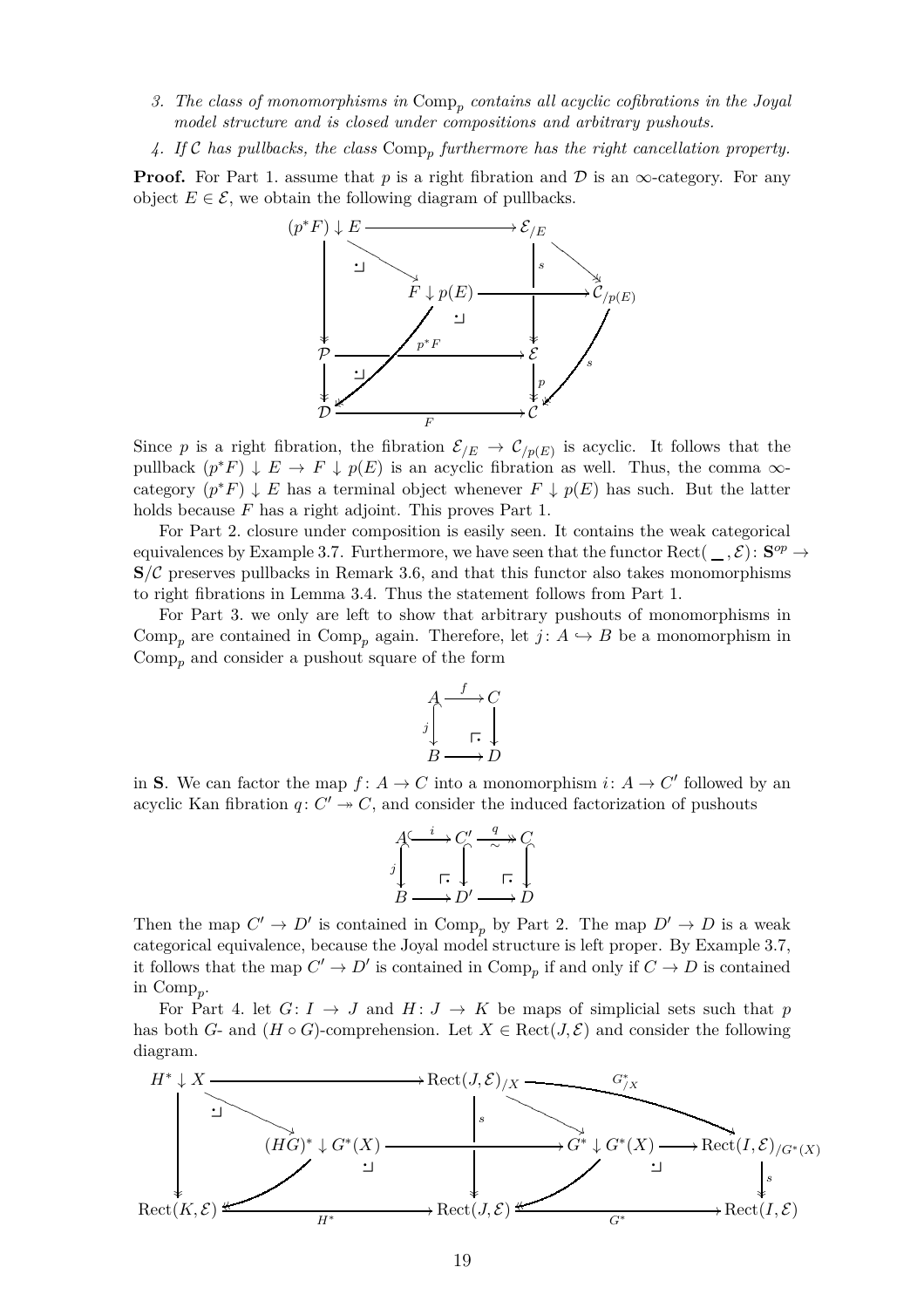3. *The class of monomorphisms in* $\mathrm{Comp}_p$ *contains all acyclic cofibrations in the Joyal model structure and is closed under compositions and arbitrary pushouts.*
4. *If* $\mathcal{C}$ *has pullbacks, the class* $\mathrm{Comp}_p$ *furthermore has the right cancellation property.*

**Proof.** For Part 1. assume that $p$ is a right fibration and $\mathcal{D}$ is an $\infty$-category. For any object $E \in \mathcal{E}$, we obtain the following diagram of pullbacks.

$$\begin{array}{ccccc}
(p^*F)\downarrow E & \longrightarrow & & & \mathcal{E}_{/E} \\
 & \searrow & & & \downarrow s \quad \searrow \\
\downarrow & & F\downarrow p(E) & \longrightarrow & \mathcal{C}_{/p(E)} \\
\mathcal{P} & \xrightarrow{p^*F} & & & \mathcal{E} \\
\downarrow & & & & \downarrow p \\
\mathcal{D} & \xrightarrow{F} & & & \mathcal{C}
\end{array}$$

Since $p$ is a right fibration, the fibration $\mathcal{E}_{/E} \to \mathcal{C}_{/p(E)}$ is acyclic. It follows that the pullback $(p^*F)\downarrow E \to F\downarrow p(E)$ is an acyclic fibration as well. Thus, the comma $\infty$-category $(p^*F)\downarrow E$ has a terminal object whenever $F\downarrow p(E)$ has such. But the latter holds because $F$ has a right adjoint. This proves Part 1.

For Part 2. closure under composition is easily seen. It contains the weak categorical equivalences by Example 3.7. Furthermore, we have seen that the functor $\mathrm{Rect}(\_\_,\mathcal{E})\colon \mathbf{S}^{op} \to \mathbf{S}/\mathcal{C}$ preserves pullbacks in Remark 3.6, and that this functor also takes monomorphisms to right fibrations in Lemma 3.4. Thus the statement follows from Part 1.

For Part 3. we only are left to show that arbitrary pushouts of monomorphisms in $\mathrm{Comp}_p$ are contained in $\mathrm{Comp}_p$ again. Therefore, let $j\colon A \hookrightarrow B$ be a monomorphism in $\mathrm{Comp}_p$ and consider a pushout square of the form

$$\begin{array}{ccc}
A & \xrightarrow{f} & C \\
{\scriptstyle j}\downarrow & \ulcorner & \downarrow \\
B & \longrightarrow & D
\end{array}$$

in $\mathbf{S}$. We can factor the map $f\colon A \to C$ into a monomorphism $i\colon A \to C'$ followed by an acyclic Kan fibration $q\colon C' \twoheadrightarrow C$, and consider the induced factorization of pushouts

$$\begin{array}{ccccc}
A & \xrightarrow{i} & C' & \xrightarrow[\sim]{q} & C \\
{\scriptstyle j}\downarrow & \ulcorner & \downarrow & \ulcorner & \downarrow \\
B & \longrightarrow & D' & \longrightarrow & D
\end{array}$$

Then the map $C' \to D'$ is contained in $\mathrm{Comp}_p$ by Part 2. The map $D' \to D$ is a weak categorical equivalence, because the Joyal model structure is left proper. By Example 3.7, it follows that the map $C' \to D'$ is contained in $\mathrm{Comp}_p$ if and only if $C \to D$ is contained in $\mathrm{Comp}_p$.

For Part 4. let $G\colon I \to J$ and $H\colon J \to K$ be maps of simplicial sets such that $p$ has both $G$- and $(H\circ G)$-comprehension. Let $X \in \mathrm{Rect}(J,\mathcal{E})$ and consider the following diagram.

$$\begin{array}{ccccc}
H^*\downarrow X & \longrightarrow & \mathrm{Rect}(J,\mathcal{E})_{/X} & \xrightarrow{G^*_{/X}} & \\
\downarrow \quad \searrow & & \downarrow s \quad \searrow & & \\
(HG)^*\downarrow G^*(X) & \longrightarrow & G^*\downarrow G^*(X) & \longrightarrow & \mathrm{Rect}(I,\mathcal{E})_{/G^*(X)} \\
\downarrow & & \downarrow & & \downarrow s \\
\mathrm{Rect}(K,\mathcal{E}) & \xrightarrow{H^*} & \mathrm{Rect}(J,\mathcal{E}) & \xrightarrow{G^*} & \mathrm{Rect}(I,\mathcal{E})
\end{array}$$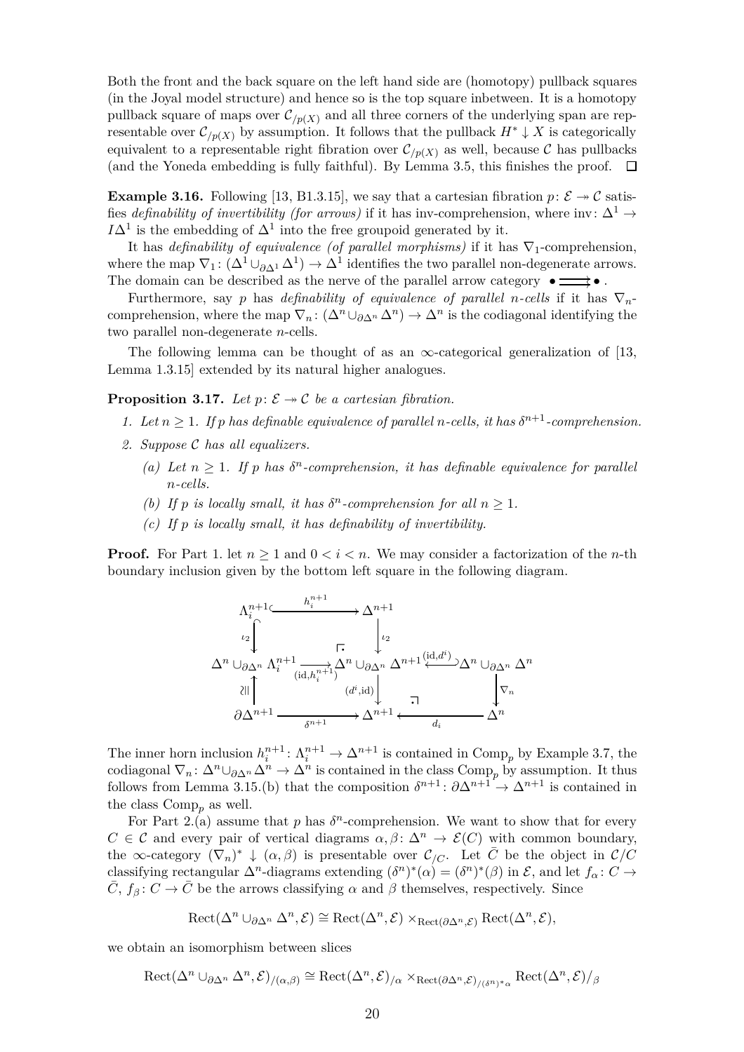Both the front and the back square on the left hand side are (homotopy) pullback squares (in the Joyal model structure) and hence so is the top square inbetween. It is a homotopy pullback square of maps over $\mathcal{C}_{/p(X)}$ and all three corners of the underlying span are representable over $\mathcal{C}_{/p(X)}$ by assumption. It follows that the pullback $H^* \downarrow X$ is categorically equivalent to a representable right fibration over $\mathcal{C}_{/p(X)}$ as well, because $\mathcal{C}$ has pullbacks (and the Yoneda embedding is fully faithful). By Lemma 3.5, this finishes the proof. $\square$

**Example 3.16.** Following [13, B1.3.15], we say that a cartesian fibration $p\colon \mathcal{E} \twoheadrightarrow \mathcal{C}$ satisfies *definability of invertibility (for arrows)* if it has inv-comprehension, where $\mathrm{inv}\colon \Delta^1 \to I\Delta^1$ is the embedding of $\Delta^1$ into the free groupoid generated by it.

It has *definability of equivalence (of parallel morphisms)* if it has $\nabla_1$-comprehension, where the map $\nabla_1\colon (\Delta^1 \cup_{\partial\Delta^1} \Delta^1) \to \Delta^1$ identifies the two parallel non-degenerate arrows. The domain can be described as the nerve of the parallel arrow category $\bullet \rightrightarrows \bullet$.

Furthermore, say $p$ has *definability of equivalence of parallel $n$-cells* if it has $\nabla_n$-comprehension, where the map $\nabla_n\colon (\Delta^n \cup_{\partial\Delta^n} \Delta^n) \to \Delta^n$ is the codiagonal identifying the two parallel non-degenerate $n$-cells.

The following lemma can be thought of as an $\infty$-categorical generalization of [13, Lemma 1.3.15] extended by its natural higher analogues.

**Proposition 3.17.** *Let $p\colon \mathcal{E} \twoheadrightarrow \mathcal{C}$ be a cartesian fibration.*

1. *Let $n \geq 1$. If $p$ has definable equivalence of parallel $n$-cells, it has $\delta^{n+1}$-comprehension.*
2. *Suppose $\mathcal{C}$ has all equalizers.*
   - (a) *Let $n \geq 1$. If $p$ has $\delta^n$-comprehension, it has definable equivalence for parallel $n$-cells.*
   - (b) *If $p$ is locally small, it has $\delta^n$-comprehension for all $n \geq 1$.*
   - (c) *If $p$ is locally small, it has definability of invertibility.*

**Proof.** For Part 1. let $n \geq 1$ and $0 < i < n$. We may consider a factorization of the $n$-th boundary inclusion given by the bottom left square in the following diagram.

$$\begin{array}{ccccc}
\Lambda_i^{n+1} & \xrightarrow{h_i^{n+1}} & \Delta^{n+1} & & \\
\downarrow{\scriptstyle \iota_2} & & \downarrow{\scriptstyle \iota_2} & & \\
\Delta^n \cup_{\partial\Delta^n} \Lambda_i^{n+1} & \xrightarrow[(\mathrm{id},h_i^{n+1})]{} & \Delta^n \cup_{\partial\Delta^n} \Delta^{n+1} & \xleftarrow{(\mathrm{id},d^i)} & \Delta^n \cup_{\partial\Delta^n} \Delta^n \\
\uparrow{\scriptstyle \cong} & & \downarrow{\scriptstyle (d^i,\mathrm{id})} & & \downarrow{\scriptstyle \nabla_n} \\
\partial\Delta^{n+1} & \xrightarrow[\delta^{n+1}]{} & \Delta^{n+1} & \xleftarrow[d_i]{} & \Delta^n
\end{array}$$

The inner horn inclusion $h_i^{n+1}\colon \Lambda_i^{n+1} \to \Delta^{n+1}$ is contained in $\mathrm{Comp}_p$ by Example 3.7, the codiagonal $\nabla_n\colon \Delta^n \cup_{\partial\Delta^n} \Delta^n \to \Delta^n$ is contained in the class $\mathrm{Comp}_p$ by assumption. It thus follows from Lemma 3.15.(b) that the composition $\delta^{n+1}\colon \partial\Delta^{n+1} \to \Delta^{n+1}$ is contained in the class $\mathrm{Comp}_p$ as well.

For Part 2.(a) assume that $p$ has $\delta^n$-comprehension. We want to show that for every $C \in \mathcal{C}$ and every pair of vertical diagrams $\alpha, \beta\colon \Delta^n \to \mathcal{E}(C)$ with common boundary, the $\infty$-category $(\nabla_n)^* \downarrow (\alpha, \beta)$ is presentable over $\mathcal{C}_{/C}$. Let $\bar{C}$ be the object in $\mathcal{C}/C$ classifying rectangular $\Delta^n$-diagrams extending $(\delta^n)^*(\alpha) = (\delta^n)^*(\beta)$ in $\mathcal{E}$, and let $f_\alpha\colon C \to \bar{C}$, $f_\beta\colon C \to \bar{C}$ be the arrows classifying $\alpha$ and $\beta$ themselves, respectively. Since

$$\mathrm{Rect}(\Delta^n \cup_{\partial\Delta^n} \Delta^n, \mathcal{E}) \cong \mathrm{Rect}(\Delta^n, \mathcal{E}) \times_{\mathrm{Rect}(\partial\Delta^n, \mathcal{E})} \mathrm{Rect}(\Delta^n, \mathcal{E}),$$

we obtain an isomorphism between slices

$$\mathrm{Rect}(\Delta^n \cup_{\partial\Delta^n} \Delta^n, \mathcal{E})_{/(\alpha,\beta)} \cong \mathrm{Rect}(\Delta^n, \mathcal{E})_{/\alpha} \times_{\mathrm{Rect}(\partial\Delta^n, \mathcal{E})_{/(\delta^n)^*\alpha}} \mathrm{Rect}(\Delta^n, \mathcal{E})_{/\beta}$$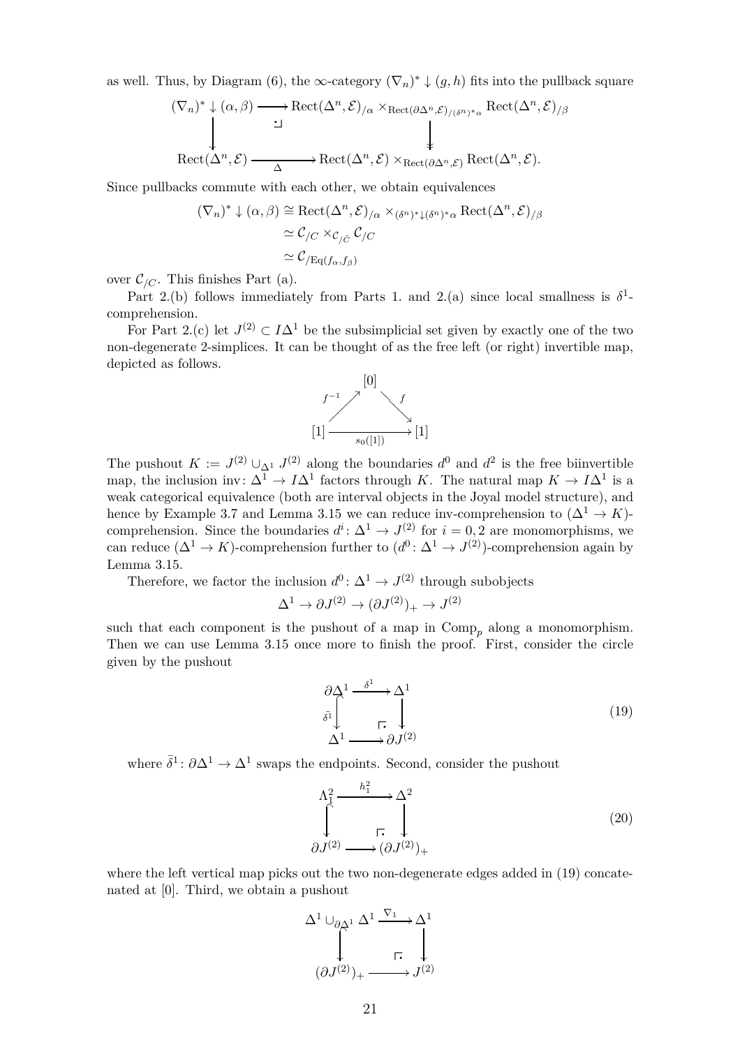as well. Thus, by Diagram (6), the $\infty$-category $(\nabla_n)^* \downarrow (g,h)$ fits into the pullback square

$$\begin{array}{ccc}
(\nabla_n)^* \downarrow (\alpha,\beta) & \longrightarrow & \mathrm{Rect}(\Delta^n,\mathcal{E})_{/\alpha} \times_{\mathrm{Rect}(\partial\Delta^n,\mathcal{E})_{/(\delta^n)^*\alpha}} \mathrm{Rect}(\Delta^n,\mathcal{E})_{/\beta} \\
\downarrow & \lrcorner & \downarrow \\
\mathrm{Rect}(\Delta^n,\mathcal{E}) & \xrightarrow[\Delta]{} & \mathrm{Rect}(\Delta^n,\mathcal{E}) \times_{\mathrm{Rect}(\partial\Delta^n,\mathcal{E})} \mathrm{Rect}(\Delta^n,\mathcal{E}).
\end{array}$$

Since pullbacks commute with each other, we obtain equivalences

$$\begin{aligned}
(\nabla_n)^* \downarrow (\alpha,\beta) &\cong \mathrm{Rect}(\Delta^n,\mathcal{E})_{/\alpha} \times_{(\delta^n)^*\downarrow(\delta^n)^*\alpha} \mathrm{Rect}(\Delta^n,\mathcal{E})_{/\beta} \\
&\simeq \mathcal{C}_{/C} \times_{\mathcal{C}_{/\bar{C}}} \mathcal{C}_{/C} \\
&\simeq \mathcal{C}_{/\mathrm{Eq}(f_\alpha,f_\beta)}
\end{aligned}$$

over $\mathcal{C}_{/C}$. This finishes Part (a).

Part 2.(b) follows immediately from Parts 1. and 2.(a) since local smallness is $\delta^1$-comprehension.

For Part 2.(c) let $J^{(2)} \subset I\Delta^1$ be the subsimplicial set given by exactly one of the two non-degenerate 2-simplices. It can be thought of as the free left (or right) invertible map, depicted as follows.

$$\begin{array}{ccccc}
 & & [0] & & \\
 & {\scriptstyle f^{-1}} \nearrow & & \searrow {\scriptstyle f} & \\
[1] & & \xrightarrow[s_0([1])]{} & & [1]
\end{array}$$

The pushout $K := J^{(2)} \cup_{\Delta^1} J^{(2)}$ along the boundaries $d^0$ and $d^2$ is the free biinvertible map, the inclusion $\mathrm{inv}\colon \Delta^1 \to I\Delta^1$ factors through $K$. The natural map $K \to I\Delta^1$ is a weak categorical equivalence (both are interval objects in the Joyal model structure), and hence by Example 3.7 and Lemma 3.15 we can reduce inv-comprehension to $(\Delta^1 \to K)$-comprehension. Since the boundaries $d^i\colon \Delta^1 \to J^{(2)}$ for $i = 0, 2$ are monomorphisms, we can reduce $(\Delta^1 \to K)$-comprehension further to $(d^0\colon \Delta^1 \to J^{(2)})$-comprehension again by Lemma 3.15.

Therefore, we factor the inclusion $d^0\colon \Delta^1 \to J^{(2)}$ through subobjects

$$\Delta^1 \to \partial J^{(2)} \to (\partial J^{(2)})_+ \to J^{(2)}$$

such that each component is the pushout of a map in $\mathrm{Comp}_p$ along a monomorphism. Then we can use Lemma 3.15 once more to finish the proof. First, consider the circle given by the pushout

$$\begin{array}{ccc}
\partial\Delta^1 & \xrightarrow{\delta^1} & \Delta^1 \\
{\scriptstyle \bar{\delta}^1}\downarrow & \ulcorner & \downarrow \\
\Delta^1 & \longrightarrow & \partial J^{(2)}
\end{array} \tag{19}$$

where $\bar{\delta}^1\colon \partial\Delta^1 \to \Delta^1$ swaps the endpoints. Second, consider the pushout

$$\begin{array}{ccc}
\Lambda^2_1 & \xrightarrow{h^2_1} & \Delta^2 \\
\downarrow & \ulcorner & \downarrow \\
\partial J^{(2)} & \longrightarrow & (\partial J^{(2)})_+
\end{array} \tag{20}$$

where the left vertical map picks out the two non-degenerate edges added in (19) concatenated at $[0]$. Third, we obtain a pushout

$$\begin{array}{ccc}
\Delta^1 \cup_{\partial\Delta^1} \Delta^1 & \xrightarrow{\nabla_1} & \Delta^1 \\
\downarrow & \ulcorner & \downarrow \\
(\partial J^{(2)})_+ & \longrightarrow & J^{(2)}
\end{array}$$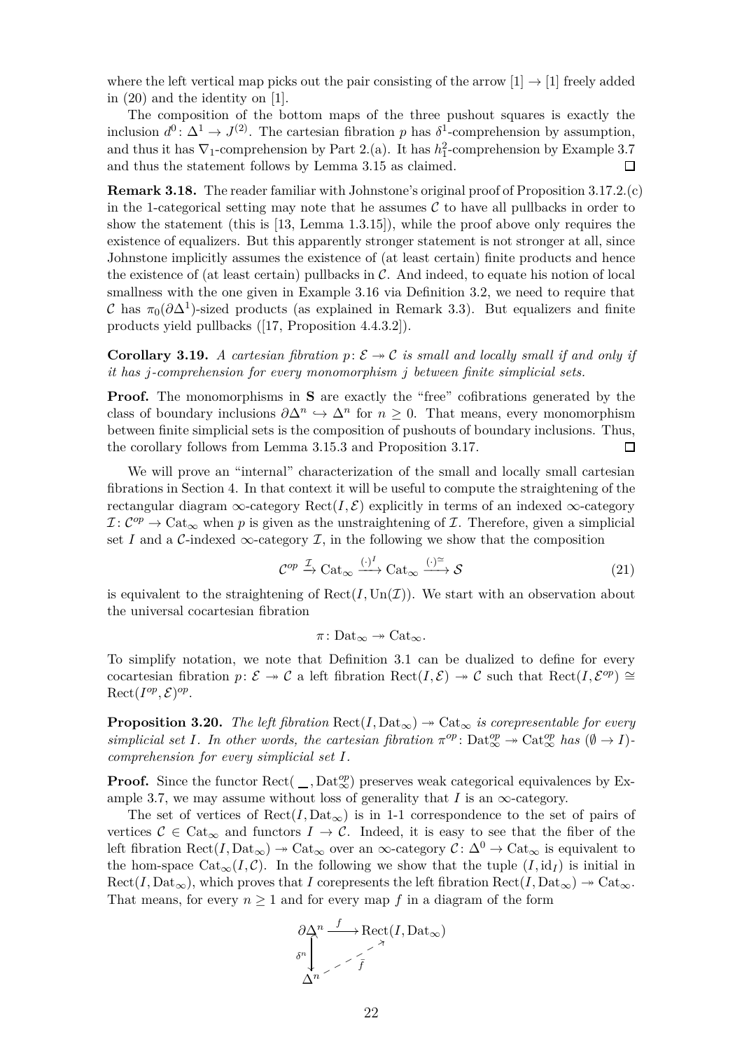where the left vertical map picks out the pair consisting of the arrow $[1] \to [1]$ freely added in (20) and the identity on $[1]$.

The composition of the bottom maps of the three pushout squares is exactly the inclusion $d^0 \colon \Delta^1 \to J^{(2)}$. The cartesian fibration $p$ has $\delta^1$-comprehension by assumption, and thus it has $\nabla_1$-comprehension by Part 2.(a). It has $h_1^2$-comprehension by Example 3.7 and thus the statement follows by Lemma 3.15 as claimed. □

**Remark 3.18.** The reader familiar with Johnstone's original proof of Proposition 3.17.2.(c) in the 1-categorical setting may note that he assumes $\mathcal{C}$ to have all pullbacks in order to show the statement (this is [13, Lemma 1.3.15]), while the proof above only requires the existence of equalizers. But this apparently stronger statement is not stronger at all, since Johnstone implicitly assumes the existence of (at least certain) finite products and hence the existence of (at least certain) pullbacks in $\mathcal{C}$. And indeed, to equate his notion of local smallness with the one given in Example 3.16 via Definition 3.2, we need to require that $\mathcal{C}$ has $\pi_0(\partial\Delta^1)$-sized products (as explained in Remark 3.3). But equalizers and finite products yield pullbacks ([17, Proposition 4.4.3.2]).

**Corollary 3.19.** *A cartesian fibration $p \colon \mathcal{E} \twoheadrightarrow \mathcal{C}$ is small and locally small if and only if it has $j$-comprehension for every monomorphism $j$ between finite simplicial sets.*

**Proof.** The monomorphisms in $\mathbf{S}$ are exactly the "free" cofibrations generated by the class of boundary inclusions $\partial\Delta^n \hookrightarrow \Delta^n$ for $n \geq 0$. That means, every monomorphism between finite simplicial sets is the composition of pushouts of boundary inclusions. Thus, the corollary follows from Lemma 3.15.3 and Proposition 3.17. □

We will prove an "internal" characterization of the small and locally small cartesian fibrations in Section 4. In that context it will be useful to compute the straightening of the rectangular diagram $\infty$-category $\mathrm{Rect}(I, \mathcal{E})$ explicitly in terms of an indexed $\infty$-category $\mathcal{I} \colon \mathcal{C}^{op} \to \mathrm{Cat}_\infty$ when $p$ is given as the unstraightening of $\mathcal{I}$. Therefore, given a simplicial set $I$ and a $\mathcal{C}$-indexed $\infty$-category $\mathcal{I}$, in the following we show that the composition

$$\mathcal{C}^{op} \xrightarrow{\mathcal{I}} \mathrm{Cat}_\infty \xrightarrow{(\cdot)^I} \mathrm{Cat}_\infty \xrightarrow{(\cdot)^{\simeq}} \mathcal{S} \tag{21}$$

is equivalent to the straightening of $\mathrm{Rect}(I, \mathrm{Un}(\mathcal{I}))$. We start with an observation about the universal cocartesian fibration

$$\pi \colon \mathrm{Dat}_\infty \twoheadrightarrow \mathrm{Cat}_\infty.$$

To simplify notation, we note that Definition 3.1 can be dualized to define for every cocartesian fibration $p \colon \mathcal{E} \twoheadrightarrow \mathcal{C}$ a left fibration $\mathrm{Rect}(I, \mathcal{E}) \twoheadrightarrow \mathcal{C}$ such that $\mathrm{Rect}(I, \mathcal{E}^{op}) \cong \mathrm{Rect}(I^{op}, \mathcal{E})^{op}$.

**Proposition 3.20.** *The left fibration $\mathrm{Rect}(I, \mathrm{Dat}_\infty) \twoheadrightarrow \mathrm{Cat}_\infty$ is corepresentable for every simplicial set $I$. In other words, the cartesian fibration $\pi^{op} \colon \mathrm{Dat}_\infty^{op} \twoheadrightarrow \mathrm{Cat}_\infty^{op}$ has $(\emptyset \to I)$-comprehension for every simplicial set $I$.*

**Proof.** Since the functor $\mathrm{Rect}(\_\_, \mathrm{Dat}_\infty^{op})$ preserves weak categorical equivalences by Example 3.7, we may assume without loss of generality that $I$ is an $\infty$-category.

The set of vertices of $\mathrm{Rect}(I, \mathrm{Dat}_\infty)$ is in 1-1 correspondence to the set of pairs of vertices $\mathcal{C} \in \mathrm{Cat}_\infty$ and functors $I \to \mathcal{C}$. Indeed, it is easy to see that the fiber of the left fibration $\mathrm{Rect}(I, \mathrm{Dat}_\infty) \twoheadrightarrow \mathrm{Cat}_\infty$ over an $\infty$-category $\mathcal{C} \colon \Delta^0 \to \mathrm{Cat}_\infty$ is equivalent to the hom-space $\mathrm{Cat}_\infty(I, \mathcal{C})$. In the following we show that the tuple $(I, \mathrm{id}_I)$ is initial in $\mathrm{Rect}(I, \mathrm{Dat}_\infty)$, which proves that $I$ corepresents the left fibration $\mathrm{Rect}(I, \mathrm{Dat}_\infty) \twoheadrightarrow \mathrm{Cat}_\infty$. That means, for every $n \geq 1$ and for every map $f$ in a diagram of the form

$$\begin{array}{ccc} \partial\Delta^n & \xrightarrow{f} & \mathrm{Rect}(I, \mathrm{Dat}_\infty) \\ {\scriptstyle \delta^n}\downarrow & \nearrow_{\bar{f}} & \\ \Delta^n & & \end{array}$$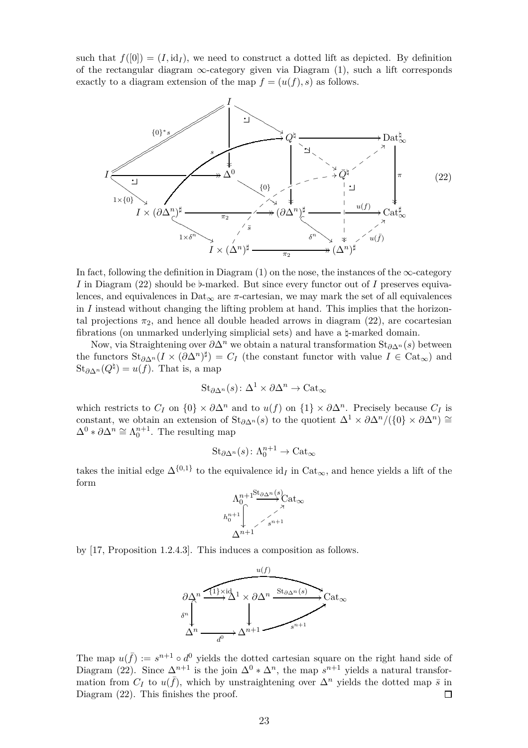such that $f([0]) = (I, \mathrm{id}_I)$, we need to construct a dotted lift as depicted. By definition of the rectangular diagram $\infty$-category given via Diagram (1), such a lift corresponds exactly to a diagram extension of the map $f = (u(f), s)$ as follows.

$$
\begin{array}{c}
\text{(22)}
\end{array}
$$

In fact, following the definition in Diagram (1) on the nose, the instances of the $\infty$-category $I$ in Diagram (22) should be $\flat$-marked. But since every functor out of $I$ preserves equivalences, and equivalences in $\mathrm{Dat}_\infty$ are $\pi$-cartesian, we may mark the set of all equivalences in $I$ instead without changing the lifting problem at hand. This implies that the horizontal projections $\pi_2$, and hence all double headed arrows in diagram (22), are cocartesian fibrations (on unmarked underlying simplicial sets) and have a $\natural$-marked domain.

Now, via Straightening over $\partial\Delta^n$ we obtain a natural transformation $\mathrm{St}_{\partial\Delta^n}(s)$ between the functors $\mathrm{St}_{\partial\Delta^n}(I \times (\partial\Delta^n)^\sharp) = C_I$ (the constant functor with value $I \in \mathrm{Cat}_\infty$) and $\mathrm{St}_{\partial\Delta^n}(Q^\natural) = u(f)$. That is, a map

$$\mathrm{St}_{\partial\Delta^n}(s)\colon \Delta^1 \times \partial\Delta^n \to \mathrm{Cat}_\infty$$

which restricts to $C_I$ on $\{0\} \times \partial\Delta^n$ and to $u(f)$ on $\{1\} \times \partial\Delta^n$. Precisely because $C_I$ is constant, we obtain an extension of $\mathrm{St}_{\partial\Delta^n}(s)$ to the quotient $\Delta^1 \times \partial\Delta^n/(\{0\} \times \partial\Delta^n) \cong \Delta^0 * \partial\Delta^n \cong \Lambda^{n+1}_0$. The resulting map

$$\mathrm{St}_{\partial\Delta^n}(s)\colon \Lambda^{n+1}_0 \to \mathrm{Cat}_\infty$$

takes the initial edge $\Delta^{\{0,1\}}$ to the equivalence $\mathrm{id}_I$ in $\mathrm{Cat}_\infty$, and hence yields a lift of the form

$$
\begin{array}{ccc}
\Lambda^{n+1}_0 & \xrightarrow{\mathrm{St}_{\partial\Delta^n}(s)} & \mathrm{Cat}_\infty \\
{\scriptstyle h^{n+1}_0}\big\downarrow & \nearrow_{s^{n+1}} & \\
\Delta^{n+1} & &
\end{array}
$$

by [17, Proposition 1.2.4.3]. This induces a composition as follows.

$$
\begin{array}{ccccc}
\partial\Delta^n & \xrightarrow{\{1\}\times\mathrm{id}} & \Delta^1 \times \partial\Delta^n & \xrightarrow{\mathrm{St}_{\partial\Delta^n}(s)} & \mathrm{Cat}_\infty \\
{\scriptstyle \delta^n}\big\downarrow & & \big\downarrow & \nearrow_{s^{n+1}} & \\
\Delta^n & \xrightarrow[d^0]{} & \Delta^{n+1} & &
\end{array}
$$

The map $u(\bar{f}) := s^{n+1} \circ d^0$ yields the dotted cartesian square on the right hand side of Diagram (22). Since $\Delta^{n+1}$ is the join $\Delta^0 * \Delta^n$, the map $s^{n+1}$ yields a natural transformation from $C_I$ to $u(\bar{f})$, which by unstraightening over $\Delta^n$ yields the dotted map $\bar{s}$ in Diagram (22). This finishes the proof. $\square$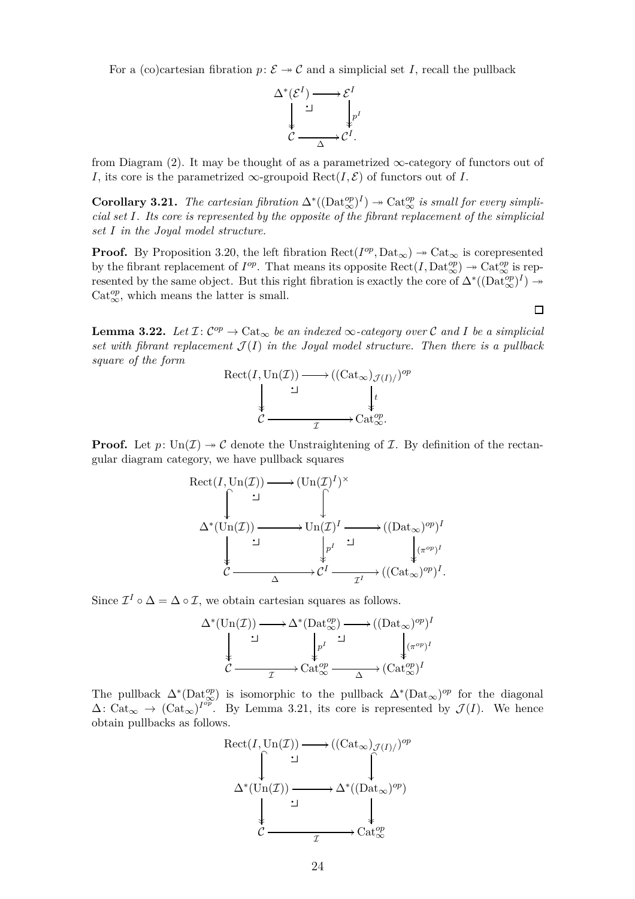For a (co)cartesian fibration $p\colon \mathcal{E} \twoheadrightarrow \mathcal{C}$ and a simplicial set $I$, recall the pullback

$$\begin{array}{ccc} \Delta^*(\mathcal{E}^I) & \longrightarrow & \mathcal{E}^I \\ \big\downarrow & \lrcorner & \big\downarrow p^I \\ \mathcal{C} & \xrightarrow[\Delta]{} & \mathcal{C}^I. \end{array}$$

from Diagram (2). It may be thought of as a parametrized $\infty$-category of functors out of $I$, its core is the parametrized $\infty$-groupoid $\mathrm{Rect}(I, \mathcal{E})$ of functors out of $I$.

**Corollary 3.21.** *The cartesian fibration $\Delta^*((\mathrm{Dat}_\infty^{op})^I) \twoheadrightarrow \mathrm{Cat}_\infty^{op}$ is small for every simplicial set $I$. Its core is represented by the opposite of the fibrant replacement of the simplicial set $I$ in the Joyal model structure.*

**Proof.** By Proposition 3.20, the left fibration $\mathrm{Rect}(I^{op}, \mathrm{Dat}_\infty) \twoheadrightarrow \mathrm{Cat}_\infty$ is corepresented by the fibrant replacement of $I^{op}$. That means its opposite $\mathrm{Rect}(I, \mathrm{Dat}_\infty^{op}) \twoheadrightarrow \mathrm{Cat}_\infty^{op}$ is represented by the same object. But this right fibration is exactly the core of $\Delta^*((\mathrm{Dat}_\infty^{op})^I) \twoheadrightarrow \mathrm{Cat}_\infty^{op}$, which means the latter is small. $\square$

**Lemma 3.22.** *Let $\mathcal{I}\colon \mathcal{C}^{op} \to \mathrm{Cat}_\infty$ be an indexed $\infty$-category over $\mathcal{C}$ and $I$ be a simplicial set with fibrant replacement $\mathcal{J}(I)$ in the Joyal model structure. Then there is a pullback square of the form*

$$\begin{array}{ccc} \mathrm{Rect}(I, \mathrm{Un}(\mathcal{I})) & \longrightarrow & ((\mathrm{Cat}_\infty)_{\mathcal{J}(I)/})^{op} \\ \big\downarrow & \lrcorner & \big\downarrow t \\ \mathcal{C} & \xrightarrow[\mathcal{I}]{} & \mathrm{Cat}_\infty^{op}. \end{array}$$

**Proof.** Let $p\colon \mathrm{Un}(\mathcal{I}) \twoheadrightarrow \mathcal{C}$ denote the Unstraightening of $\mathcal{I}$. By definition of the rectangular diagram category, we have pullback squares

$$\begin{array}{ccccc} \mathrm{Rect}(I, \mathrm{Un}(\mathcal{I})) & \longrightarrow & (\mathrm{Un}(\mathcal{I})^I)^\times & & \\ \big\downarrow & \lrcorner & \big\downarrow & & \\ \Delta^*(\mathrm{Un}(\mathcal{I})) & \longrightarrow & \mathrm{Un}(\mathcal{I})^I & \longrightarrow & ((\mathrm{Dat}_\infty)^{op})^I \\ \big\downarrow & \lrcorner & \big\downarrow p^I & \lrcorner & \big\downarrow (\pi^{op})^I \\ \mathcal{C} & \xrightarrow[\Delta]{} & \mathcal{C}^I & \xrightarrow[\mathcal{I}^I]{} & ((\mathrm{Cat}_\infty)^{op})^I. \end{array}$$

Since $\mathcal{I}^I \circ \Delta = \Delta \circ \mathcal{I}$, we obtain cartesian squares as follows.

$$\begin{array}{ccccc} \Delta^*(\mathrm{Un}(\mathcal{I})) & \longrightarrow & \Delta^*(\mathrm{Dat}_\infty^{op}) & \longrightarrow & ((\mathrm{Dat}_\infty)^{op})^I \\ \big\downarrow & \lrcorner & \big\downarrow p^I & \lrcorner & \big\downarrow (\pi^{op})^I \\ \mathcal{C} & \xrightarrow[\mathcal{I}]{} & \mathrm{Cat}_\infty^{op} & \xrightarrow[\Delta]{} & (\mathrm{Cat}_\infty^{op})^I \end{array}$$

The pullback $\Delta^*(\mathrm{Dat}_\infty^{op})$ is isomorphic to the pullback $\Delta^*(\mathrm{Dat}_\infty)^{op}$ for the diagonal $\Delta\colon \mathrm{Cat}_\infty \to (\mathrm{Cat}_\infty)^{I^{op}}$. By Lemma 3.21, its core is represented by $\mathcal{J}(I)$. We hence obtain pullbacks as follows.

$$\begin{array}{ccc} \mathrm{Rect}(I, \mathrm{Un}(\mathcal{I})) & \longrightarrow & ((\mathrm{Cat}_\infty)_{\mathcal{J}(I)/})^{op} \\ \big\downarrow & \lrcorner & \big\downarrow \\ \Delta^*(\mathrm{Un}(\mathcal{I})) & \longrightarrow & \Delta^*((\mathrm{Dat}_\infty)^{op}) \\ \big\downarrow & \lrcorner & \big\downarrow \\ \mathcal{C} & \xrightarrow[\mathcal{I}]{} & \mathrm{Cat}_\infty^{op} \end{array}$$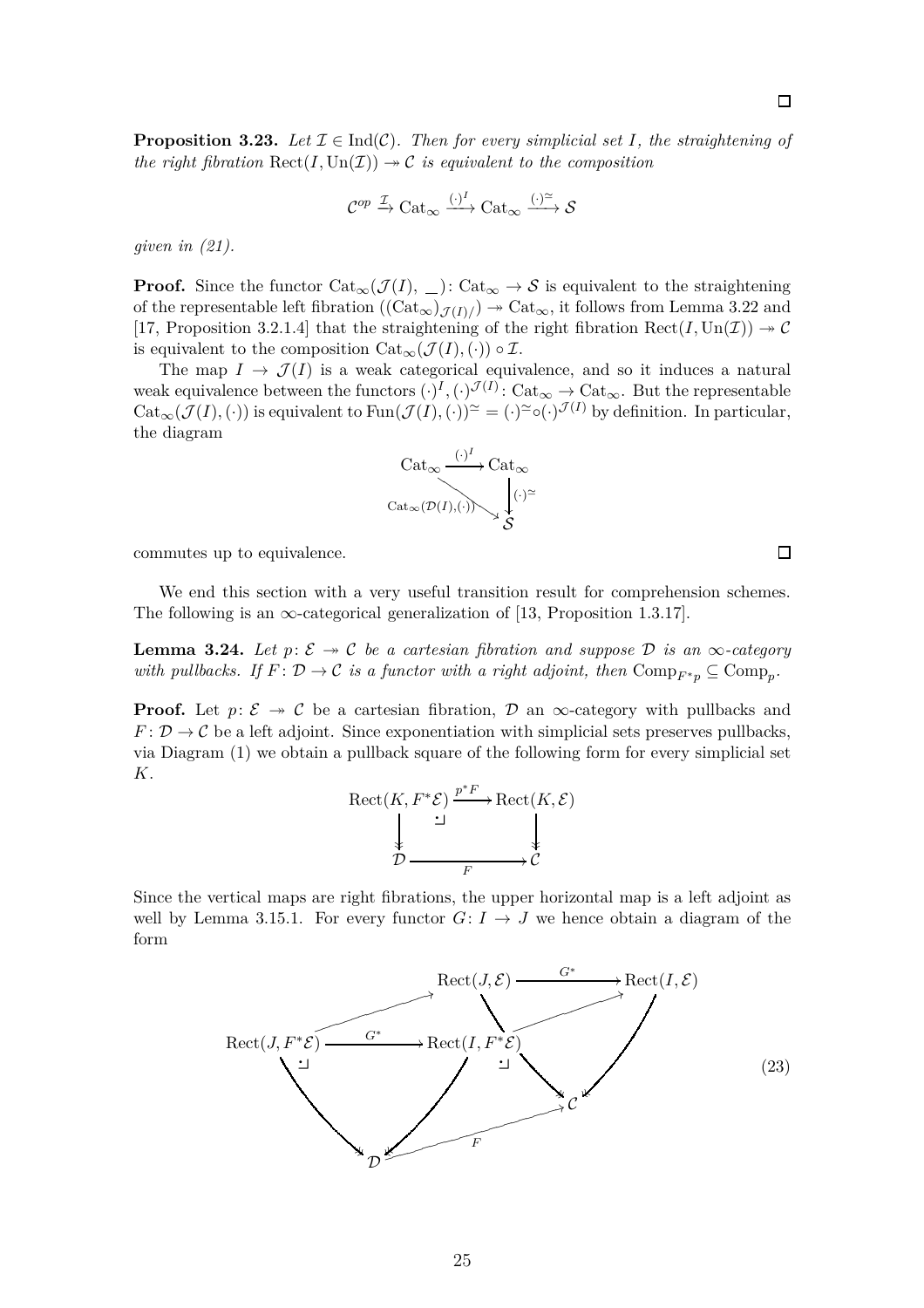□

**Proposition 3.23.** *Let $\mathcal{I} \in \mathrm{Ind}(\mathcal{C})$. Then for every simplicial set $I$, the straightening of the right fibration $\mathrm{Rect}(I, \mathrm{Un}(\mathcal{I})) \twoheadrightarrow \mathcal{C}$ is equivalent to the composition*

$$\mathcal{C}^{op} \xrightarrow{\mathcal{I}} \mathrm{Cat}_\infty \xrightarrow{(\cdot)^I} \mathrm{Cat}_\infty \xrightarrow{(\cdot)^{\simeq}} \mathcal{S}$$

*given in (21).*

**Proof.** Since the functor $\mathrm{Cat}_\infty(\mathcal{J}(I), \_)\colon \mathrm{Cat}_\infty \to \mathcal{S}$ is equivalent to the straightening of the representable left fibration $((\mathrm{Cat}_\infty)_{\mathcal{J}(I)/}) \twoheadrightarrow \mathrm{Cat}_\infty$, it follows from Lemma 3.22 and [17, Proposition 3.2.1.4] that the straightening of the right fibration $\mathrm{Rect}(I, \mathrm{Un}(\mathcal{I})) \twoheadrightarrow \mathcal{C}$ is equivalent to the composition $\mathrm{Cat}_\infty(\mathcal{J}(I), (\cdot)) \circ \mathcal{I}$.

The map $I \to \mathcal{J}(I)$ is a weak categorical equivalence, and so it induces a natural weak equivalence between the functors $(\cdot)^I, (\cdot)^{\mathcal{J}(I)}\colon \mathrm{Cat}_\infty \to \mathrm{Cat}_\infty$. But the representable $\mathrm{Cat}_\infty(\mathcal{J}(I), (\cdot))$ is equivalent to $\mathrm{Fun}(\mathcal{J}(I), (\cdot))^{\simeq} = (\cdot)^{\simeq} \circ (\cdot)^{\mathcal{J}(I)}$ by definition. In particular, the diagram

$$\begin{array}{ccc} \mathrm{Cat}_\infty & \xrightarrow{(\cdot)^I} & \mathrm{Cat}_\infty \\ & \searrow^{\mathrm{Cat}_\infty(\mathcal{D}(I),(\cdot))} & \downarrow (\cdot)^{\simeq} \\ & & \mathcal{S} \end{array}$$

commutes up to equivalence. □

We end this section with a very useful transition result for comprehension schemes. The following is an $\infty$-categorical generalization of [13, Proposition 1.3.17].

**Lemma 3.24.** *Let $p\colon \mathcal{E} \twoheadrightarrow \mathcal{C}$ be a cartesian fibration and suppose $\mathcal{D}$ is an $\infty$-category with pullbacks. If $F\colon \mathcal{D} \to \mathcal{C}$ is a functor with a right adjoint, then $\mathrm{Comp}_{F^*p} \subseteq \mathrm{Comp}_p$.*

**Proof.** Let $p\colon \mathcal{E} \twoheadrightarrow \mathcal{C}$ be a cartesian fibration, $\mathcal{D}$ an $\infty$-category with pullbacks and $F\colon \mathcal{D} \to \mathcal{C}$ be a left adjoint. Since exponentiation with simplicial sets preserves pullbacks, via Diagram (1) we obtain a pullback square of the following form for every simplicial set $K$.

$$\begin{array}{ccc} \mathrm{Rect}(K, F^*\mathcal{E}) & \xrightarrow{p^*F} & \mathrm{Rect}(K, \mathcal{E}) \\ \downarrow & \lrcorner & \downarrow \\ \mathcal{D} & \xrightarrow{F} & \mathcal{C} \end{array}$$

Since the vertical maps are right fibrations, the upper horizontal map is a left adjoint as well by Lemma 3.15.1. For every functor $G\colon I \to J$ we hence obtain a diagram of the form

$$\begin{array}{ccccc} & & \mathrm{Rect}(J, \mathcal{E}) & \xrightarrow{G^*} & \mathrm{Rect}(I, \mathcal{E}) \\ & \nearrow & & \nearrow & \\ \mathrm{Rect}(J, F^*\mathcal{E}) & \xrightarrow{G^*} & \mathrm{Rect}(I, F^*\mathcal{E}) & & \\ \lrcorner & & \lrcorner & \searrow & \swarrow \\ & & & & \mathcal{C} \\ & \searrow & \swarrow & \nearrow_F & \\ & & \mathcal{D} & & \end{array} \qquad (23)$$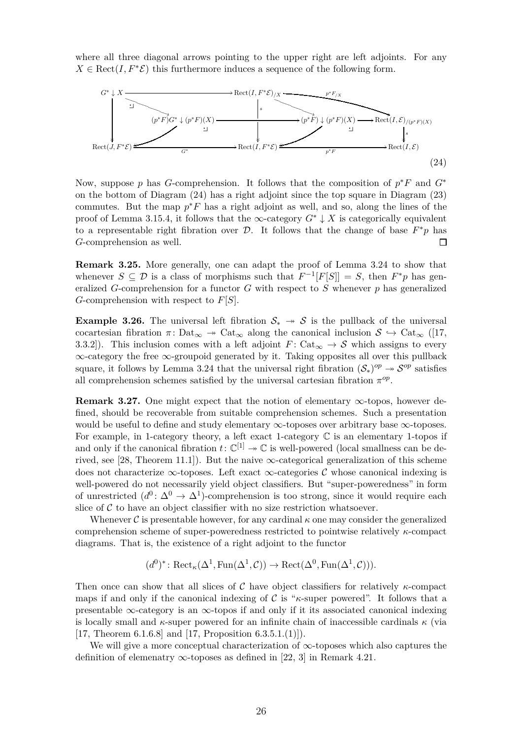where all three diagonal arrows pointing to the upper right are left adjoints. For any $X \in \mathrm{Rect}(I, F^*\mathcal{E})$ this furthermore induces a sequence of the following form.

$$\begin{array}{ccccccc}
G^* \downarrow X & \longrightarrow & & \mathrm{Rect}(I,F^*\mathcal{E})_{/X} & & \xrightarrow{p^*F_{/X}} & \mathrm{Rect}(I,\mathcal{E})_{/(p^*F)(X)} \\
 & \searrow & & \downarrow s & \searrow & & \downarrow s \\
 & & (p^*F)G^* \downarrow (p^*F)(X) & \longrightarrow & (p^*F) \downarrow (p^*F)(X) & \longrightarrow & \mathrm{Rect}(I,\mathcal{E})_{/(p^*F)(X)} \\
\downarrow & & & \downarrow & & & \\
\mathrm{Rect}(J,F^*\mathcal{E}) & \xrightarrow{G^*} & & \mathrm{Rect}(I,F^*\mathcal{E}) & & \xrightarrow{p^*F} & \mathrm{Rect}(I,\mathcal{E})
\end{array} \tag{24}$$

Now, suppose $p$ has $G$-comprehension. It follows that the composition of $p^*F$ and $G^*$ on the bottom of Diagram (24) has a right adjoint since the top square in Diagram (23) commutes. But the map $p^*F$ has a right adjoint as well, and so, along the lines of the proof of Lemma 3.15.4, it follows that the $\infty$-category $G^* \downarrow X$ is categorically equivalent to a representable right fibration over $\mathcal{D}$. It follows that the change of base $F^*p$ has $G$-comprehension as well. □

**Remark 3.25.** More generally, one can adapt the proof of Lemma 3.24 to show that whenever $S \subseteq \mathcal{D}$ is a class of morphisms such that $F^{-1}[F[S]] = S$, then $F^*p$ has generalized $G$-comprehension for a functor $G$ with respect to $S$ whenever $p$ has generalized $G$-comprehension with respect to $F[S]$.

**Example 3.26.** The universal left fibration $\mathcal{S}_* \twoheadrightarrow \mathcal{S}$ is the pullback of the universal cocartesian fibration $\pi\colon \mathrm{Dat}_\infty \twoheadrightarrow \mathrm{Cat}_\infty$ along the canonical inclusion $\mathcal{S} \hookrightarrow \mathrm{Cat}_\infty$ ([17, 3.3.2]). This inclusion comes with a left adjoint $F\colon \mathrm{Cat}_\infty \to \mathcal{S}$ which assigns to every $\infty$-category the free $\infty$-groupoid generated by it. Taking opposites all over this pullback square, it follows by Lemma 3.24 that the universal right fibration $(\mathcal{S}_*)^{op} \twoheadrightarrow \mathcal{S}^{op}$ satisfies all comprehension schemes satisfied by the universal cartesian fibration $\pi^{op}$.

**Remark 3.27.** One might expect that the notion of elementary $\infty$-topos, however defined, should be recoverable from suitable comprehension schemes. Such a presentation would be useful to define and study elementary $\infty$-toposes over arbitrary base $\infty$-toposes. For example, in 1-category theory, a left exact 1-category $\mathbb{C}$ is an elementary 1-topos if and only if the canonical fibration $t\colon \mathbb{C}^{[1]} \twoheadrightarrow \mathbb{C}$ is well-powered (local smallness can be derived, see [28, Theorem 11.1]). But the naive $\infty$-categorical generalization of this scheme does not characterize $\infty$-toposes. Left exact $\infty$-categories $\mathcal{C}$ whose canonical indexing is well-powered do not necessarily yield object classifiers. But "super-poweredness" in form of unrestricted $(d^0\colon \Delta^0 \to \Delta^1)$-comprehension is too strong, since it would require each slice of $\mathcal{C}$ to have an object classifier with no size restriction whatsoever.

Whenever $\mathcal{C}$ is presentable however, for any cardinal $\kappa$ one may consider the generalized comprehension scheme of super-poweredness restricted to pointwise relatively $\kappa$-compact diagrams. That is, the existence of a right adjoint to the functor

$$(d^0)^*\colon \mathrm{Rect}_\kappa(\Delta^1, \mathrm{Fun}(\Delta^1, \mathcal{C})) \to \mathrm{Rect}(\Delta^0, \mathrm{Fun}(\Delta^1, \mathcal{C}))).$$

Then once can show that all slices of $\mathcal{C}$ have object classifiers for relatively $\kappa$-compact maps if and only if the canonical indexing of $\mathcal{C}$ is "$\kappa$-super powered". It follows that a presentable $\infty$-category is an $\infty$-topos if and only if it its associated canonical indexing is locally small and $\kappa$-super powered for an infinite chain of inaccessible cardinals $\kappa$ (via [17, Theorem 6.1.6.8] and [17, Proposition 6.3.5.1.(1)]).

We will give a more conceptual characterization of $\infty$-toposes which also captures the definition of elemenatry $\infty$-toposes as defined in [22, 3] in Remark 4.21.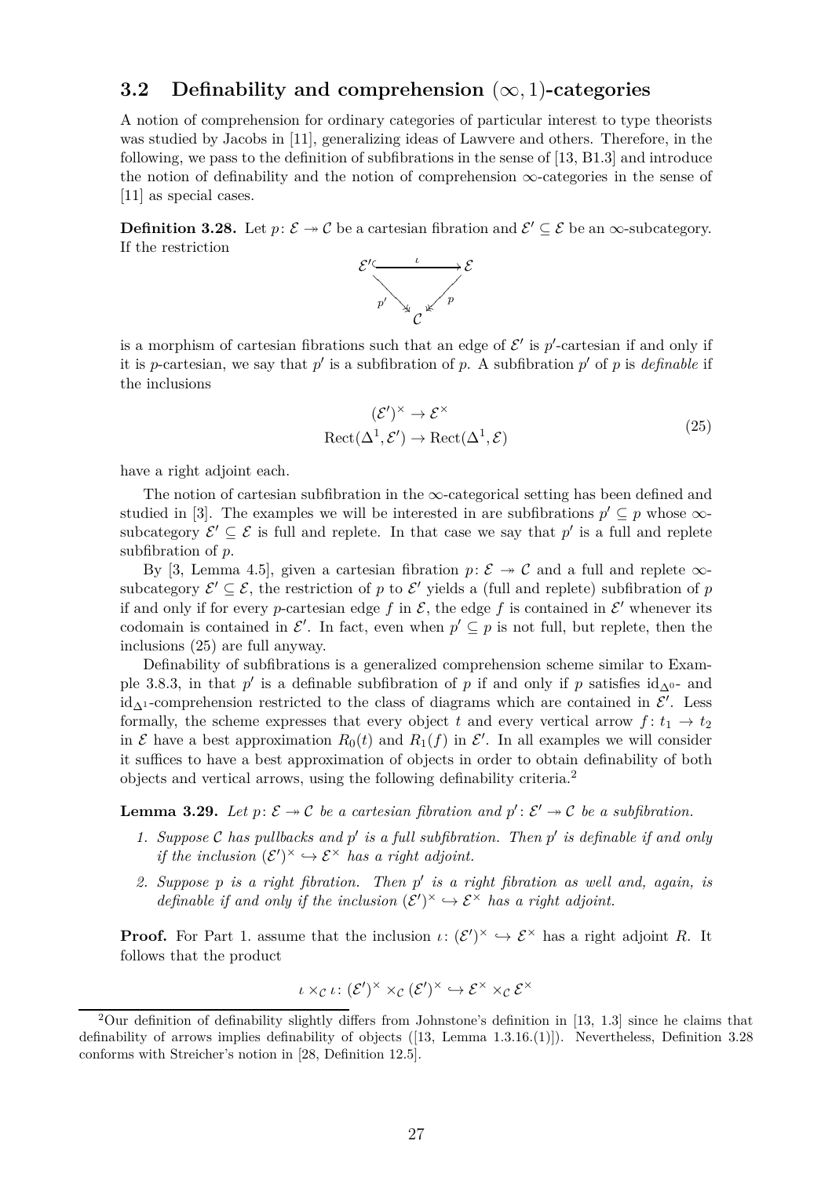### 3.2 Definability and comprehension $(\infty, 1)$-categories

A notion of comprehension for ordinary categories of particular interest to type theorists was studied by Jacobs in [11], generalizing ideas of Lawvere and others. Therefore, in the following, we pass to the definition of subfibrations in the sense of [13, B1.3] and introduce the notion of definability and the notion of comprehension $\infty$-categories in the sense of [11] as special cases.

**Definition 3.28.** Let $p\colon \mathcal{E} \twoheadrightarrow \mathcal{C}$ be a cartesian fibration and $\mathcal{E}' \subseteq \mathcal{E}$ be an $\infty$-subcategory. If the restriction

$$\begin{array}{ccc} \mathcal{E}' & \overset{\iota}{\hookrightarrow} & \mathcal{E} \\ & {\scriptstyle p'}\searrow \quad \swarrow{\scriptstyle p} & \\ & \mathcal{C} & \end{array}$$

is a morphism of cartesian fibrations such that an edge of $\mathcal{E}'$ is $p'$-cartesian if and only if it is $p$-cartesian, we say that $p'$ is a subfibration of $p$. A subfibration $p'$ of $p$ is *definable* if the inclusions

$$\begin{gathered} (\mathcal{E}')^{\times} \to \mathcal{E}^{\times} \\ \mathrm{Rect}(\Delta^1, \mathcal{E}') \to \mathrm{Rect}(\Delta^1, \mathcal{E}) \end{gathered} \tag{25}$$

have a right adjoint each.

The notion of cartesian subfibration in the $\infty$-categorical setting has been defined and studied in [3]. The examples we will be interested in are subfibrations $p' \subseteq p$ whose $\infty$-subcategory $\mathcal{E}' \subseteq \mathcal{E}$ is full and replete. In that case we say that $p'$ is a full and replete subfibration of $p$.

By [3, Lemma 4.5], given a cartesian fibration $p\colon \mathcal{E} \twoheadrightarrow \mathcal{C}$ and a full and replete $\infty$-subcategory $\mathcal{E}' \subseteq \mathcal{E}$, the restriction of $p$ to $\mathcal{E}'$ yields a (full and replete) subfibration of $p$ if and only if for every $p$-cartesian edge $f$ in $\mathcal{E}$, the edge $f$ is contained in $\mathcal{E}'$ whenever its codomain is contained in $\mathcal{E}'$. In fact, even when $p' \subseteq p$ is not full, but replete, then the inclusions (25) are full anyway.

Definability of subfibrations is a generalized comprehension scheme similar to Example 3.8.3, in that $p'$ is a definable subfibration of $p$ if and only if $p$ satisfies $\mathrm{id}_{\Delta^0}$- and $\mathrm{id}_{\Delta^1}$-comprehension restricted to the class of diagrams which are contained in $\mathcal{E}'$. Less formally, the scheme expresses that every object $t$ and every vertical arrow $f\colon t_1 \to t_2$ in $\mathcal{E}$ have a best approximation $R_0(t)$ and $R_1(f)$ in $\mathcal{E}'$. In all examples we will consider it suffices to have a best approximation of objects in order to obtain definability of both objects and vertical arrows, using the following definability criteria.[2]

**Lemma 3.29.** *Let $p\colon \mathcal{E} \twoheadrightarrow \mathcal{C}$ be a cartesian fibration and $p'\colon \mathcal{E}' \twoheadrightarrow \mathcal{C}$ be a subfibration.*

1. *Suppose $\mathcal{C}$ has pullbacks and $p'$ is a full subfibration. Then $p'$ is definable if and only if the inclusion $(\mathcal{E}')^{\times} \hookrightarrow \mathcal{E}^{\times}$ has a right adjoint.*
2. *Suppose $p$ is a right fibration. Then $p'$ is a right fibration as well and, again, is definable if and only if the inclusion $(\mathcal{E}')^{\times} \hookrightarrow \mathcal{E}^{\times}$ has a right adjoint.*

**Proof.** For Part 1. assume that the inclusion $\iota\colon (\mathcal{E}')^{\times} \hookrightarrow \mathcal{E}^{\times}$ has a right adjoint $R$. It follows that the product

$$\iota \times_{\mathcal{C}} \iota\colon (\mathcal{E}')^{\times} \times_{\mathcal{C}} (\mathcal{E}')^{\times} \hookrightarrow \mathcal{E}^{\times} \times_{\mathcal{C}} \mathcal{E}^{\times}$$

---

[2] Our definition of definability slightly differs from Johnstone's definition in [13, 1.3] since he claims that definability of arrows implies definability of objects ([13, Lemma 1.3.16.(1)]). Nevertheless, Definition 3.28 conforms with Streicher's notion in [28, Definition 12.5].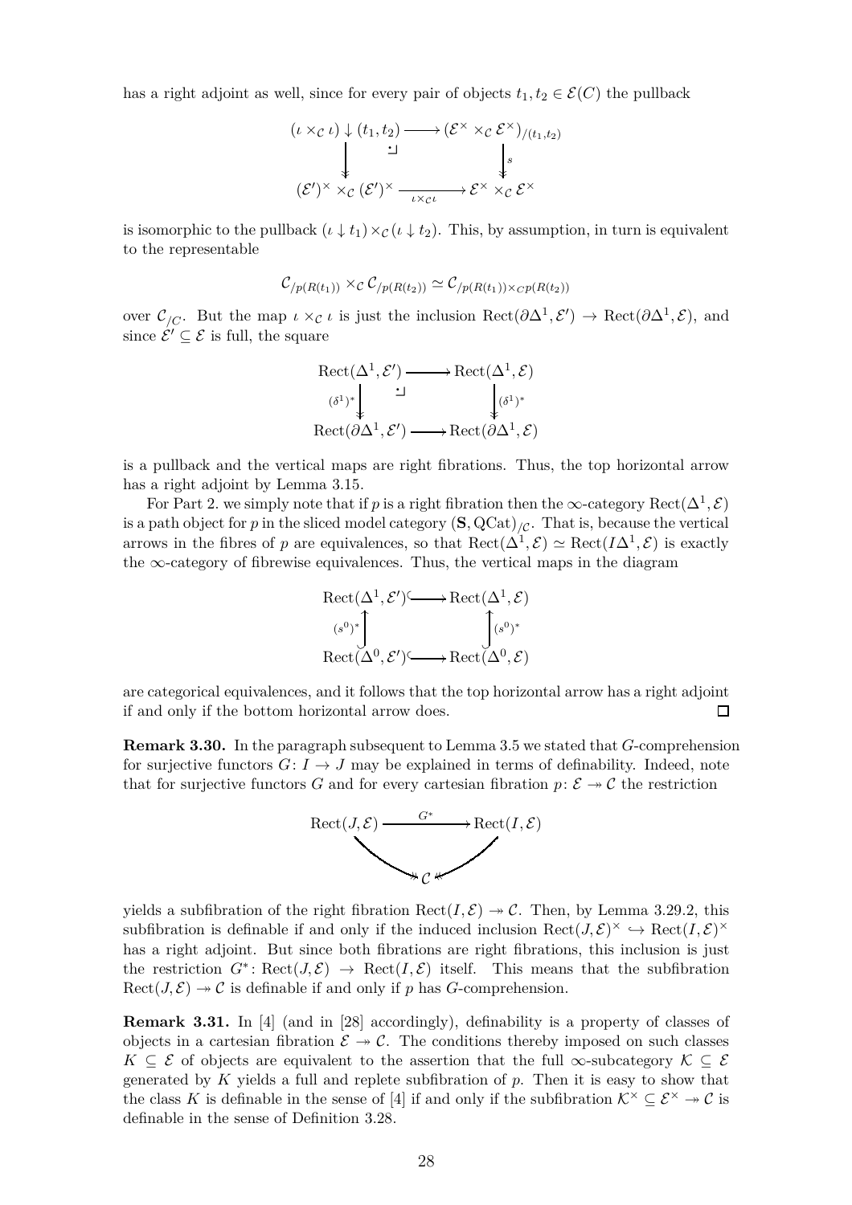has a right adjoint as well, since for every pair of objects $t_1, t_2 \in \mathcal{E}(C)$ the pullback

$$\begin{array}{ccc}
(\iota \times_{\mathcal{C}} \iota) \downarrow (t_1,t_2) & \longrightarrow & (\mathcal{E}^{\times} \times_{\mathcal{C}} \mathcal{E}^{\times})_{/(t_1,t_2)} \\
\big\downarrow & \lrcorner & \big\downarrow s \\
(\mathcal{E}')^{\times} \times_{\mathcal{C}} (\mathcal{E}')^{\times} & \xrightarrow[\iota \times_{\mathcal{C}} \iota]{} & \mathcal{E}^{\times} \times_{\mathcal{C}} \mathcal{E}^{\times}
\end{array}$$

is isomorphic to the pullback $(\iota \downarrow t_1) \times_{\mathcal{C}} (\iota \downarrow t_2)$. This, by assumption, in turn is equivalent to the representable

$$\mathcal{C}_{/p(R(t_1))} \times_{\mathcal{C}} \mathcal{C}_{/p(R(t_2))} \simeq \mathcal{C}_{/p(R(t_1)) \times_{\mathcal{C}} p(R(t_2))}$$

over $\mathcal{C}_{/C}$. But the map $\iota \times_{\mathcal{C}} \iota$ is just the inclusion $\mathrm{Rect}(\partial\Delta^1, \mathcal{E}') \to \mathrm{Rect}(\partial\Delta^1, \mathcal{E})$, and since $\mathcal{E}' \subseteq \mathcal{E}$ is full, the square

$$\begin{array}{ccc}
\mathrm{Rect}(\Delta^1, \mathcal{E}') & \longrightarrow & \mathrm{Rect}(\Delta^1, \mathcal{E}) \\
{\scriptstyle (\delta^1)^*}\big\downarrow & \lrcorner & \big\downarrow{\scriptstyle (\delta^1)^*} \\
\mathrm{Rect}(\partial\Delta^1, \mathcal{E}') & \longrightarrow & \mathrm{Rect}(\partial\Delta^1, \mathcal{E})
\end{array}$$

is a pullback and the vertical maps are right fibrations. Thus, the top horizontal arrow has a right adjoint by Lemma 3.15.

For Part 2. we simply note that if $p$ is a right fibration then the $\infty$-category $\mathrm{Rect}(\Delta^1, \mathcal{E})$ is a path object for $p$ in the sliced model category $(\mathbf{S}, \mathrm{QCat})_{/\mathcal{C}}$. That is, because the vertical arrows in the fibres of $p$ are equivalences, so that $\mathrm{Rect}(\Delta^1, \mathcal{E}) \simeq \mathrm{Rect}(I\Delta^1, \mathcal{E})$ is exactly the $\infty$-category of fibrewise equivalences. Thus, the vertical maps in the diagram

$$\begin{array}{ccc}
\mathrm{Rect}(\Delta^1, \mathcal{E}') & \hookrightarrow & \mathrm{Rect}(\Delta^1, \mathcal{E}) \\
{\scriptstyle (s^0)^*}\big\uparrow & & \big\uparrow{\scriptstyle (s^0)^*} \\
\mathrm{Rect}(\Delta^0, \mathcal{E}') & \hookrightarrow & \mathrm{Rect}(\Delta^0, \mathcal{E})
\end{array}$$

are categorical equivalences, and it follows that the top horizontal arrow has a right adjoint if and only if the bottom horizontal arrow does. □

**Remark 3.30.** In the paragraph subsequent to Lemma 3.5 we stated that $G$-comprehension for surjective functors $G\colon I \to J$ may be explained in terms of definability. Indeed, note that for surjective functors $G$ and for every cartesian fibration $p\colon \mathcal{E} \twoheadrightarrow \mathcal{C}$ the restriction

$$\begin{array}{ccc}
\mathrm{Rect}(J, \mathcal{E}) & \xrightarrow{G^*} & \mathrm{Rect}(I, \mathcal{E}) \\
& \searrow \quad \swarrow & \\
& \mathcal{C} &
\end{array}$$

yields a subfibration of the right fibration $\mathrm{Rect}(I, \mathcal{E}) \twoheadrightarrow \mathcal{C}$. Then, by Lemma 3.29.2, this subfibration is definable if and only if the induced inclusion $\mathrm{Rect}(J, \mathcal{E})^{\times} \hookrightarrow \mathrm{Rect}(I, \mathcal{E})^{\times}$ has a right adjoint. But since both fibrations are right fibrations, this inclusion is just the restriction $G^*\colon \mathrm{Rect}(J, \mathcal{E}) \to \mathrm{Rect}(I, \mathcal{E})$ itself. This means that the subfibration $\mathrm{Rect}(J, \mathcal{E}) \twoheadrightarrow \mathcal{C}$ is definable if and only if $p$ has $G$-comprehension.

**Remark 3.31.** In [4] (and in [28] accordingly), definability is a property of classes of objects in a cartesian fibration $\mathcal{E} \twoheadrightarrow \mathcal{C}$. The conditions thereby imposed on such classes $K \subseteq \mathcal{E}$ of objects are equivalent to the assertion that the full $\infty$-subcategory $\mathcal{K} \subseteq \mathcal{E}$ generated by $K$ yields a full and replete subfibration of $p$. Then it is easy to show that the class $K$ is definable in the sense of [4] if and only if the subfibration $\mathcal{K}^{\times} \subseteq \mathcal{E}^{\times} \twoheadrightarrow \mathcal{C}$ is definable in the sense of Definition 3.28.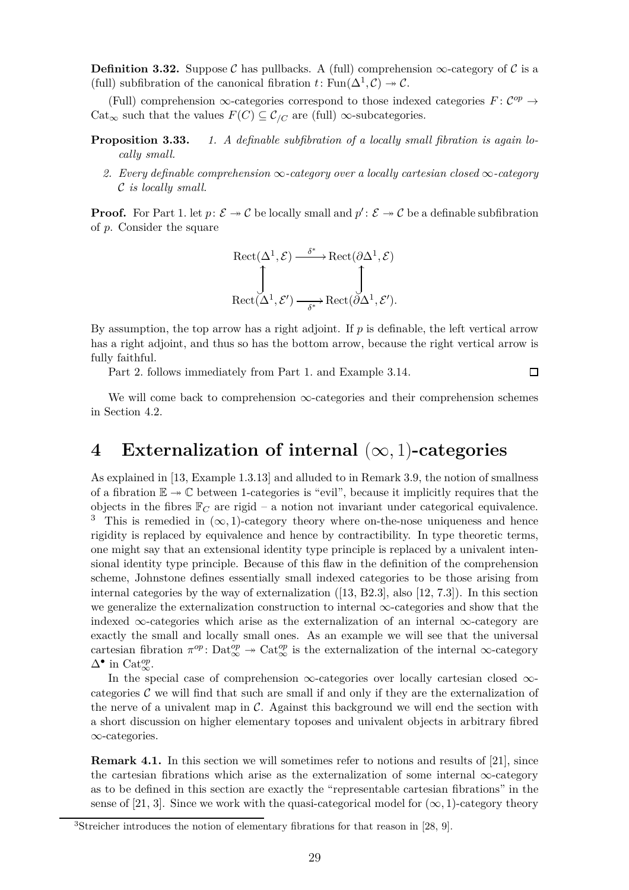**Definition 3.32.** Suppose $\mathcal{C}$ has pullbacks. A (full) comprehension $\infty$-category of $\mathcal{C}$ is a (full) subfibration of the canonical fibration $t\colon \mathrm{Fun}(\Delta^1,\mathcal{C}) \twoheadrightarrow \mathcal{C}$.

(Full) comprehension $\infty$-categories correspond to those indexed categories $F\colon \mathcal{C}^{op} \to \mathrm{Cat}_\infty$ such that the values $F(C) \subseteq \mathcal{C}_{/C}$ are (full) $\infty$-subcategories.

**Proposition 3.33.** *1. A definable subfibration of a locally small fibration is again locally small.*

*2. Every definable comprehension $\infty$-category over a locally cartesian closed $\infty$-category $\mathcal{C}$ is locally small.*

**Proof.** For Part 1. let $p\colon \mathcal{E} \twoheadrightarrow \mathcal{C}$ be locally small and $p'\colon \mathcal{E} \twoheadrightarrow \mathcal{C}$ be a definable subfibration of $p$. Consider the square

$$\begin{array}{ccc} \mathrm{Rect}(\Delta^1,\mathcal{E}) & \xrightarrow{\delta^*} & \mathrm{Rect}(\partial\Delta^1,\mathcal{E}) \\ \uparrow & & \uparrow \\ \mathrm{Rect}(\Delta^1,\mathcal{E}') & \xrightarrow[\delta^*]{} & \mathrm{Rect}(\partial\Delta^1,\mathcal{E}'). \end{array}$$

By assumption, the top arrow has a right adjoint. If $p$ is definable, the left vertical arrow has a right adjoint, and thus so has the bottom arrow, because the right vertical arrow is fully faithful.

Part 2. follows immediately from Part 1. and Example 3.14. □

We will come back to comprehension $\infty$-categories and their comprehension schemes in Section 4.2.

# 4 Externalization of internal $(\infty,1)$-categories

As explained in [13, Example 1.3.13] and alluded to in Remark 3.9, the notion of smallness of a fibration $\mathbb{E} \twoheadrightarrow \mathbb{C}$ between 1-categories is "evil", because it implicitly requires that the objects in the fibres $\mathbb{F}_C$ are rigid – a notion not invariant under categorical equivalence. [3] This is remedied in $(\infty,1)$-category theory where on-the-nose uniqueness and hence rigidity is replaced by equivalence and hence by contractibility. In type theoretic terms, one might say that an extensional identity type principle is replaced by a univalent intensional identity type principle. Because of this flaw in the definition of the comprehension scheme, Johnstone defines essentially small indexed categories to be those arising from internal categories by the way of externalization ([13, B2.3], also [12, 7.3]). In this section we generalize the externalization construction to internal $\infty$-categories and show that the indexed $\infty$-categories which arise as the externalization of an internal $\infty$-category are exactly the small and locally small ones. As an example we will see that the universal cartesian fibration $\pi^{op}\colon \mathrm{Dat}_\infty^{op} \twoheadrightarrow \mathrm{Cat}_\infty^{op}$ is the externalization of the internal $\infty$-category $\Delta^\bullet$ in $\mathrm{Cat}_\infty^{op}$.

In the special case of comprehension $\infty$-categories over locally cartesian closed $\infty$-categories $\mathcal{C}$ we will find that such are small if and only if they are the externalization of the nerve of a univalent map in $\mathcal{C}$. Against this background we will end the section with a short discussion on higher elementary toposes and univalent objects in arbitrary fibred $\infty$-categories.

**Remark 4.1.** In this section we will sometimes refer to notions and results of [21], since the cartesian fibrations which arise as the externalization of some internal $\infty$-category as to be defined in this section are exactly the "representable cartesian fibrations" in the sense of [21, 3]. Since we work with the quasi-categorical model for $(\infty,1)$-category theory

[3] Streicher introduces the notion of elementary fibrations for that reason in [28, 9].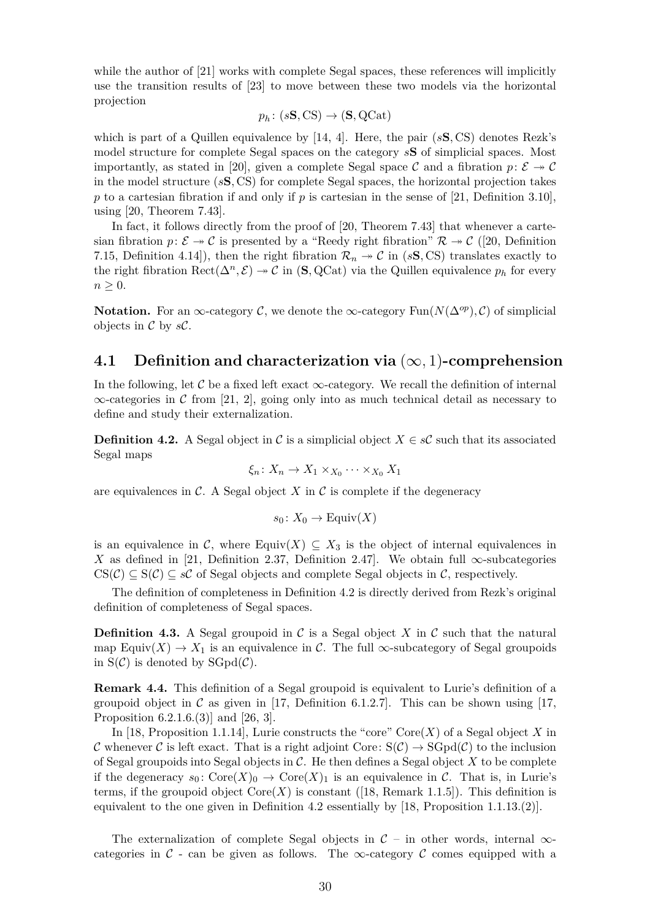while the author of [21] works with complete Segal spaces, these references will implicitly use the transition results of [23] to move between these two models via the horizontal projection

$$p_h \colon (s\mathbf{S}, \mathrm{CS}) \to (\mathbf{S}, \mathrm{QCat})$$

which is part of a Quillen equivalence by [14, 4]. Here, the pair $(s\mathbf{S}, \mathrm{CS})$ denotes Rezk's model structure for complete Segal spaces on the category $s\mathbf{S}$ of simplicial spaces. Most importantly, as stated in [20], given a complete Segal space $\mathcal{C}$ and a fibration $p \colon \mathcal{E} \twoheadrightarrow \mathcal{C}$ in the model structure $(s\mathbf{S}, \mathrm{CS})$ for complete Segal spaces, the horizontal projection takes $p$ to a cartesian fibration if and only if $p$ is cartesian in the sense of [21, Definition 3.10], using [20, Theorem 7.43].

In fact, it follows directly from the proof of [20, Theorem 7.43] that whenever a cartesian fibration $p \colon \mathcal{E} \twoheadrightarrow \mathcal{C}$ is presented by a "Reedy right fibration" $\mathcal{R} \twoheadrightarrow \mathcal{C}$ ([20, Definition 7.15, Definition 4.14]), then the right fibration $\mathcal{R}_n \twoheadrightarrow \mathcal{C}$ in $(s\mathbf{S}, \mathrm{CS})$ translates exactly to the right fibration $\mathrm{Rect}(\Delta^n, \mathcal{E}) \twoheadrightarrow \mathcal{C}$ in $(\mathbf{S}, \mathrm{QCat})$ via the Quillen equivalence $p_h$ for every $n \geq 0$.

**Notation.** For an $\infty$-category $\mathcal{C}$, we denote the $\infty$-category $\mathrm{Fun}(N(\Delta^{op}), \mathcal{C})$ of simplicial objects in $\mathcal{C}$ by $s\mathcal{C}$.

## 4.1 Definition and characterization via $(\infty, 1)$-comprehension

In the following, let $\mathcal{C}$ be a fixed left exact $\infty$-category. We recall the definition of internal $\infty$-categories in $\mathcal{C}$ from [21, 2], going only into as much technical detail as necessary to define and study their externalization.

**Definition 4.2.** A Segal object in $\mathcal{C}$ is a simplicial object $X \in s\mathcal{C}$ such that its associated Segal maps

$$\xi_n \colon X_n \to X_1 \times_{X_0} \cdots \times_{X_0} X_1$$

are equivalences in $\mathcal{C}$. A Segal object $X$ in $\mathcal{C}$ is complete if the degeneracy

$$s_0 \colon X_0 \to \mathrm{Equiv}(X)$$

is an equivalence in $\mathcal{C}$, where $\mathrm{Equiv}(X) \subseteq X_3$ is the object of internal equivalences in $X$ as defined in [21, Definition 2.37, Definition 2.47]. We obtain full $\infty$-subcategories $\mathrm{CS}(\mathcal{C}) \subseteq \mathrm{S}(\mathcal{C}) \subseteq s\mathcal{C}$ of Segal objects and complete Segal objects in $\mathcal{C}$, respectively.

The definition of completeness in Definition 4.2 is directly derived from Rezk's original definition of completeness of Segal spaces.

**Definition 4.3.** A Segal groupoid in $\mathcal{C}$ is a Segal object $X$ in $\mathcal{C}$ such that the natural map $\mathrm{Equiv}(X) \to X_1$ is an equivalence in $\mathcal{C}$. The full $\infty$-subcategory of Segal groupoids in $\mathrm{S}(\mathcal{C})$ is denoted by $\mathrm{SGpd}(\mathcal{C})$.

**Remark 4.4.** This definition of a Segal groupoid is equivalent to Lurie's definition of a groupoid object in $\mathcal{C}$ as given in [17, Definition 6.1.2.7]. This can be shown using [17, Proposition 6.2.1.6.(3)] and [26, 3].

In [18, Proposition 1.1.14], Lurie constructs the "core" $\mathrm{Core}(X)$ of a Segal object $X$ in $\mathcal{C}$ whenever $\mathcal{C}$ is left exact. That is a right adjoint $\mathrm{Core} \colon \mathrm{S}(\mathcal{C}) \to \mathrm{SGpd}(\mathcal{C})$ to the inclusion of Segal groupoids into Segal objects in $\mathcal{C}$. He then defines a Segal object $X$ to be complete if the degeneracy $s_0 \colon \mathrm{Core}(X)_0 \to \mathrm{Core}(X)_1$ is an equivalence in $\mathcal{C}$. That is, in Lurie's terms, if the groupoid object $\mathrm{Core}(X)$ is constant ([18, Remark 1.1.5]). This definition is equivalent to the one given in Definition 4.2 essentially by [18, Proposition 1.1.13.(2)].

The externalization of complete Segal objects in $\mathcal{C}$ – in other words, internal $\infty$-categories in $\mathcal{C}$ - can be given as follows. The $\infty$-category $\mathcal{C}$ comes equipped with a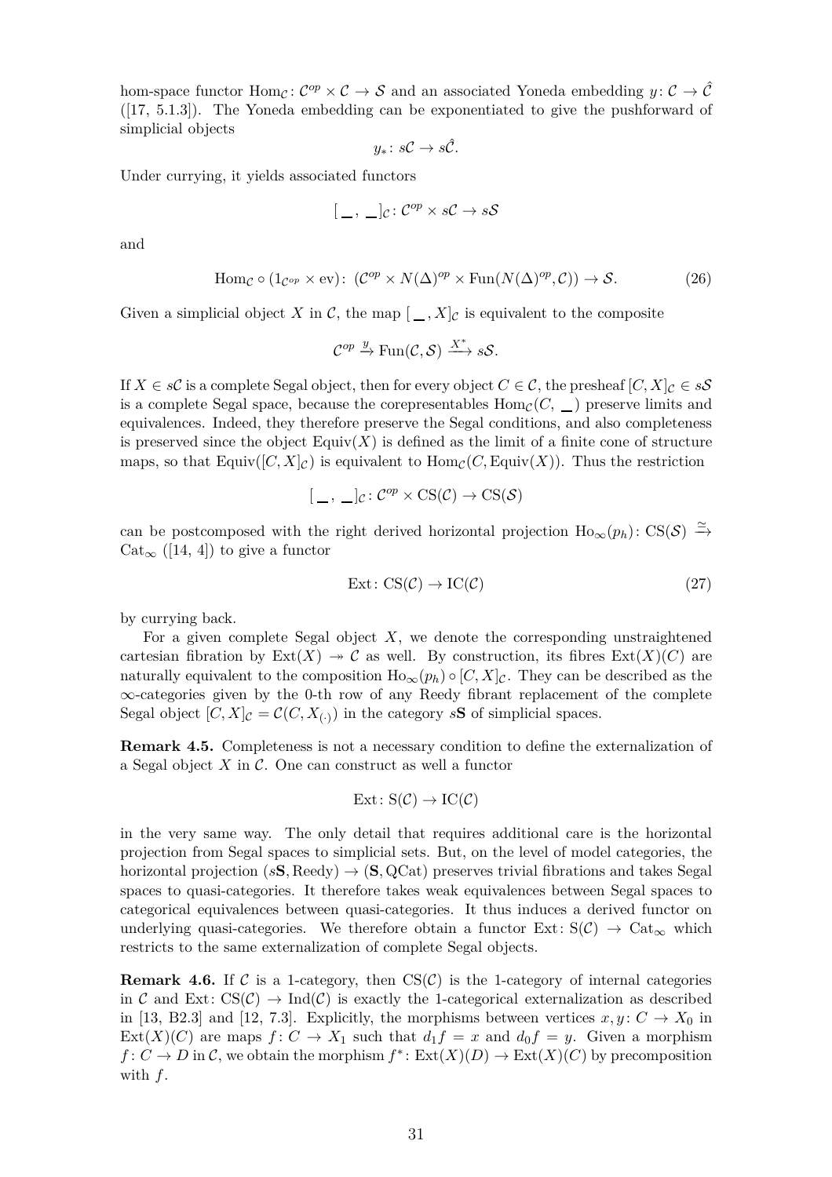hom-space functor $\mathrm{Hom}_{\mathcal{C}}\colon \mathcal{C}^{op}\times\mathcal{C}\to\mathcal{S}$ and an associated Yoneda embedding $y\colon \mathcal{C}\to\hat{\mathcal{C}}$ ([17, 5.1.3]). The Yoneda embedding can be exponentiated to give the pushforward of simplicial objects

$$y_*\colon s\mathcal{C}\to s\hat{\mathcal{C}}.$$

Under currying, it yields associated functors

$$[\,\_\,,\,\_\,]_{\mathcal{C}}\colon \mathcal{C}^{op}\times s\mathcal{C}\to s\mathcal{S}$$

and

$$\mathrm{Hom}_{\mathcal{C}}\circ(1_{\mathcal{C}^{op}}\times\mathrm{ev})\colon\ (\mathcal{C}^{op}\times N(\Delta)^{op}\times\mathrm{Fun}(N(\Delta)^{op},\mathcal{C}))\to\mathcal{S}. \tag{26}$$

Given a simplicial object $X$ in $\mathcal{C}$, the map $[\,\_\,,X]_{\mathcal{C}}$ is equivalent to the composite

$$\mathcal{C}^{op}\xrightarrow{y}\mathrm{Fun}(\mathcal{C},\mathcal{S})\xrightarrow{X^*}s\mathcal{S}.$$

If $X\in s\mathcal{C}$ is a complete Segal object, then for every object $C\in\mathcal{C}$, the presheaf $[C,X]_{\mathcal{C}}\in s\mathcal{S}$ is a complete Segal space, because the corepresentables $\mathrm{Hom}_{\mathcal{C}}(C,\,\_\,)$ preserve limits and equivalences. Indeed, they therefore preserve the Segal conditions, and also completeness is preserved since the object $\mathrm{Equiv}(X)$ is defined as the limit of a finite cone of structure maps, so that $\mathrm{Equiv}([C,X]_{\mathcal{C}})$ is equivalent to $\mathrm{Hom}_{\mathcal{C}}(C,\mathrm{Equiv}(X))$. Thus the restriction

$$[\,\_\,,\,\_\,]_{\mathcal{C}}\colon \mathcal{C}^{op}\times\mathrm{CS}(\mathcal{C})\to\mathrm{CS}(\mathcal{S})$$

can be postcomposed with the right derived horizontal projection $\mathrm{Ho}_\infty(p_h)\colon \mathrm{CS}(\mathcal{S})\xrightarrow{\simeq}\mathrm{Cat}_\infty$ ([14, 4]) to give a functor

$$\mathrm{Ext}\colon \mathrm{CS}(\mathcal{C})\to\mathrm{IC}(\mathcal{C}) \tag{27}$$

by currying back.

For a given complete Segal object $X$, we denote the corresponding unstraightened cartesian fibration by $\mathrm{Ext}(X)\twoheadrightarrow\mathcal{C}$ as well. By construction, its fibres $\mathrm{Ext}(X)(C)$ are naturally equivalent to the composition $\mathrm{Ho}_\infty(p_h)\circ[C,X]_{\mathcal{C}}$. They can be described as the $\infty$-categories given by the 0-th row of any Reedy fibrant replacement of the complete Segal object $[C,X]_{\mathcal{C}}=\mathcal{C}(C,X_{(\cdot)})$ in the category $s\mathbf{S}$ of simplicial spaces.

**Remark 4.5.** Completeness is not a necessary condition to define the externalization of a Segal object $X$ in $\mathcal{C}$. One can construct as well a functor

$$\mathrm{Ext}\colon \mathrm{S}(\mathcal{C})\to\mathrm{IC}(\mathcal{C})$$

in the very same way. The only detail that requires additional care is the horizontal projection from Segal spaces to simplicial sets. But, on the level of model categories, the horizontal projection $(s\mathbf{S},\mathrm{Reedy})\to(\mathbf{S},\mathrm{QCat})$ preserves trivial fibrations and takes Segal spaces to quasi-categories. It therefore takes weak equivalences between Segal spaces to categorical equivalences between quasi-categories. It thus induces a derived functor on underlying quasi-categories. We therefore obtain a functor $\mathrm{Ext}\colon\mathrm{S}(\mathcal{C})\to\mathrm{Cat}_\infty$ which restricts to the same externalization of complete Segal objects.

**Remark 4.6.** If $\mathcal{C}$ is a 1-category, then $\mathrm{CS}(\mathcal{C})$ is the 1-category of internal categories in $\mathcal{C}$ and $\mathrm{Ext}\colon\mathrm{CS}(\mathcal{C})\to\mathrm{Ind}(\mathcal{C})$ is exactly the 1-categorical externalization as described in [13, B2.3] and [12, 7.3]. Explicitly, the morphisms between vertices $x,y\colon C\to X_0$ in $\mathrm{Ext}(X)(C)$ are maps $f\colon C\to X_1$ such that $d_1f=x$ and $d_0f=y$. Given a morphism $f\colon C\to D$ in $\mathcal{C}$, we obtain the morphism $f^*\colon\mathrm{Ext}(X)(D)\to\mathrm{Ext}(X)(C)$ by precomposition with $f$.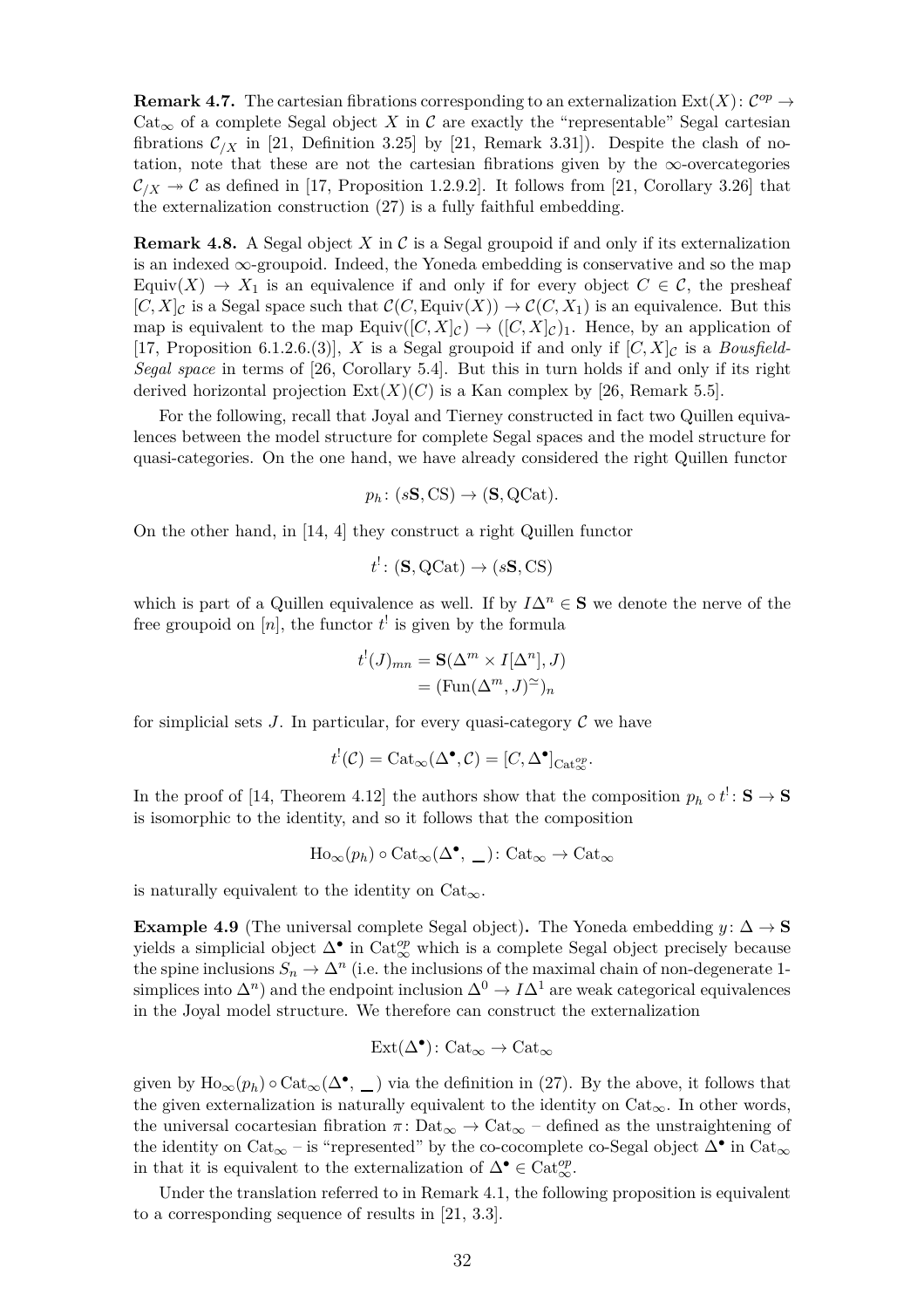**Remark 4.7.** The cartesian fibrations corresponding to an externalization $\mathrm{Ext}(X)\colon \mathcal{C}^{op} \to \mathrm{Cat}_\infty$ of a complete Segal object $X$ in $\mathcal{C}$ are exactly the "representable" Segal cartesian fibrations $\mathcal{C}_{/X}$ in [21, Definition 3.25] by [21, Remark 3.31]). Despite the clash of notation, note that these are not the cartesian fibrations given by the $\infty$-overcategories $\mathcal{C}_{/X} \twoheadrightarrow \mathcal{C}$ as defined in [17, Proposition 1.2.9.2]. It follows from [21, Corollary 3.26] that the externalization construction (27) is a fully faithful embedding.

**Remark 4.8.** A Segal object $X$ in $\mathcal{C}$ is a Segal groupoid if and only if its externalization is an indexed $\infty$-groupoid. Indeed, the Yoneda embedding is conservative and so the map $\mathrm{Equiv}(X) \to X_1$ is an equivalence if and only if for every object $C \in \mathcal{C}$, the presheaf $[C, X]_{\mathcal{C}}$ is a Segal space such that $\mathcal{C}(C, \mathrm{Equiv}(X)) \to \mathcal{C}(C, X_1)$ is an equivalence. But this map is equivalent to the map $\mathrm{Equiv}([C, X]_{\mathcal{C}}) \to ([C, X]_{\mathcal{C}})_1$. Hence, by an application of [17, Proposition 6.1.2.6.(3)], $X$ is a Segal groupoid if and only if $[C, X]_{\mathcal{C}}$ is a *Bousfield-Segal space* in terms of [26, Corollary 5.4]. But this in turn holds if and only if its right derived horizontal projection $\mathrm{Ext}(X)(C)$ is a Kan complex by [26, Remark 5.5].

For the following, recall that Joyal and Tierney constructed in fact two Quillen equivalences between the model structure for complete Segal spaces and the model structure for quasi-categories. On the one hand, we have already considered the right Quillen functor

$$p_h\colon (s\mathbf{S}, \mathrm{CS}) \to (\mathbf{S}, \mathrm{QCat}).$$

On the other hand, in [14, 4] they construct a right Quillen functor

$$t^!\colon (\mathbf{S}, \mathrm{QCat}) \to (s\mathbf{S}, \mathrm{CS})$$

which is part of a Quillen equivalence as well. If by $I\Delta^n \in \mathbf{S}$ we denote the nerve of the free groupoid on $[n]$, the functor $t^!$ is given by the formula

$$\begin{aligned} t^!(J)_{mn} &= \mathbf{S}(\Delta^m \times I[\Delta^n], J) \\ &= (\mathrm{Fun}(\Delta^m, J)^{\simeq})_n \end{aligned}$$

for simplicial sets $J$. In particular, for every quasi-category $\mathcal{C}$ we have

$$t^!(\mathcal{C}) = \mathrm{Cat}_\infty(\Delta^\bullet, \mathcal{C}) = [C, \Delta^\bullet]_{\mathrm{Cat}_\infty^{op}}.$$

In the proof of [14, Theorem 4.12] the authors show that the composition $p_h \circ t^!\colon \mathbf{S} \to \mathbf{S}$ is isomorphic to the identity, and so it follows that the composition

$$\mathrm{Ho}_\infty(p_h) \circ \mathrm{Cat}_\infty(\Delta^\bullet, \_\_)\colon \mathrm{Cat}_\infty \to \mathrm{Cat}_\infty$$

is naturally equivalent to the identity on $\mathrm{Cat}_\infty$.

**Example 4.9** (The universal complete Segal object)**.** The Yoneda embedding $y\colon \Delta \to \mathbf{S}$ yields a simplicial object $\Delta^\bullet$ in $\mathrm{Cat}_\infty^{op}$ which is a complete Segal object precisely because the spine inclusions $S_n \to \Delta^n$ (i.e. the inclusions of the maximal chain of non-degenerate 1-simplices into $\Delta^n$) and the endpoint inclusion $\Delta^0 \to I\Delta^1$ are weak categorical equivalences in the Joyal model structure. We therefore can construct the externalization

$$\mathrm{Ext}(\Delta^\bullet)\colon \mathrm{Cat}_\infty \to \mathrm{Cat}_\infty$$

given by $\mathrm{Ho}_\infty(p_h) \circ \mathrm{Cat}_\infty(\Delta^\bullet, \_\_)$ via the definition in (27). By the above, it follows that the given externalization is naturally equivalent to the identity on $\mathrm{Cat}_\infty$. In other words, the universal cocartesian fibration $\pi\colon \mathrm{Dat}_\infty \to \mathrm{Cat}_\infty$ – defined as the unstraightening of the identity on $\mathrm{Cat}_\infty$ – is "represented" by the co-cocomplete co-Segal object $\Delta^\bullet$ in $\mathrm{Cat}_\infty$ in that it is equivalent to the externalization of $\Delta^\bullet \in \mathrm{Cat}_\infty^{op}$.

Under the translation referred to in Remark 4.1, the following proposition is equivalent to a corresponding sequence of results in [21, 3.3].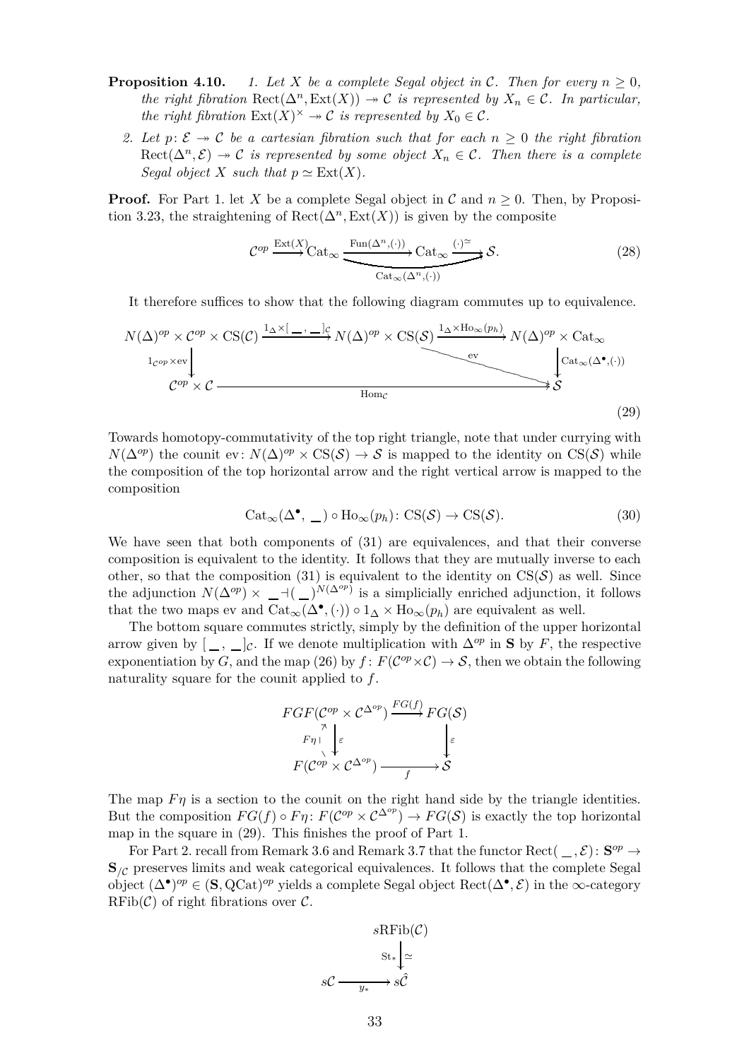**Proposition 4.10.** *1. Let $X$ be a complete Segal object in $\mathcal{C}$. Then for every $n \geq 0$, the right fibration $\mathrm{Rect}(\Delta^n, \mathrm{Ext}(X)) \twoheadrightarrow \mathcal{C}$ is represented by $X_n \in \mathcal{C}$. In particular, the right fibration $\mathrm{Ext}(X)^{\times} \twoheadrightarrow \mathcal{C}$ is represented by $X_0 \in \mathcal{C}$.*

*2. Let $p\colon \mathcal{E} \twoheadrightarrow \mathcal{C}$ be a cartesian fibration such that for each $n \geq 0$ the right fibration $\mathrm{Rect}(\Delta^n, \mathcal{E}) \twoheadrightarrow \mathcal{C}$ is represented by some object $X_n \in \mathcal{C}$. Then there is a complete Segal object $X$ such that $p \simeq \mathrm{Ext}(X)$.*

**Proof.** For Part 1. let $X$ be a complete Segal object in $\mathcal{C}$ and $n \geq 0$. Then, by Proposition 3.23, the straightening of $\mathrm{Rect}(\Delta^n, \mathrm{Ext}(X))$ is given by the composite

$$\mathcal{C}^{op} \xrightarrow{\mathrm{Ext}(X)} \mathrm{Cat}_\infty \xrightarrow{\mathrm{Fun}(\Delta^n,(\cdot))} \mathrm{Cat}_\infty \xrightarrow{(\cdot)^{\simeq}} \mathcal{S}. \tag{28}$$

(where the composite of the last two arrows is labelled $\mathrm{Cat}_\infty(\Delta^n,(\cdot))$.)

It therefore suffices to show that the following diagram commutes up to equivalence.

$$\begin{array}{ccccc}
N(\Delta)^{op} \times \mathcal{C}^{op} \times \mathrm{CS}(\mathcal{C}) & \xrightarrow{1_\Delta \times [\_,\_]_{\mathcal{C}}} & N(\Delta)^{op} \times \mathrm{CS}(\mathcal{S}) & \xrightarrow{1_\Delta \times \mathrm{Ho}_\infty(p_h)} & N(\Delta)^{op} \times \mathrm{Cat}_\infty \\
\downarrow{\scriptstyle 1_{\mathcal{C}^{op}} \times \mathrm{ev}} & & & \searrow{\scriptstyle \mathrm{ev}} & \downarrow{\scriptstyle \mathrm{Cat}_\infty(\Delta^\bullet,(\cdot))} \\
\mathcal{C}^{op} \times \mathcal{C} & & \xrightarrow{\mathrm{Hom}_{\mathcal{C}}} & & \mathcal{S}
\end{array} \tag{29}$$

Towards homotopy-commutativity of the top right triangle, note that under currying with $N(\Delta^{op})$ the counit $\mathrm{ev}\colon N(\Delta)^{op} \times \mathrm{CS}(\mathcal{S}) \to \mathcal{S}$ is mapped to the identity on $\mathrm{CS}(\mathcal{S})$ while the composition of the top horizontal arrow and the right vertical arrow is mapped to the composition

$$\mathrm{Cat}_\infty(\Delta^\bullet, \_) \circ \mathrm{Ho}_\infty(p_h)\colon \mathrm{CS}(\mathcal{S}) \to \mathrm{CS}(\mathcal{S}). \tag{30}$$

We have seen that both components of (31) are equivalences, and that their converse composition is equivalent to the identity. It follows that they are mutually inverse to each other, so that the composition (31) is equivalent to the identity on $\mathrm{CS}(\mathcal{S})$ as well. Since the adjunction $N(\Delta^{op}) \times \_ \dashv (\_)^{N(\Delta^{op})}$ is a simplicially enriched adjunction, it follows that the two maps ev and $\mathrm{Cat}_\infty(\Delta^\bullet,(\cdot)) \circ 1_\Delta \times \mathrm{Ho}_\infty(p_h)$ are equivalent as well.

The bottom square commutes strictly, simply by the definition of the upper horizontal arrow given by $[\_,\_]_{\mathcal{C}}$. If we denote multiplication with $\Delta^{op}$ in $\mathbf{S}$ by $F$, the respective exponentiation by $G$, and the map (26) by $f\colon F(\mathcal{C}^{op} \times \mathcal{C}) \to \mathcal{S}$, then we obtain the following naturality square for the counit applied to $f$.

$$\begin{array}{ccc}
FGF(\mathcal{C}^{op} \times \mathcal{C}^{\Delta^{op}}) & \xrightarrow{FG(f)} & FG(\mathcal{S}) \\
{\scriptstyle F\eta} \uparrow \downarrow {\scriptstyle \varepsilon} & & \downarrow {\scriptstyle \varepsilon} \\
F(\mathcal{C}^{op} \times \mathcal{C}^{\Delta^{op}}) & \xrightarrow{f} & \mathcal{S}
\end{array}$$

The map $F\eta$ is a section to the counit on the right hand side by the triangle identities. But the composition $FG(f) \circ F\eta\colon F(\mathcal{C}^{op} \times \mathcal{C}^{\Delta^{op}}) \to FG(\mathcal{S})$ is exactly the top horizontal map in the square in (29). This finishes the proof of Part 1.

For Part 2. recall from Remark 3.6 and Remark 3.7 that the functor $\mathrm{Rect}(\_,\mathcal{E})\colon \mathbf{S}^{op} \to \mathbf{S}_{/\mathcal{C}}$ preserves limits and weak categorical equivalences. It follows that the complete Segal object $(\Delta^\bullet)^{op} \in (\mathbf{S}, \mathrm{QCat})^{op}$ yields a complete Segal object $\mathrm{Rect}(\Delta^\bullet, \mathcal{E})$ in the $\infty$-category $\mathrm{RFib}(\mathcal{C})$ of right fibrations over $\mathcal{C}$.

$$\begin{array}{ccc}
 & & s\mathrm{RFib}(\mathcal{C}) \\
 & & \downarrow{\scriptstyle \mathrm{St}_*}\ \simeq \\
s\mathcal{C} & \xrightarrow{y_*} & s\hat{\mathcal{C}}
\end{array}$$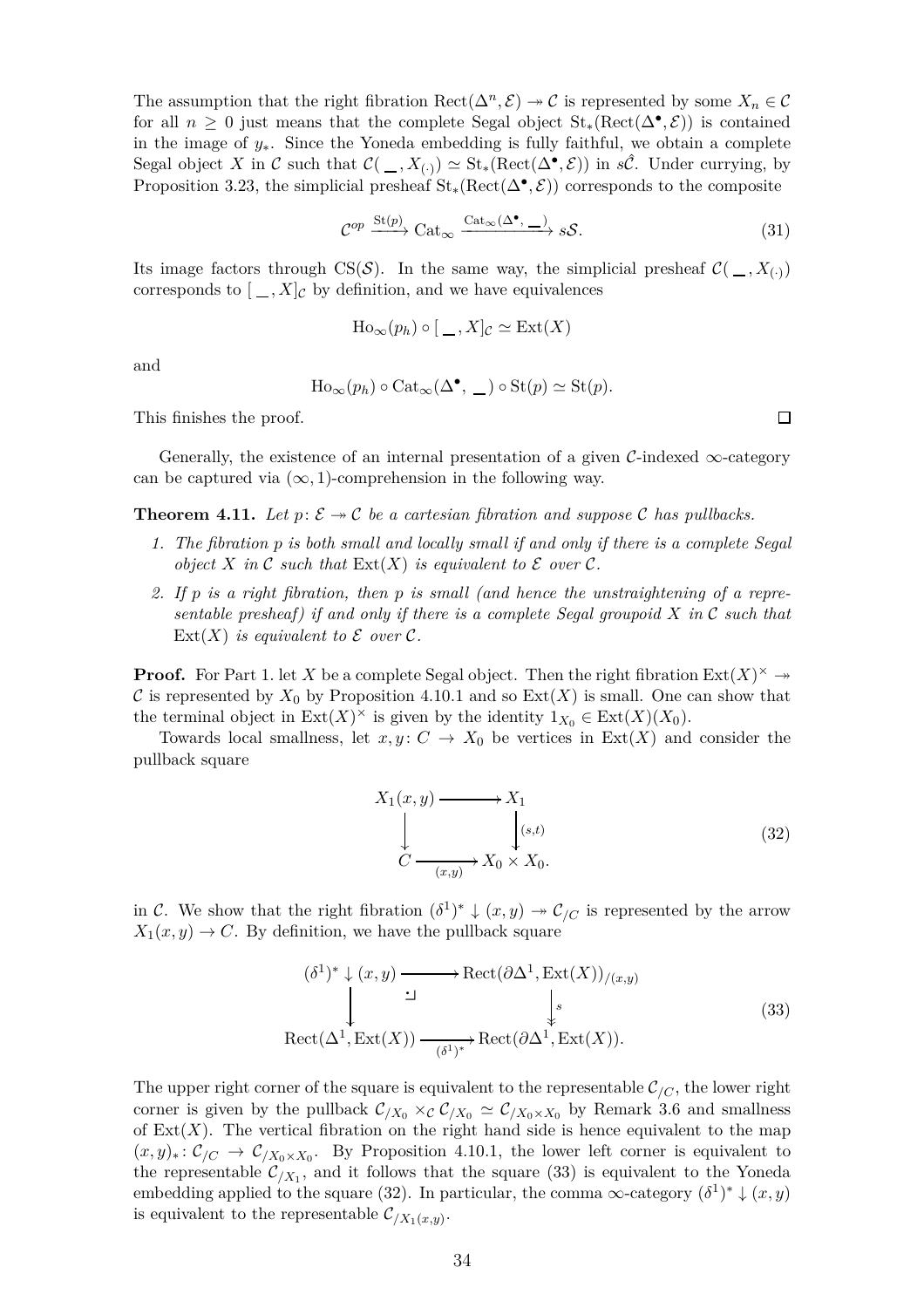The assumption that the right fibration $\mathrm{Rect}(\Delta^n, \mathcal{E}) \twoheadrightarrow \mathcal{C}$ is represented by some $X_n \in \mathcal{C}$ for all $n \geq 0$ just means that the complete Segal object $\mathrm{St}_*(\mathrm{Rect}(\Delta^\bullet, \mathcal{E}))$ is contained in the image of $y_*$. Since the Yoneda embedding is fully faithful, we obtain a complete Segal object $X$ in $\mathcal{C}$ such that $\mathcal{C}(\_, X_{(\cdot)}) \simeq \mathrm{St}_*(\mathrm{Rect}(\Delta^\bullet, \mathcal{E}))$ in $s\hat{\mathcal{C}}$. Under currying, by Proposition 3.23, the simplicial presheaf $\mathrm{St}_*(\mathrm{Rect}(\Delta^\bullet, \mathcal{E}))$ corresponds to the composite

$$\mathcal{C}^{op} \xrightarrow{\mathrm{St}(p)} \mathrm{Cat}_\infty \xrightarrow{\mathrm{Cat}_\infty(\Delta^\bullet, \_)} s\mathcal{S}. \tag{31}$$

Its image factors through $\mathrm{CS}(\mathcal{S})$. In the same way, the simplicial presheaf $\mathcal{C}(\_, X_{(\cdot)})$ corresponds to $[\_, X]_{\mathcal{C}}$ by definition, and we have equivalences

$$\mathrm{Ho}_\infty(p_h) \circ [\_, X]_{\mathcal{C}} \simeq \mathrm{Ext}(X)$$

and

$$\mathrm{Ho}_\infty(p_h) \circ \mathrm{Cat}_\infty(\Delta^\bullet, \_) \circ \mathrm{St}(p) \simeq \mathrm{St}(p).$$

This finishes the proof. $\square$

Generally, the existence of an internal presentation of a given $\mathcal{C}$-indexed $\infty$-category can be captured via $(\infty, 1)$-comprehension in the following way.

**Theorem 4.11.** *Let $p \colon \mathcal{E} \twoheadrightarrow \mathcal{C}$ be a cartesian fibration and suppose $\mathcal{C}$ has pullbacks.*

1. *The fibration $p$ is both small and locally small if and only if there is a complete Segal object $X$ in $\mathcal{C}$ such that $\mathrm{Ext}(X)$ is equivalent to $\mathcal{E}$ over $\mathcal{C}$.*
2. *If $p$ is a right fibration, then $p$ is small (and hence the unstraightening of a representable presheaf) if and only if there is a complete Segal groupoid $X$ in $\mathcal{C}$ such that $\mathrm{Ext}(X)$ is equivalent to $\mathcal{E}$ over $\mathcal{C}$.*

**Proof.** For Part 1. let $X$ be a complete Segal object. Then the right fibration $\mathrm{Ext}(X)^\times \twoheadrightarrow \mathcal{C}$ is represented by $X_0$ by Proposition 4.10.1 and so $\mathrm{Ext}(X)$ is small. One can show that the terminal object in $\mathrm{Ext}(X)^\times$ is given by the identity $1_{X_0} \in \mathrm{Ext}(X)(X_0)$.

Towards local smallness, let $x, y \colon C \to X_0$ be vertices in $\mathrm{Ext}(X)$ and consider the pullback square

$$\begin{array}{ccc} X_1(x,y) & \longrightarrow & X_1 \\ \downarrow & & \downarrow{\scriptstyle (s,t)} \\ C & \xrightarrow[(x,y)]{} & X_0 \times X_0. \end{array} \tag{32}$$

in $\mathcal{C}$. We show that the right fibration $(\delta^1)^* \downarrow (x,y) \twoheadrightarrow \mathcal{C}_{/C}$ is represented by the arrow $X_1(x,y) \to C$. By definition, we have the pullback square

$$\begin{array}{ccc} (\delta^1)^* \downarrow (x,y) & \longrightarrow & \mathrm{Rect}(\partial\Delta^1, \mathrm{Ext}(X))_{/(x,y)} \\ \downarrow & \lrcorner & \downarrow{\scriptstyle s} \\ \mathrm{Rect}(\Delta^1, \mathrm{Ext}(X)) & \xrightarrow[(\delta^1)^*]{} & \mathrm{Rect}(\partial\Delta^1, \mathrm{Ext}(X)). \end{array} \tag{33}$$

The upper right corner of the square is equivalent to the representable $\mathcal{C}_{/C}$, the lower right corner is given by the pullback $\mathcal{C}_{/X_0} \times_{\mathcal{C}} \mathcal{C}_{/X_0} \simeq \mathcal{C}_{/X_0 \times X_0}$ by Remark 3.6 and smallness of $\mathrm{Ext}(X)$. The vertical fibration on the right hand side is hence equivalent to the map $(x,y)_* \colon \mathcal{C}_{/C} \to \mathcal{C}_{/X_0 \times X_0}$. By Proposition 4.10.1, the lower left corner is equivalent to the representable $\mathcal{C}_{/X_1}$, and it follows that the square (33) is equivalent to the Yoneda embedding applied to the square (32). In particular, the comma $\infty$-category $(\delta^1)^* \downarrow (x,y)$ is equivalent to the representable $\mathcal{C}_{/X_1(x,y)}$.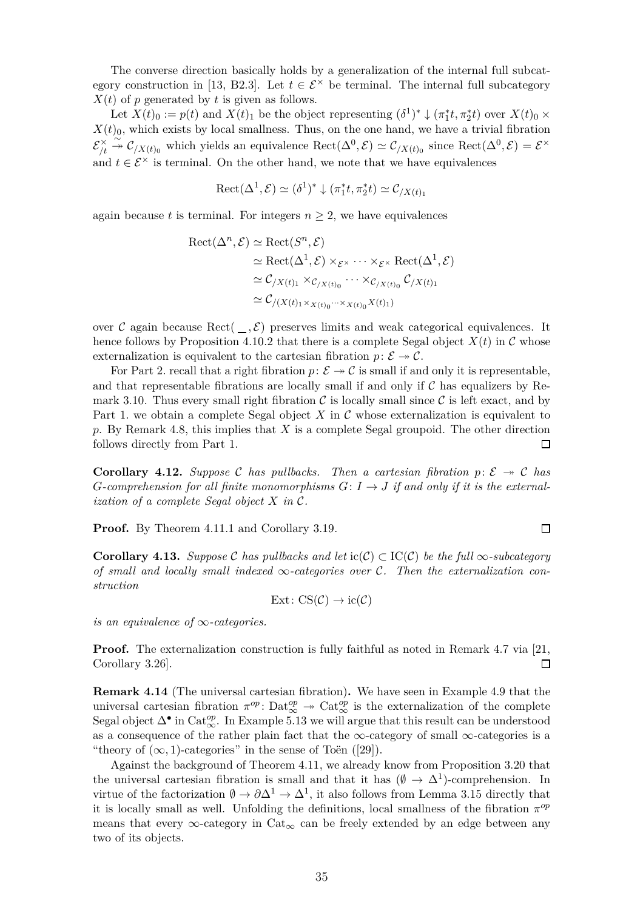The converse direction basically holds by a generalization of the internal full subcategory construction in [13, B2.3]. Let $t \in \mathcal{E}^\times$ be terminal. The internal full subcategory $X(t)$ of $p$ generated by $t$ is given as follows.

Let $X(t)_0 := p(t)$ and $X(t)_1$ be the object representing $(\delta^1)^* \downarrow (\pi_1^* t, \pi_2^* t)$ over $X(t)_0 \times X(t)_0$, which exists by local smallness. Thus, on the one hand, we have a trivial fibration $\mathcal{E}^\times_{/t} \overset{\sim}{\twoheadrightarrow} \mathcal{C}_{/X(t)_0}$ which yields an equivalence $\mathrm{Rect}(\Delta^0, \mathcal{E}) \simeq \mathcal{C}_{/X(t)_0}$ since $\mathrm{Rect}(\Delta^0, \mathcal{E}) = \mathcal{E}^\times$ and $t \in \mathcal{E}^\times$ is terminal. On the other hand, we note that we have equivalences

$$\mathrm{Rect}(\Delta^1, \mathcal{E}) \simeq (\delta^1)^* \downarrow (\pi_1^* t, \pi_2^* t) \simeq \mathcal{C}_{/X(t)_1}$$

again because $t$ is terminal. For integers $n \geq 2$, we have equivalences

$$\begin{aligned}
\mathrm{Rect}(\Delta^n, \mathcal{E}) &\simeq \mathrm{Rect}(S^n, \mathcal{E}) \\
&\simeq \mathrm{Rect}(\Delta^1, \mathcal{E}) \times_{\mathcal{E}^\times} \cdots \times_{\mathcal{E}^\times} \mathrm{Rect}(\Delta^1, \mathcal{E}) \\
&\simeq \mathcal{C}_{/X(t)_1} \times_{\mathcal{C}_{/X(t)_0}} \cdots \times_{\mathcal{C}_{/X(t)_0}} \mathcal{C}_{/X(t)_1} \\
&\simeq \mathcal{C}_{/(X(t)_1 \times_{X(t)_0} \cdots \times_{X(t)_0} X(t)_1)}
\end{aligned}$$

over $\mathcal{C}$ again because $\mathrm{Rect}(\_\_, \mathcal{E})$ preserves limits and weak categorical equivalences. It hence follows by Proposition 4.10.2 that there is a complete Segal object $X(t)$ in $\mathcal{C}$ whose externalization is equivalent to the cartesian fibration $p \colon \mathcal{E} \twoheadrightarrow \mathcal{C}$.

For Part 2. recall that a right fibration $p \colon \mathcal{E} \twoheadrightarrow \mathcal{C}$ is small if and only it is representable, and that representable fibrations are locally small if and only if $\mathcal{C}$ has equalizers by Remark 3.10. Thus every small right fibration $\mathcal{C}$ is locally small since $\mathcal{C}$ is left exact, and by Part 1. we obtain a complete Segal object $X$ in $\mathcal{C}$ whose externalization is equivalent to $p$. By Remark 4.8, this implies that $X$ is a complete Segal groupoid. The other direction follows directly from Part 1. □

**Corollary 4.12.** *Suppose $\mathcal{C}$ has pullbacks. Then a cartesian fibration $p \colon \mathcal{E} \twoheadrightarrow \mathcal{C}$ has $G$-comprehension for all finite monomorphisms $G \colon I \to J$ if and only if it is the externalization of a complete Segal object $X$ in $\mathcal{C}$.*

**Proof.** By Theorem 4.11.1 and Corollary 3.19. □

**Corollary 4.13.** *Suppose $\mathcal{C}$ has pullbacks and let $\mathrm{ic}(\mathcal{C}) \subset \mathrm{IC}(\mathcal{C})$ be the full $\infty$-subcategory of small and locally small indexed $\infty$-categories over $\mathcal{C}$. Then the externalization construction*

$$\mathrm{Ext} \colon \mathrm{CS}(\mathcal{C}) \to \mathrm{ic}(\mathcal{C})$$

*is an equivalence of $\infty$-categories.*

**Proof.** The externalization construction is fully faithful as noted in Remark 4.7 via [21, Corollary 3.26]. □

**Remark 4.14** (The universal cartesian fibration)**.** We have seen in Example 4.9 that the universal cartesian fibration $\pi^{op} \colon \mathrm{Dat}_\infty^{op} \twoheadrightarrow \mathrm{Cat}_\infty^{op}$ is the externalization of the complete Segal object $\Delta^\bullet$ in $\mathrm{Cat}_\infty^{op}$. In Example 5.13 we will argue that this result can be understood as a consequence of the rather plain fact that the $\infty$-category of small $\infty$-categories is a "theory of $(\infty, 1)$-categories" in the sense of Toën ([29]).

Against the background of Theorem 4.11, we already know from Proposition 3.20 that the universal cartesian fibration is small and that it has $(\emptyset \to \Delta^1)$-comprehension. In virtue of the factorization $\emptyset \to \partial\Delta^1 \to \Delta^1$, it also follows from Lemma 3.15 directly that it is locally small as well. Unfolding the definitions, local smallness of the fibration $\pi^{op}$ means that every $\infty$-category in $\mathrm{Cat}_\infty$ can be freely extended by an edge between any two of its objects.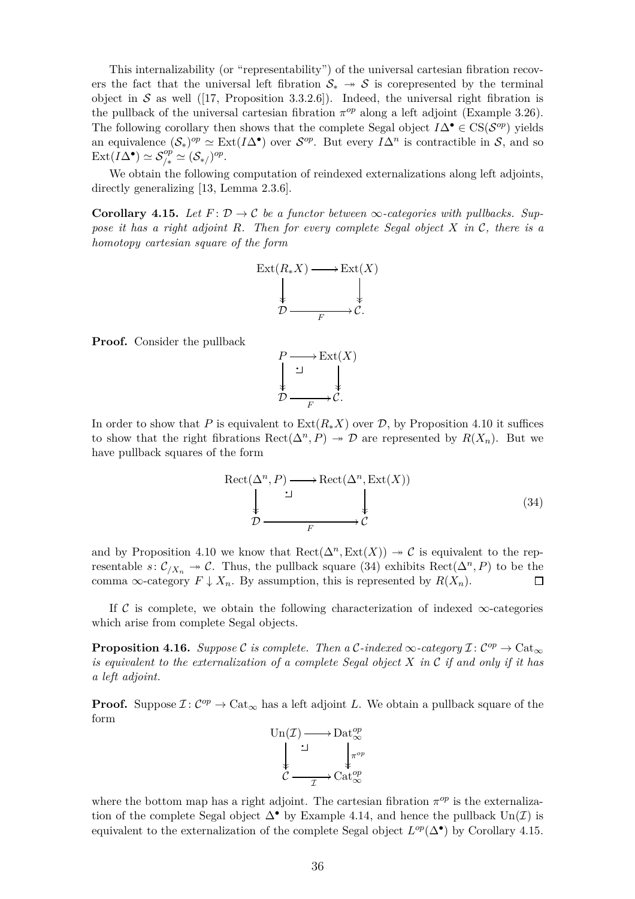This internalizability (or "representability") of the universal cartesian fibration recovers the fact that the universal left fibration $\mathcal{S}_* \twoheadrightarrow \mathcal{S}$ is corepresented by the terminal object in $\mathcal{S}$ as well ([17, Proposition 3.3.2.6]). Indeed, the universal right fibration is the pullback of the universal cartesian fibration $\pi^{op}$ along a left adjoint (Example 3.26). The following corollary then shows that the complete Segal object $I\Delta^\bullet \in \mathrm{CS}(\mathcal{S}^{op})$ yields an equivalence $(\mathcal{S}_*)^{op} \simeq \mathrm{Ext}(I\Delta^\bullet)$ over $\mathcal{S}^{op}$. But every $I\Delta^n$ is contractible in $\mathcal{S}$, and so $\mathrm{Ext}(I\Delta^\bullet) \simeq \mathcal{S}^{op}_{/*} \simeq (\mathcal{S}_{*/})^{op}$.

We obtain the following computation of reindexed externalizations along left adjoints, directly generalizing [13, Lemma 2.3.6].

**Corollary 4.15.** *Let $F\colon \mathcal{D} \to \mathcal{C}$ be a functor between $\infty$-categories with pullbacks. Suppose it has a right adjoint $R$. Then for every complete Segal object $X$ in $\mathcal{C}$, there is a homotopy cartesian square of the form*

$$\begin{array}{ccc} \mathrm{Ext}(R_*X) & \longrightarrow & \mathrm{Ext}(X) \\ \downarrow & & \downarrow \\ \mathcal{D} & \xrightarrow{F} & \mathcal{C}. \end{array}$$

**Proof.** Consider the pullback

$$\begin{array}{ccc} P & \longrightarrow & \mathrm{Ext}(X) \\ \downarrow & \lrcorner & \downarrow \\ \mathcal{D} & \xrightarrow{F} & \mathcal{C}. \end{array}$$

In order to show that $P$ is equivalent to $\mathrm{Ext}(R_*X)$ over $\mathcal{D}$, by Proposition 4.10 it suffices to show that the right fibrations $\mathrm{Rect}(\Delta^n, P) \twoheadrightarrow \mathcal{D}$ are represented by $R(X_n)$. But we have pullback squares of the form

$$\begin{array}{ccc} \mathrm{Rect}(\Delta^n, P) & \longrightarrow & \mathrm{Rect}(\Delta^n, \mathrm{Ext}(X)) \\ \downarrow & \lrcorner & \downarrow \\ \mathcal{D} & \xrightarrow{F} & \mathcal{C} \end{array} \tag{34}$$

and by Proposition 4.10 we know that $\mathrm{Rect}(\Delta^n, \mathrm{Ext}(X)) \twoheadrightarrow \mathcal{C}$ is equivalent to the representable $s\colon \mathcal{C}_{/X_n} \twoheadrightarrow \mathcal{C}$. Thus, the pullback square (34) exhibits $\mathrm{Rect}(\Delta^n, P)$ to be the comma $\infty$-category $F \downarrow X_n$. By assumption, this is represented by $R(X_n)$. $\square$

If $\mathcal{C}$ is complete, we obtain the following characterization of indexed $\infty$-categories which arise from complete Segal objects.

**Proposition 4.16.** *Suppose $\mathcal{C}$ is complete. Then a $\mathcal{C}$-indexed $\infty$-category $\mathcal{I}\colon \mathcal{C}^{op} \to \mathrm{Cat}_\infty$ is equivalent to the externalization of a complete Segal object $X$ in $\mathcal{C}$ if and only if it has a left adjoint.*

**Proof.** Suppose $\mathcal{I}\colon \mathcal{C}^{op} \to \mathrm{Cat}_\infty$ has a left adjoint $L$. We obtain a pullback square of the form

$$\begin{array}{ccc} \mathrm{Un}(\mathcal{I}) & \longrightarrow & \mathrm{Dat}_\infty^{op} \\ \downarrow & \lrcorner & \downarrow \pi^{op} \\ \mathcal{C} & \xrightarrow{\mathcal{I}} & \mathrm{Cat}_\infty^{op} \end{array}$$

where the bottom map has a right adjoint. The cartesian fibration $\pi^{op}$ is the externalization of the complete Segal object $\Delta^\bullet$ by Example 4.14, and hence the pullback $\mathrm{Un}(\mathcal{I})$ is equivalent to the externalization of the complete Segal object $L^{op}(\Delta^\bullet)$ by Corollary 4.15.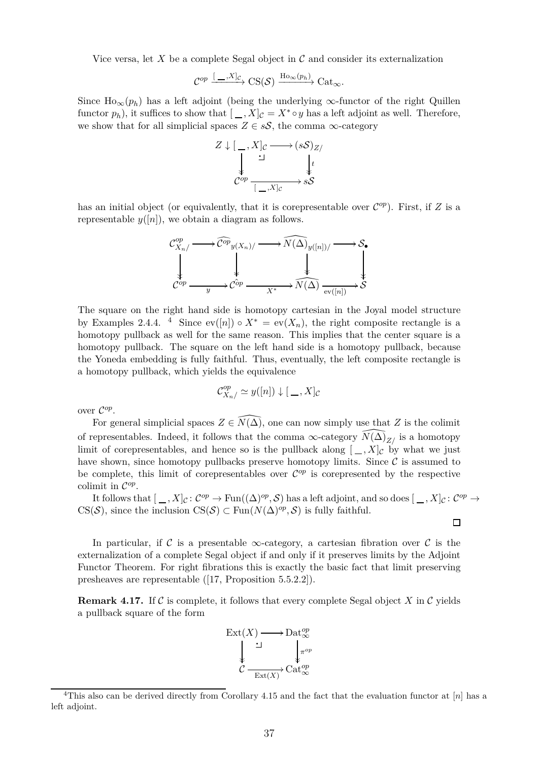Vice versa, let $X$ be a complete Segal object in $\mathcal{C}$ and consider its externalization

$$\mathcal{C}^{op} \xrightarrow{[\_,X]_{\mathcal{C}}} \mathrm{CS}(\mathcal{S}) \xrightarrow{\mathrm{Ho}_\infty(p_h)} \mathrm{Cat}_\infty.$$

Since $\mathrm{Ho}_\infty(p_h)$ has a left adjoint (being the underlying $\infty$-functor of the right Quillen functor $p_h$), it suffices to show that $[\_,X]_{\mathcal{C}} = X^* \circ y$ has a left adjoint as well. Therefore, we show that for all simplicial spaces $Z \in s\mathcal{S}$, the comma $\infty$-category

$$\begin{array}{ccc} Z \downarrow [\_,X]_{\mathcal{C}} & \longrightarrow & (s\mathcal{S})_{Z/} \\ \downarrow & \lrcorner & \downarrow t \\ \mathcal{C}^{op} & \xrightarrow[{[\_,X]_{\mathcal{C}}}]{} & s\mathcal{S} \end{array}$$

has an initial object (or equivalently, that it is corepresentable over $\mathcal{C}^{op}$). First, if $Z$ is a representable $y([n])$, we obtain a diagram as follows.

$$\begin{array}{ccccccc} \mathcal{C}^{op}_{X_n/} & \longrightarrow & \widehat{\mathcal{C}^{op}}_{y(X_n)/} & \longrightarrow & \widehat{N(\Delta)}_{y([n])/} & \longrightarrow & \mathcal{S}_\bullet \\ \downarrow & & \downarrow & & \downarrow & & \downarrow \\ \mathcal{C}^{op} & \xrightarrow[y]{} & \hat{\mathcal{C}^{op}} & \xrightarrow[X^*]{} & \widehat{N(\Delta)} & \xrightarrow[\mathrm{ev}([n])]{} & \mathcal{S} \end{array}$$

The square on the right hand side is homotopy cartesian in the Joyal model structure by Examples 2.4.4. [4] Since $\mathrm{ev}([n]) \circ X^* = \mathrm{ev}(X_n)$, the right composite rectangle is a homotopy pullback as well for the same reason. This implies that the center square is a homotopy pullback. The square on the left hand side is a homotopy pullback, because the Yoneda embedding is fully faithful. Thus, eventually, the left composite rectangle is a homotopy pullback, which yields the equivalence

$$\mathcal{C}^{op}_{X_n/} \simeq y([n]) \downarrow [\_,X]_{\mathcal{C}}$$

over $\mathcal{C}^{op}$.

For general simplicial spaces $Z \in \widehat{N(\Delta)}$, one can now simply use that $Z$ is the colimit of representables. Indeed, it follows that the comma $\infty$-category $\widehat{N(\Delta)}_{Z/}$ is a homotopy limit of corepresentables, and hence so is the pullback along $[\_,X]_{\mathcal{C}}$ by what we just have shown, since homotopy pullbacks preserve homotopy limits. Since $\mathcal{C}$ is assumed to be complete, this limit of corepresentables over $\mathcal{C}^{op}$ is corepresented by the respective colimit in $\mathcal{C}^{op}$.

It follows that $[\_,X]_{\mathcal{C}} \colon \mathcal{C}^{op} \to \mathrm{Fun}((\Delta)^{op}, \mathcal{S})$ has a left adjoint, and so does $[\_,X]_{\mathcal{C}} \colon \mathcal{C}^{op} \to \mathrm{CS}(\mathcal{S})$, since the inclusion $\mathrm{CS}(\mathcal{S}) \subset \mathrm{Fun}(N(\Delta)^{op}, \mathcal{S})$ is fully faithful.

□

In particular, if $\mathcal{C}$ is a presentable $\infty$-category, a cartesian fibration over $\mathcal{C}$ is the externalization of a complete Segal object if and only if it preserves limits by the Adjoint Functor Theorem. For right fibrations this is exactly the basic fact that limit preserving presheaves are representable ([17, Proposition 5.5.2.2]).

**Remark 4.17.** If $\mathcal{C}$ is complete, it follows that every complete Segal object $X$ in $\mathcal{C}$ yields a pullback square of the form

$$\begin{array}{ccc} \mathrm{Ext}(X) & \longrightarrow & \mathrm{Dat}^{op}_\infty \\ \downarrow & \lrcorner & \downarrow \pi^{op} \\ \mathcal{C} & \xrightarrow[\mathrm{Ext}(X)]{} & \mathrm{Cat}^{op}_\infty \end{array}$$

[4] This also can be derived directly from Corollary 4.15 and the fact that the evaluation functor at $[n]$ has a left adjoint.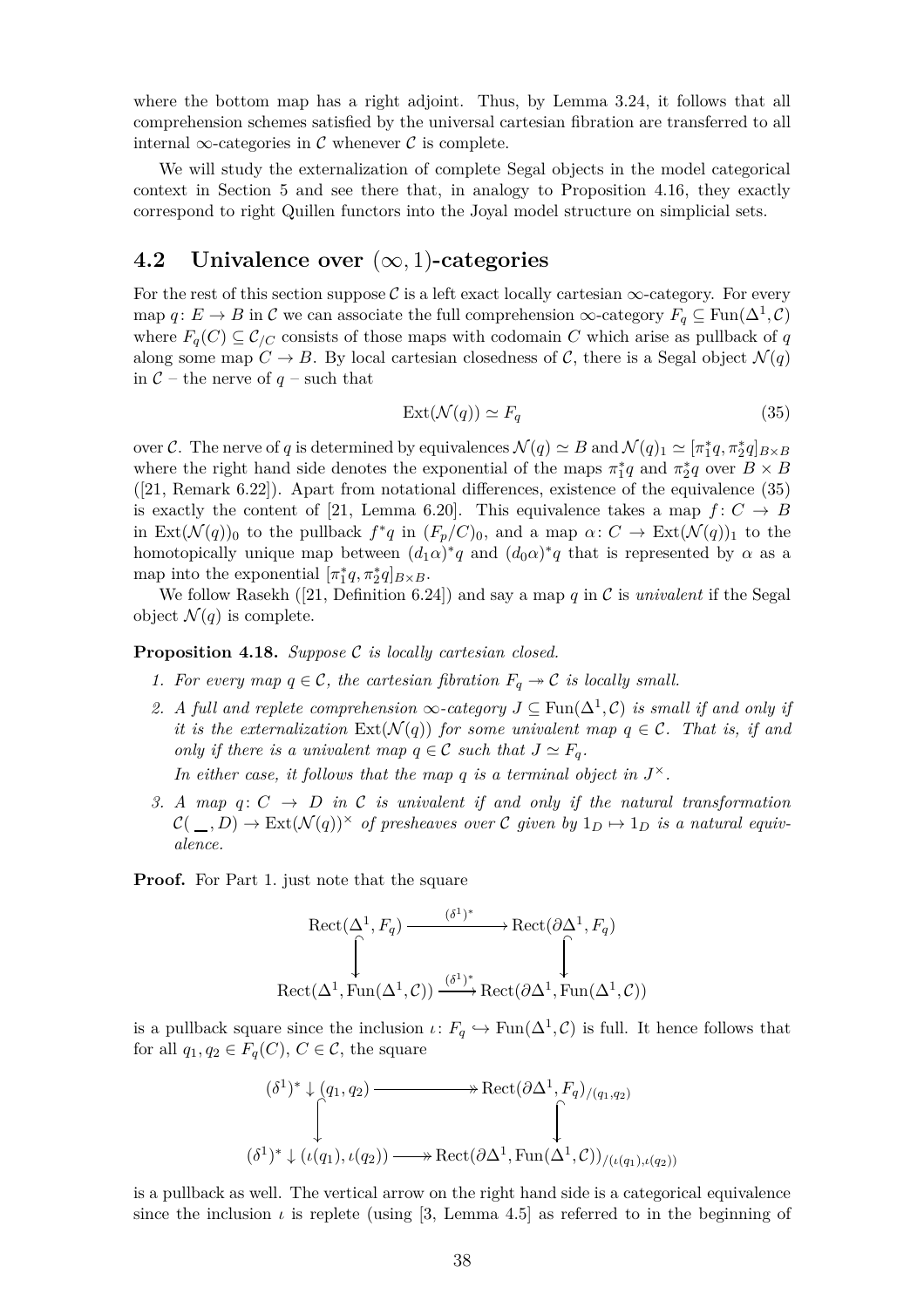where the bottom map has a right adjoint. Thus, by Lemma 3.24, it follows that all comprehension schemes satisfied by the universal cartesian fibration are transferred to all internal $\infty$-categories in $\mathcal{C}$ whenever $\mathcal{C}$ is complete.

We will study the externalization of complete Segal objects in the model categorical context in Section 5 and see there that, in analogy to Proposition 4.16, they exactly correspond to right Quillen functors into the Joyal model structure on simplicial sets.

## 4.2 Univalence over $(\infty, 1)$-categories

For the rest of this section suppose $\mathcal{C}$ is a left exact locally cartesian $\infty$-category. For every map $q\colon E \to B$ in $\mathcal{C}$ we can associate the full comprehension $\infty$-category $F_q \subseteq \mathrm{Fun}(\Delta^1, \mathcal{C})$ where $F_q(C) \subseteq \mathcal{C}_{/C}$ consists of those maps with codomain $C$ which arise as pullback of $q$ along some map $C \to B$. By local cartesian closedness of $\mathcal{C}$, there is a Segal object $\mathcal{N}(q)$ in $\mathcal{C}$ – the nerve of $q$ – such that

$$\mathrm{Ext}(\mathcal{N}(q)) \simeq F_q \tag{35}$$

over $\mathcal{C}$. The nerve of $q$ is determined by equivalences $\mathcal{N}(q) \simeq B$ and $\mathcal{N}(q)_1 \simeq [\pi_1^* q, \pi_2^* q]_{B\times B}$ where the right hand side denotes the exponential of the maps $\pi_1^* q$ and $\pi_2^* q$ over $B \times B$ ([21, Remark 6.22]). Apart from notational differences, existence of the equivalence (35) is exactly the content of [21, Lemma 6.20]. This equivalence takes a map $f\colon C \to B$ in $\mathrm{Ext}(\mathcal{N}(q))_0$ to the pullback $f^*q$ in $(F_p/C)_0$, and a map $\alpha\colon C \to \mathrm{Ext}(\mathcal{N}(q))_1$ to the homotopically unique map between $(d_1\alpha)^*q$ and $(d_0\alpha)^*q$ that is represented by $\alpha$ as a map into the exponential $[\pi_1^* q, \pi_2^* q]_{B\times B}$.

We follow Rasekh ([21, Definition 6.24]) and say a map $q$ in $\mathcal{C}$ is *univalent* if the Segal object $\mathcal{N}(q)$ is complete.

**Proposition 4.18.** *Suppose $\mathcal{C}$ is locally cartesian closed.*

1. *For every map $q \in \mathcal{C}$, the cartesian fibration $F_q \twoheadrightarrow \mathcal{C}$ is locally small.*
2. *A full and replete comprehension $\infty$-category $J \subseteq \mathrm{Fun}(\Delta^1, \mathcal{C})$ is small if and only if it is the externalization $\mathrm{Ext}(\mathcal{N}(q))$ for some univalent map $q \in \mathcal{C}$. That is, if and only if there is a univalent map $q \in \mathcal{C}$ such that $J \simeq F_q$.*

   *In either case, it follows that the map $q$ is a terminal object in $J^\times$.*
3. *A map $q\colon C \to D$ in $\mathcal{C}$ is univalent if and only if the natural transformation $\mathcal{C}(\_\_, D) \to \mathrm{Ext}(\mathcal{N}(q))^\times$ of presheaves over $\mathcal{C}$ given by $1_D \mapsto 1_D$ is a natural equivalence.*

**Proof.** For Part 1. just note that the square

$$\begin{array}{ccc} \mathrm{Rect}(\Delta^1, F_q) & \xrightarrow{(\delta^1)^*} & \mathrm{Rect}(\partial\Delta^1, F_q) \\ \big\downarrow & & \big\downarrow \\ \mathrm{Rect}(\Delta^1, \mathrm{Fun}(\Delta^1, \mathcal{C})) & \xrightarrow{(\delta^1)^*} & \mathrm{Rect}(\partial\Delta^1, \mathrm{Fun}(\Delta^1, \mathcal{C})) \end{array}$$

is a pullback square since the inclusion $\iota\colon F_q \hookrightarrow \mathrm{Fun}(\Delta^1, \mathcal{C})$ is full. It hence follows that for all $q_1, q_2 \in F_q(C)$, $C \in \mathcal{C}$, the square

$$\begin{array}{ccc} (\delta^1)^* \downarrow (q_1, q_2) & \twoheadrightarrow & \mathrm{Rect}(\partial\Delta^1, F_q)_{/(q_1,q_2)} \\ \big\downarrow & & \big\downarrow \\ (\delta^1)^* \downarrow (\iota(q_1), \iota(q_2)) & \twoheadrightarrow & \mathrm{Rect}(\partial\Delta^1, \mathrm{Fun}(\Delta^1, \mathcal{C}))_{/(\iota(q_1),\iota(q_2))} \end{array}$$

is a pullback as well. The vertical arrow on the right hand side is a categorical equivalence since the inclusion $\iota$ is replete (using [3, Lemma 4.5] as referred to in the beginning of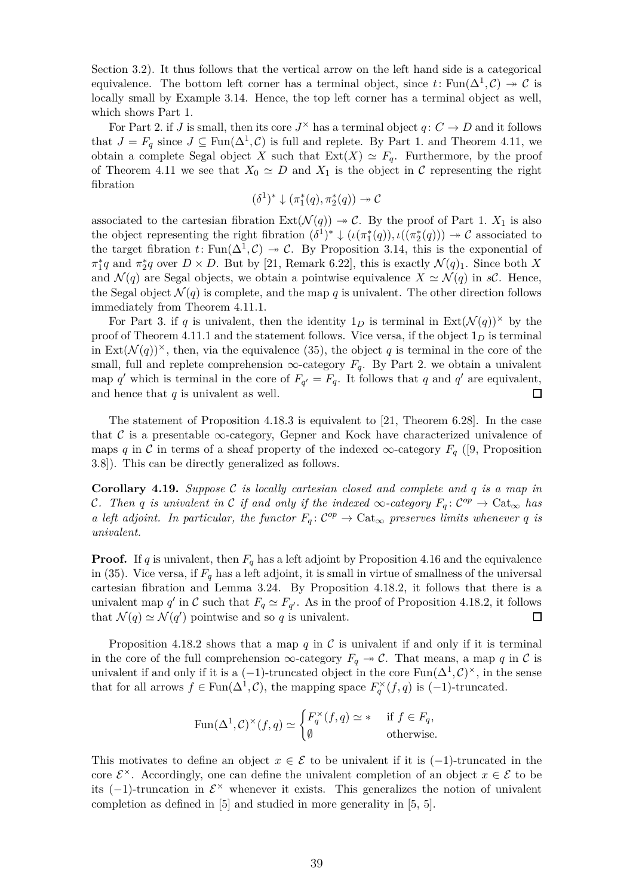Section 3.2). It thus follows that the vertical arrow on the left hand side is a categorical equivalence. The bottom left corner has a terminal object, since $t\colon \mathrm{Fun}(\Delta^1,\mathcal{C}) \twoheadrightarrow \mathcal{C}$ is locally small by Example 3.14. Hence, the top left corner has a terminal object as well, which shows Part 1.

For Part 2. if $J$ is small, then its core $J^{\times}$ has a terminal object $q\colon C \to D$ and it follows that $J = F_q$ since $J \subseteq \mathrm{Fun}(\Delta^1,\mathcal{C})$ is full and replete. By Part 1. and Theorem 4.11, we obtain a complete Segal object $X$ such that $\mathrm{Ext}(X) \simeq F_q$. Furthermore, by the proof of Theorem 4.11 we see that $X_0 \simeq D$ and $X_1$ is the object in $\mathcal{C}$ representing the right fibration

$$(\delta^1)^* \downarrow (\pi_1^*(q), \pi_2^*(q)) \twoheadrightarrow \mathcal{C}$$

associated to the cartesian fibration $\mathrm{Ext}(\mathcal{N}(q)) \twoheadrightarrow \mathcal{C}$. By the proof of Part 1. $X_1$ is also the object representing the right fibration $(\delta^1)^* \downarrow (\iota(\pi_1^*(q)), \iota((\pi_2^*(q))) \twoheadrightarrow \mathcal{C}$ associated to the target fibration $t\colon \mathrm{Fun}(\Delta^1,\mathcal{C}) \twoheadrightarrow \mathcal{C}$. By Proposition 3.14, this is the exponential of $\pi_1^* q$ and $\pi_2^* q$ over $D \times D$. But by [21, Remark 6.22], this is exactly $\mathcal{N}(q)_1$. Since both $X$ and $\mathcal{N}(q)$ are Segal objects, we obtain a pointwise equivalence $X \simeq \mathcal{N}(q)$ in $s\mathcal{C}$. Hence, the Segal object $\mathcal{N}(q)$ is complete, and the map $q$ is univalent. The other direction follows immediately from Theorem 4.11.1.

For Part 3. if $q$ is univalent, then the identity $1_D$ is terminal in $\mathrm{Ext}(\mathcal{N}(q))^{\times}$ by the proof of Theorem 4.11.1 and the statement follows. Vice versa, if the object $1_D$ is terminal in $\mathrm{Ext}(\mathcal{N}(q))^{\times}$, then, via the equivalence (35), the object $q$ is terminal in the core of the small, full and replete comprehension $\infty$-category $F_q$. By Part 2. we obtain a univalent map $q'$ which is terminal in the core of $F_{q'} = F_q$. It follows that $q$ and $q'$ are equivalent, and hence that $q$ is univalent as well. □

The statement of Proposition 4.18.3 is equivalent to [21, Theorem 6.28]. In the case that $\mathcal{C}$ is a presentable $\infty$-category, Gepner and Kock have characterized univalence of maps $q$ in $\mathcal{C}$ in terms of a sheaf property of the indexed $\infty$-category $F_q$ ([9, Proposition 3.8]). This can be directly generalized as follows.

**Corollary 4.19.** *Suppose $\mathcal{C}$ is locally cartesian closed and complete and $q$ is a map in $\mathcal{C}$. Then $q$ is univalent in $\mathcal{C}$ if and only if the indexed $\infty$-category $F_q\colon \mathcal{C}^{op} \to \mathrm{Cat}_\infty$ has a left adjoint. In particular, the functor $F_q\colon \mathcal{C}^{op} \to \mathrm{Cat}_\infty$ preserves limits whenever $q$ is univalent.*

**Proof.** If $q$ is univalent, then $F_q$ has a left adjoint by Proposition 4.16 and the equivalence in (35). Vice versa, if $F_q$ has a left adjoint, it is small in virtue of smallness of the universal cartesian fibration and Lemma 3.24. By Proposition 4.18.2, it follows that there is a univalent map $q'$ in $\mathcal{C}$ such that $F_q \simeq F_{q'}$. As in the proof of Proposition 4.18.2, it follows that $\mathcal{N}(q) \simeq \mathcal{N}(q')$ pointwise and so $q$ is univalent. □

Proposition 4.18.2 shows that a map $q$ in $\mathcal{C}$ is univalent if and only if it is terminal in the core of the full comprehension $\infty$-category $F_q \twoheadrightarrow \mathcal{C}$. That means, a map $q$ in $\mathcal{C}$ is univalent if and only if it is a $(-1)$-truncated object in the core $\mathrm{Fun}(\Delta^1,\mathcal{C})^{\times}$, in the sense that for all arrows $f \in \mathrm{Fun}(\Delta^1,\mathcal{C})$, the mapping space $F_q^{\times}(f,q)$ is $(-1)$-truncated.

$$\mathrm{Fun}(\Delta^1,\mathcal{C})^{\times}(f,q) \simeq \begin{cases} F_q^{\times}(f,q) \simeq * & \text{if } f \in F_q, \\ \emptyset & \text{otherwise.} \end{cases}$$

This motivates to define an object $x \in \mathcal{E}$ to be univalent if it is $(-1)$-truncated in the core $\mathcal{E}^{\times}$. Accordingly, one can define the univalent completion of an object $x \in \mathcal{E}$ to be its $(-1)$-truncation in $\mathcal{E}^{\times}$ whenever it exists. This generalizes the notion of univalent completion as defined in [5] and studied in more generality in [5, 5].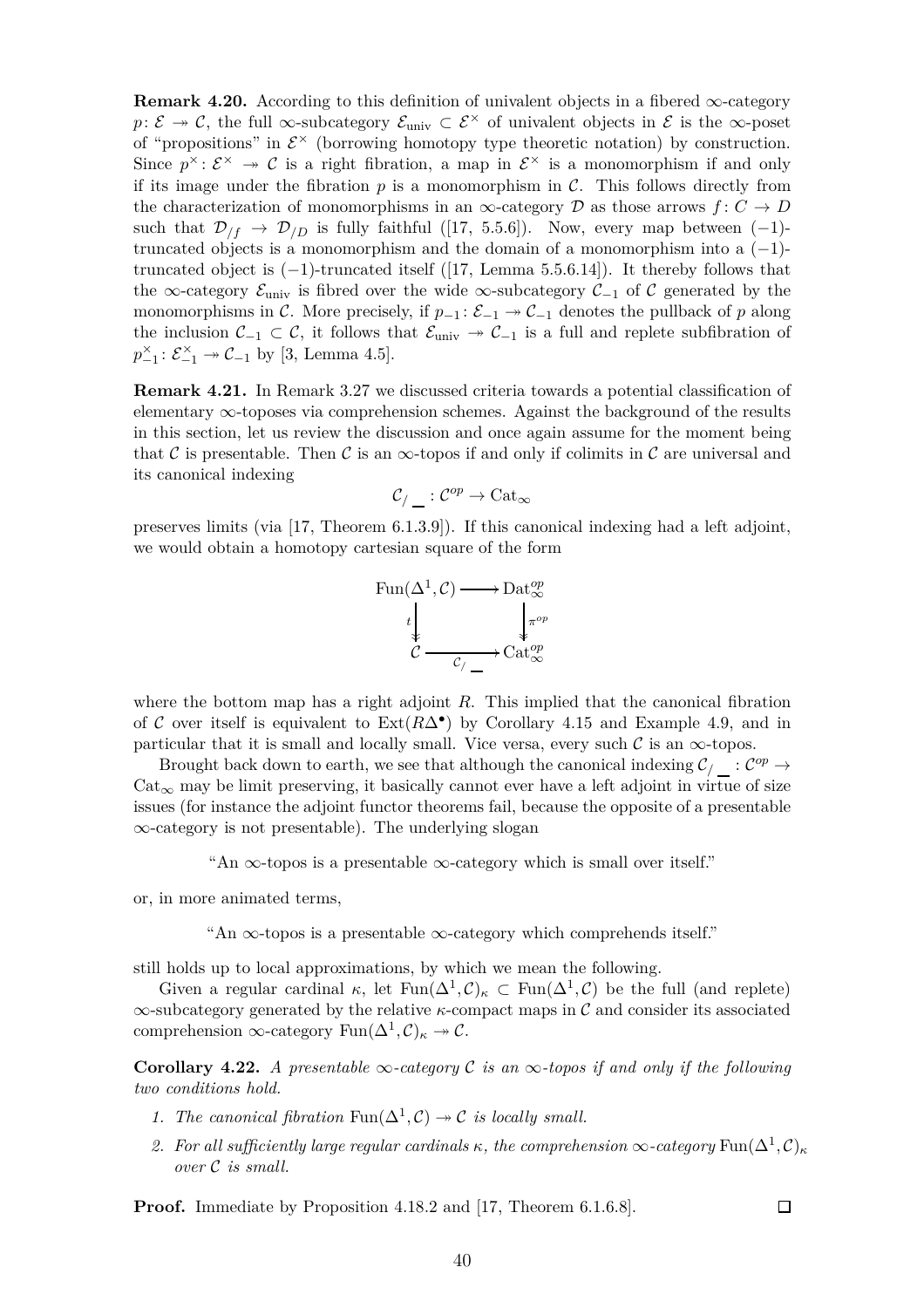**Remark 4.20.** According to this definition of univalent objects in a fibered $\infty$-category $p\colon \mathcal{E} \twoheadrightarrow \mathcal{C}$, the full $\infty$-subcategory $\mathcal{E}_{\mathrm{univ}} \subset \mathcal{E}^{\times}$ of univalent objects in $\mathcal{E}$ is the $\infty$-poset of "propositions" in $\mathcal{E}^{\times}$ (borrowing homotopy type theoretic notation) by construction. Since $p^{\times}\colon \mathcal{E}^{\times} \twoheadrightarrow \mathcal{C}$ is a right fibration, a map in $\mathcal{E}^{\times}$ is a monomorphism if and only if its image under the fibration $p$ is a monomorphism in $\mathcal{C}$. This follows directly from the characterization of monomorphisms in an $\infty$-category $\mathcal{D}$ as those arrows $f\colon C \to D$ such that $\mathcal{D}_{/f} \to \mathcal{D}_{/D}$ is fully faithful ([17, 5.5.6]). Now, every map between $(-1)$-truncated objects is a monomorphism and the domain of a monomorphism into a $(-1)$-truncated object is $(-1)$-truncated itself ([17, Lemma 5.5.6.14]). It thereby follows that the $\infty$-category $\mathcal{E}_{\mathrm{univ}}$ is fibred over the wide $\infty$-subcategory $\mathcal{C}_{-1}$ of $\mathcal{C}$ generated by the monomorphisms in $\mathcal{C}$. More precisely, if $p_{-1}\colon \mathcal{E}_{-1} \twoheadrightarrow \mathcal{C}_{-1}$ denotes the pullback of $p$ along the inclusion $\mathcal{C}_{-1} \subset \mathcal{C}$, it follows that $\mathcal{E}_{\mathrm{univ}} \twoheadrightarrow \mathcal{C}_{-1}$ is a full and replete subfibration of $p_{-1}^{\times}\colon \mathcal{E}_{-1}^{\times} \twoheadrightarrow \mathcal{C}_{-1}$ by [3, Lemma 4.5].

**Remark 4.21.** In Remark 3.27 we discussed criteria towards a potential classification of elementary $\infty$-toposes via comprehension schemes. Against the background of the results in this section, let us review the discussion and once again assume for the moment being that $\mathcal{C}$ is presentable. Then $\mathcal{C}$ is an $\infty$-topos if and only if colimits in $\mathcal{C}$ are universal and its canonical indexing

$$\mathcal{C}_{/\_}\colon \mathcal{C}^{op} \to \mathrm{Cat}_{\infty}$$

preserves limits (via [17, Theorem 6.1.3.9]). If this canonical indexing had a left adjoint, we would obtain a homotopy cartesian square of the form

$$\begin{array}{ccc}
\mathrm{Fun}(\Delta^1, \mathcal{C}) & \longrightarrow & \mathrm{Dat}_{\infty}^{op} \\
{\scriptstyle t}\downarrow & & \downarrow{\scriptstyle \pi^{op}} \\
\mathcal{C} & \xrightarrow[\mathcal{C}_{/\_}]{} & \mathrm{Cat}_{\infty}^{op}
\end{array}$$

where the bottom map has a right adjoint $R$. This implied that the canonical fibration of $\mathcal{C}$ over itself is equivalent to $\mathrm{Ext}(R\Delta^{\bullet})$ by Corollary 4.15 and Example 4.9, and in particular that it is small and locally small. Vice versa, every such $\mathcal{C}$ is an $\infty$-topos.

Brought back down to earth, we see that although the canonical indexing $\mathcal{C}_{/\_}\colon \mathcal{C}^{op} \to \mathrm{Cat}_{\infty}$ may be limit preserving, it basically cannot ever have a left adjoint in virtue of size issues (for instance the adjoint functor theorems fail, because the opposite of a presentable $\infty$-category is not presentable). The underlying slogan

"An $\infty$-topos is a presentable $\infty$-category which is small over itself."

or, in more animated terms,

"An $\infty$-topos is a presentable $\infty$-category which comprehends itself."

still holds up to local approximations, by which we mean the following.

Given a regular cardinal $\kappa$, let $\mathrm{Fun}(\Delta^1, \mathcal{C})_{\kappa} \subset \mathrm{Fun}(\Delta^1, \mathcal{C})$ be the full (and replete) $\infty$-subcategory generated by the relative $\kappa$-compact maps in $\mathcal{C}$ and consider its associated comprehension $\infty$-category $\mathrm{Fun}(\Delta^1, \mathcal{C})_{\kappa} \twoheadrightarrow \mathcal{C}$.

**Corollary 4.22.** *A presentable $\infty$-category $\mathcal{C}$ is an $\infty$-topos if and only if the following two conditions hold.*

1. *The canonical fibration $\mathrm{Fun}(\Delta^1, \mathcal{C}) \twoheadrightarrow \mathcal{C}$ is locally small.*
2. *For all sufficiently large regular cardinals $\kappa$, the comprehension $\infty$-category $\mathrm{Fun}(\Delta^1, \mathcal{C})_{\kappa}$ over $\mathcal{C}$ is small.*

**Proof.** Immediate by Proposition 4.18.2 and [17, Theorem 6.1.6.8]. $\square$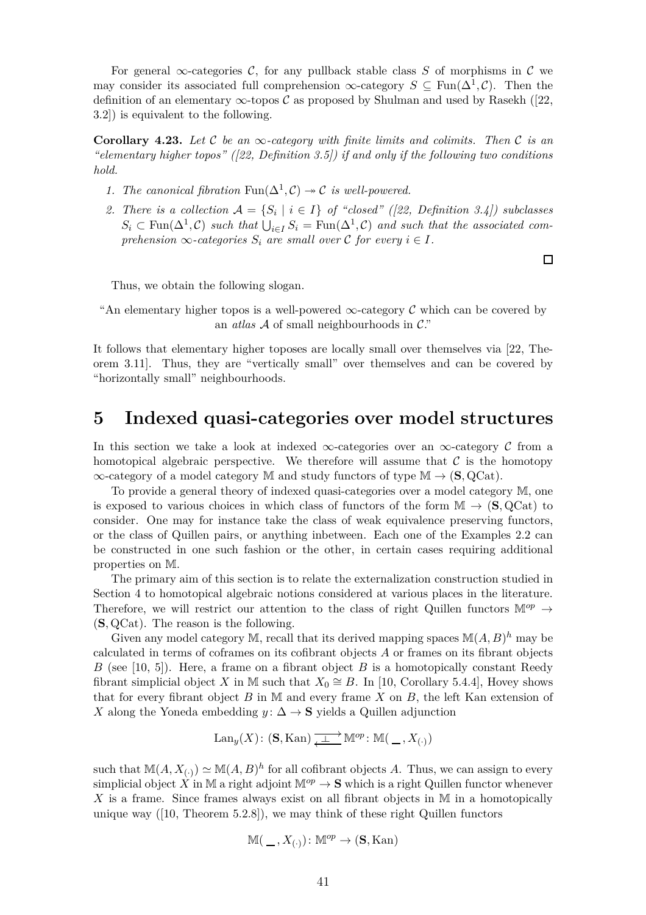For general $\infty$-categories $\mathcal{C}$, for any pullback stable class $S$ of morphisms in $\mathcal{C}$ we may consider its associated full comprehension $\infty$-category $S \subseteq \mathrm{Fun}(\Delta^1, \mathcal{C})$. Then the definition of an elementary $\infty$-topos $\mathcal{C}$ as proposed by Shulman and used by Rasekh ([22, 3.2]) is equivalent to the following.

**Corollary 4.23.** *Let $\mathcal{C}$ be an $\infty$-category with finite limits and colimits. Then $\mathcal{C}$ is an "elementary higher topos" ([22, Definition 3.5]) if and only if the following two conditions hold.*

1. *The canonical fibration $\mathrm{Fun}(\Delta^1, \mathcal{C}) \twoheadrightarrow \mathcal{C}$ is well-powered.*
2. *There is a collection $\mathcal{A} = \{S_i \mid i \in I\}$ of "closed" ([22, Definition 3.4]) subclasses $S_i \subset \mathrm{Fun}(\Delta^1, \mathcal{C})$ such that $\bigcup_{i \in I} S_i = \mathrm{Fun}(\Delta^1, \mathcal{C})$ and such that the associated comprehension $\infty$-categories $S_i$ are small over $\mathcal{C}$ for every $i \in I$.*

□

Thus, we obtain the following slogan.

"An elementary higher topos is a well-powered $\infty$-category $\mathcal{C}$ which can be covered by an *atlas* $\mathcal{A}$ of small neighbourhoods in $\mathcal{C}$."

It follows that elementary higher toposes are locally small over themselves via [22, Theorem 3.11]. Thus, they are "vertically small" over themselves and can be covered by "horizontally small" neighbourhoods.

# 5 Indexed quasi-categories over model structures

In this section we take a look at indexed $\infty$-categories over an $\infty$-category $\mathcal{C}$ from a homotopical algebraic perspective. We therefore will assume that $\mathcal{C}$ is the homotopy $\infty$-category of a model category $\mathbb{M}$ and study functors of type $\mathbb{M} \to (\mathbf{S}, \mathrm{QCat})$.

To provide a general theory of indexed quasi-categories over a model category $\mathbb{M}$, one is exposed to various choices in which class of functors of the form $\mathbb{M} \to (\mathbf{S}, \mathrm{QCat})$ to consider. One may for instance take the class of weak equivalence preserving functors, or the class of Quillen pairs, or anything inbetween. Each one of the Examples 2.2 can be constructed in one such fashion or the other, in certain cases requiring additional properties on $\mathbb{M}$.

The primary aim of this section is to relate the externalization construction studied in Section 4 to homotopical algebraic notions considered at various places in the literature. Therefore, we will restrict our attention to the class of right Quillen functors $\mathbb{M}^{op} \to (\mathbf{S}, \mathrm{QCat})$. The reason is the following.

Given any model category $\mathbb{M}$, recall that its derived mapping spaces $\mathbb{M}(A, B)^h$ may be calculated in terms of coframes on its cofibrant objects $A$ or frames on its fibrant objects $B$ (see [10, 5]). Here, a frame on a fibrant object $B$ is a homotopically constant Reedy fibrant simplicial object $X$ in $\mathbb{M}$ such that $X_0 \cong B$. In [10, Corollary 5.4.4], Hovey shows that for every fibrant object $B$ in $\mathbb{M}$ and every frame $X$ on $B$, the left Kan extension of $X$ along the Yoneda embedding $y \colon \Delta \to \mathbf{S}$ yields a Quillen adjunction

$$\mathrm{Lan}_y(X) \colon (\mathbf{S}, \mathrm{Kan}) \underset{\longleftarrow}{\overset{\perp}{\longrightarrow}} \mathbb{M}^{op} \colon \mathbb{M}(\_\_, X_{(\cdot)})$$

such that $\mathbb{M}(A, X_{(\cdot)}) \simeq \mathbb{M}(A, B)^h$ for all cofibrant objects $A$. Thus, we can assign to every simplicial object $X$ in $\mathbb{M}$ a right adjoint $\mathbb{M}^{op} \to \mathbf{S}$ which is a right Quillen functor whenever $X$ is a frame. Since frames always exist on all fibrant objects in $\mathbb{M}$ in a homotopically unique way ([10, Theorem 5.2.8]), we may think of these right Quillen functors

$$\mathbb{M}(\_\_, X_{(\cdot)}) \colon \mathbb{M}^{op} \to (\mathbf{S}, \mathrm{Kan})$$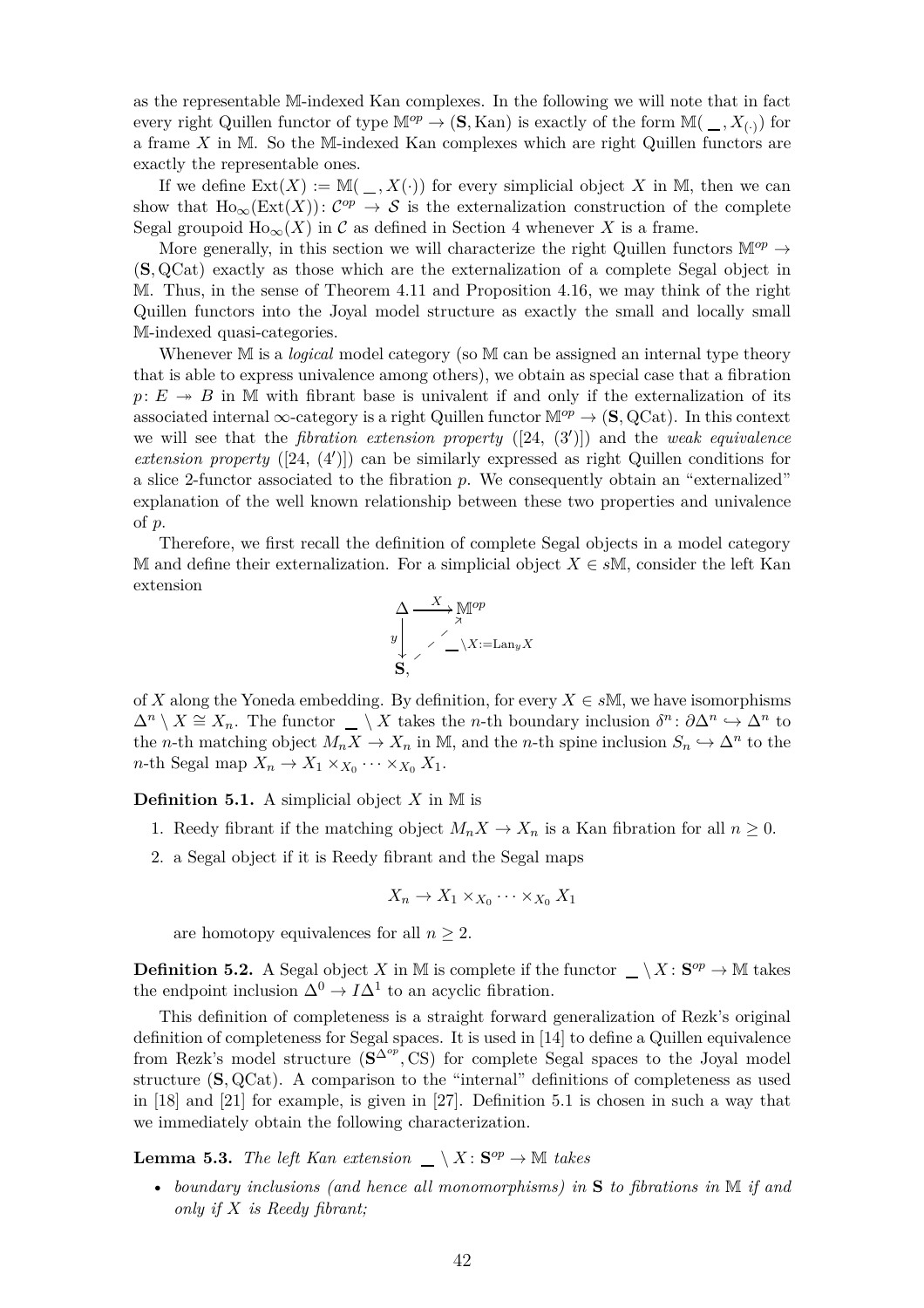as the representable $\mathbb{M}$-indexed Kan complexes. In the following we will note that in fact every right Quillen functor of type $\mathbb{M}^{op} \to (\mathbf{S}, \mathrm{Kan})$ is exactly of the form $\mathbb{M}(\_, X_{(\cdot)})$ for a frame $X$ in $\mathbb{M}$. So the $\mathbb{M}$-indexed Kan complexes which are right Quillen functors are exactly the representable ones.

If we define $\mathrm{Ext}(X) := \mathbb{M}(\_, X(\cdot))$ for every simplicial object $X$ in $\mathbb{M}$, then we can show that $\mathrm{Ho}_\infty(\mathrm{Ext}(X)) \colon \mathcal{C}^{op} \to \mathcal{S}$ is the externalization construction of the complete Segal groupoid $\mathrm{Ho}_\infty(X)$ in $\mathcal{C}$ as defined in Section 4 whenever $X$ is a frame.

More generally, in this section we will characterize the right Quillen functors $\mathbb{M}^{op} \to (\mathbf{S}, \mathrm{QCat})$ exactly as those which are the externalization of a complete Segal object in $\mathbb{M}$. Thus, in the sense of Theorem 4.11 and Proposition 4.16, we may think of the right Quillen functors into the Joyal model structure as exactly the small and locally small $\mathbb{M}$-indexed quasi-categories.

Whenever $\mathbb{M}$ is a *logical* model category (so $\mathbb{M}$ can be assigned an internal type theory that is able to express univalence among others), we obtain as special case that a fibration $p \colon E \twoheadrightarrow B$ in $\mathbb{M}$ with fibrant base is univalent if and only if the externalization of its associated internal $\infty$-category is a right Quillen functor $\mathbb{M}^{op} \to (\mathbf{S}, \mathrm{QCat})$. In this context we will see that the *fibration extension property* ([24, (3′)]) and the *weak equivalence extension property* ([24, (4′)]) can be similarly expressed as right Quillen conditions for a slice 2-functor associated to the fibration $p$. We consequently obtain an "externalized" explanation of the well known relationship between these two properties and univalence of $p$.

Therefore, we first recall the definition of complete Segal objects in a model category $\mathbb{M}$ and define their externalization. For a simplicial object $X \in s\mathbb{M}$, consider the left Kan extension

$$\begin{array}{ccc} \Delta & \xrightarrow{X} & \mathbb{M}^{op} \\ {\scriptstyle y}\downarrow & \nearrow_{\_\backslash X := \mathrm{Lan}_y X} & \\ \mathbf{S}, & & \end{array}$$

of $X$ along the Yoneda embedding. By definition, for every $X \in s\mathbb{M}$, we have isomorphisms $\Delta^n \setminus X \cong X_n$. The functor $\_ \setminus X$ takes the $n$-th boundary inclusion $\delta^n \colon \partial\Delta^n \hookrightarrow \Delta^n$ to the $n$-th matching object $M_n X \to X_n$ in $\mathbb{M}$, and the $n$-th spine inclusion $S_n \hookrightarrow \Delta^n$ to the $n$-th Segal map $X_n \to X_1 \times_{X_0} \cdots \times_{X_0} X_1$.

**Definition 5.1.** A simplicial object $X$ in $\mathbb{M}$ is

1. Reedy fibrant if the matching object $M_n X \to X_n$ is a Kan fibration for all $n \geq 0$.
2. a Segal object if it is Reedy fibrant and the Segal maps

$$X_n \to X_1 \times_{X_0} \cdots \times_{X_0} X_1$$

are homotopy equivalences for all $n \geq 2$.

**Definition 5.2.** A Segal object $X$ in $\mathbb{M}$ is complete if the functor $\_ \setminus X \colon \mathbf{S}^{op} \to \mathbb{M}$ takes the endpoint inclusion $\Delta^0 \to I\Delta^1$ to an acyclic fibration.

This definition of completeness is a straight forward generalization of Rezk's original definition of completeness for Segal spaces. It is used in [14] to define a Quillen equivalence from Rezk's model structure $(\mathbf{S}^{\Delta^{op}}, \mathrm{CS})$ for complete Segal spaces to the Joyal model structure $(\mathbf{S}, \mathrm{QCat})$. A comparison to the "internal" definitions of completeness as used in [18] and [21] for example, is given in [27]. Definition 5.1 is chosen in such a way that we immediately obtain the following characterization.

**Lemma 5.3.** *The left Kan extension* $\_ \setminus X \colon \mathbf{S}^{op} \to \mathbb{M}$ *takes*

- *boundary inclusions (and hence all monomorphisms) in* $\mathbf{S}$ *to fibrations in* $\mathbb{M}$ *if and only if* $X$ *is Reedy fibrant;*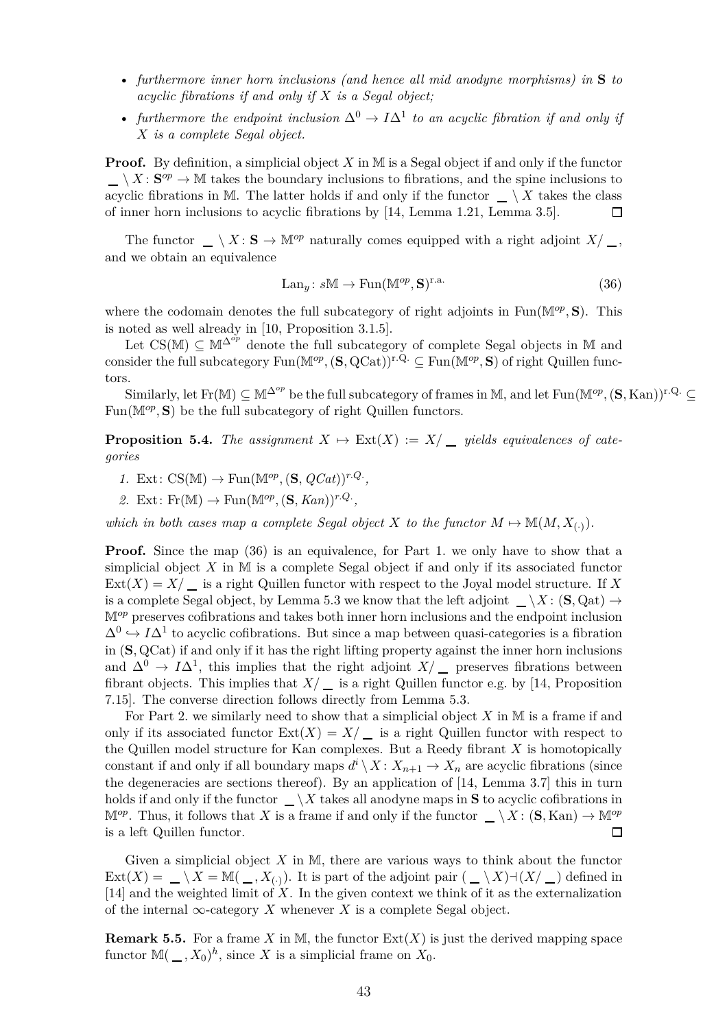- *furthermore inner horn inclusions (and hence all mid anodyne morphisms) in* $\mathbf{S}$ *to acyclic fibrations if and only if* $X$ *is a Segal object;*
- *furthermore the endpoint inclusion* $\Delta^0 \to I\Delta^1$ *to an acyclic fibration if and only if* $X$ *is a complete Segal object.*

**Proof.** By definition, a simplicial object $X$ in $\mathbb{M}$ is a Segal object if and only if the functor $\_ \setminus X \colon \mathbf{S}^{op} \to \mathbb{M}$ takes the boundary inclusions to fibrations, and the spine inclusions to acyclic fibrations in $\mathbb{M}$. The latter holds if and only if the functor $\_ \setminus X$ takes the class of inner horn inclusions to acyclic fibrations by [14, Lemma 1.21, Lemma 3.5]. $\square$

The functor $\_ \setminus X \colon \mathbf{S} \to \mathbb{M}^{op}$ naturally comes equipped with a right adjoint $X/\_$, and we obtain an equivalence

$$\mathrm{Lan}_y \colon s\mathbb{M} \to \mathrm{Fun}(\mathbb{M}^{op}, \mathbf{S})^{\text{r.a.}} \tag{36}$$

where the codomain denotes the full subcategory of right adjoints in $\mathrm{Fun}(\mathbb{M}^{op}, \mathbf{S})$. This is noted as well already in [10, Proposition 3.1.5].

Let $\mathrm{CS}(\mathbb{M}) \subseteq \mathbb{M}^{\Delta^{op}}$ denote the full subcategory of complete Segal objects in $\mathbb{M}$ and consider the full subcategory $\mathrm{Fun}(\mathbb{M}^{op}, (\mathbf{S}, \mathrm{QCat}))^{\text{r.Q.}} \subseteq \mathrm{Fun}(\mathbb{M}^{op}, \mathbf{S})$ of right Quillen functors.

Similarly, let $\mathrm{Fr}(\mathbb{M}) \subseteq \mathbb{M}^{\Delta^{op}}$ be the full subcategory of frames in $\mathbb{M}$, and let $\mathrm{Fun}(\mathbb{M}^{op}, (\mathbf{S}, \mathrm{Kan}))^{\text{r.Q.}} \subseteq \mathrm{Fun}(\mathbb{M}^{op}, \mathbf{S})$ be the full subcategory of right Quillen functors.

**Proposition 5.4.** *The assignment* $X \mapsto \mathrm{Ext}(X) := X/\_$ *yields equivalences of categories*

1. $\mathrm{Ext} \colon \mathrm{CS}(\mathbb{M}) \to \mathrm{Fun}(\mathbb{M}^{op}, (\mathbf{S}, QCat))^{r.Q.}$*,*
2. $\mathrm{Ext} \colon \mathrm{Fr}(\mathbb{M}) \to \mathrm{Fun}(\mathbb{M}^{op}, (\mathbf{S}, Kan))^{r.Q.}$*,*

*which in both cases map a complete Segal object* $X$ *to the functor* $M \mapsto \mathbb{M}(M, X_{(\cdot)})$*.*

**Proof.** Since the map (36) is an equivalence, for Part 1. we only have to show that a simplicial object $X$ in $\mathbb{M}$ is a complete Segal object if and only if its associated functor $\mathrm{Ext}(X) = X/\_$ is a right Quillen functor with respect to the Joyal model structure. If $X$ is a complete Segal object, by Lemma 5.3 we know that the left adjoint $\_ \setminus X \colon (\mathbf{S}, \mathrm{Qat}) \to \mathbb{M}^{op}$ preserves cofibrations and takes both inner horn inclusions and the endpoint inclusion $\Delta^0 \hookrightarrow I\Delta^1$ to acyclic cofibrations. But since a map between quasi-categories is a fibration in $(\mathbf{S}, \mathrm{QCat})$ if and only if it has the right lifting property against the inner horn inclusions and $\Delta^0 \to I\Delta^1$, this implies that the right adjoint $X/\_$ preserves fibrations between fibrant objects. This implies that $X/\_$ is a right Quillen functor e.g. by [14, Proposition 7.15]. The converse direction follows directly from Lemma 5.3.

For Part 2. we similarly need to show that a simplicial object $X$ in $\mathbb{M}$ is a frame if and only if its associated functor $\mathrm{Ext}(X) = X/\_$ is a right Quillen functor with respect to the Quillen model structure for Kan complexes. But a Reedy fibrant $X$ is homotopically constant if and only if all boundary maps $d^i \setminus X \colon X_{n+1} \to X_n$ are acyclic fibrations (since the degeneracies are sections thereof). By an application of [14, Lemma 3.7] this in turn holds if and only if the functor $\_ \setminus X$ takes all anodyne maps in $\mathbf{S}$ to acyclic cofibrations in $\mathbb{M}^{op}$. Thus, it follows that $X$ is a frame if and only if the functor $\_ \setminus X \colon (\mathbf{S}, \mathrm{Kan}) \to \mathbb{M}^{op}$ is a left Quillen functor. $\square$

Given a simplicial object $X$ in $\mathbb{M}$, there are various ways to think about the functor $\mathrm{Ext}(X) = \_ \setminus X = \mathbb{M}(\_, X_{(\cdot)})$. It is part of the adjoint pair $(\_ \setminus X) \dashv (X/\_)$ defined in [14] and the weighted limit of $X$. In the given context we think of it as the externalization of the internal $\infty$-category $X$ whenever $X$ is a complete Segal object.

**Remark 5.5.** For a frame $X$ in $\mathbb{M}$, the functor $\mathrm{Ext}(X)$ is just the derived mapping space functor $\mathbb{M}(\_, X_0)^h$, since $X$ is a simplicial frame on $X_0$.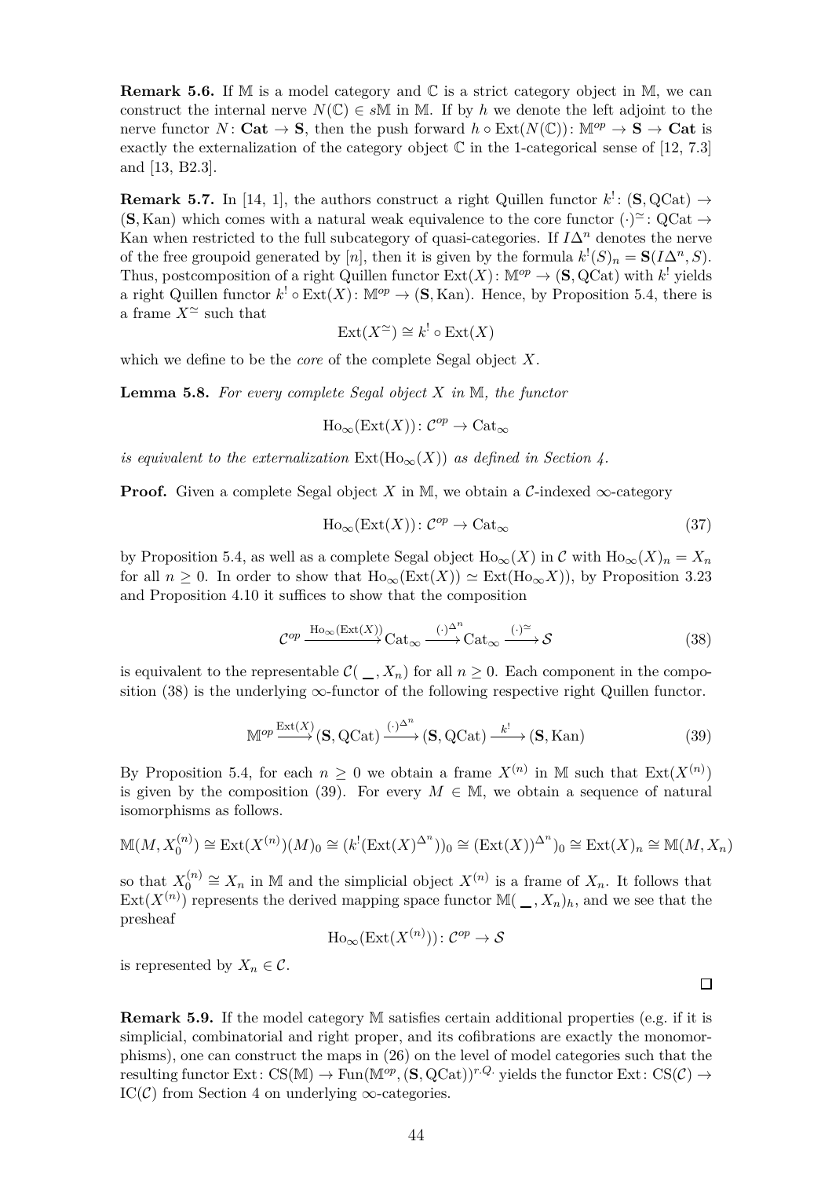**Remark 5.6.** If $\mathbb{M}$ is a model category and $\mathbb{C}$ is a strict category object in $\mathbb{M}$, we can construct the internal nerve $N(\mathbb{C}) \in s\mathbb{M}$ in $\mathbb{M}$. If by $h$ we denote the left adjoint to the nerve functor $N\colon \mathbf{Cat} \to \mathbf{S}$, then the push forward $h \circ \mathrm{Ext}(N(\mathbb{C}))\colon \mathbb{M}^{op} \to \mathbf{S} \to \mathbf{Cat}$ is exactly the externalization of the category object $\mathbb{C}$ in the 1-categorical sense of [12, 7.3] and [13, B2.3].

**Remark 5.7.** In [14, 1], the authors construct a right Quillen functor $k^!\colon (\mathbf{S}, \mathrm{QCat}) \to (\mathbf{S}, \mathrm{Kan})$ which comes with a natural weak equivalence to the core functor $(\cdot)^{\simeq}\colon \mathrm{QCat} \to \mathrm{Kan}$ when restricted to the full subcategory of quasi-categories. If $I\Delta^n$ denotes the nerve of the free groupoid generated by $[n]$, then it is given by the formula $k^!(S)_n = \mathbf{S}(I\Delta^n, S)$. Thus, postcomposition of a right Quillen functor $\mathrm{Ext}(X)\colon \mathbb{M}^{op} \to (\mathbf{S}, \mathrm{QCat})$ with $k^!$ yields a right Quillen functor $k^! \circ \mathrm{Ext}(X)\colon \mathbb{M}^{op} \to (\mathbf{S}, \mathrm{Kan})$. Hence, by Proposition 5.4, there is a frame $X^{\simeq}$ such that

$$\mathrm{Ext}(X^{\simeq}) \cong k^! \circ \mathrm{Ext}(X)$$

which we define to be the *core* of the complete Segal object $X$.

**Lemma 5.8.** *For every complete Segal object $X$ in $\mathbb{M}$, the functor*

$$\mathrm{Ho}_\infty(\mathrm{Ext}(X))\colon \mathcal{C}^{op} \to \mathrm{Cat}_\infty$$

*is equivalent to the externalization $\mathrm{Ext}(\mathrm{Ho}_\infty(X))$ as defined in Section 4.*

**Proof.** Given a complete Segal object $X$ in $\mathbb{M}$, we obtain a $\mathcal{C}$-indexed $\infty$-category

$$\mathrm{Ho}_\infty(\mathrm{Ext}(X))\colon \mathcal{C}^{op} \to \mathrm{Cat}_\infty \tag{37}$$

by Proposition 5.4, as well as a complete Segal object $\mathrm{Ho}_\infty(X)$ in $\mathcal{C}$ with $\mathrm{Ho}_\infty(X)_n = X_n$ for all $n \geq 0$. In order to show that $\mathrm{Ho}_\infty(\mathrm{Ext}(X)) \simeq \mathrm{Ext}(\mathrm{Ho}_\infty X))$, by Proposition 3.23 and Proposition 4.10 it suffices to show that the composition

$$\mathcal{C}^{op} \xrightarrow{\mathrm{Ho}_\infty(\mathrm{Ext}(X))} \mathrm{Cat}_\infty \xrightarrow{(\cdot)^{\Delta^n}} \mathrm{Cat}_\infty \xrightarrow{(\cdot)^{\simeq}} \mathcal{S} \tag{38}$$

is equivalent to the representable $\mathcal{C}(\_\!\_, X_n)$ for all $n \geq 0$. Each component in the composition (38) is the underlying $\infty$-functor of the following respective right Quillen functor.

$$\mathbb{M}^{op} \xrightarrow{\mathrm{Ext}(X)} (\mathbf{S}, \mathrm{QCat}) \xrightarrow{(\cdot)^{\Delta^n}} (\mathbf{S}, \mathrm{QCat}) \xrightarrow{k^!} (\mathbf{S}, \mathrm{Kan}) \tag{39}$$

By Proposition 5.4, for each $n \geq 0$ we obtain a frame $X^{(n)}$ in $\mathbb{M}$ such that $\mathrm{Ext}(X^{(n)})$ is given by the composition (39). For every $M \in \mathbb{M}$, we obtain a sequence of natural isomorphisms as follows.

$$\mathbb{M}(M, X_0^{(n)}) \cong \mathrm{Ext}(X^{(n)})(M)_0 \cong (k^!(\mathrm{Ext}(X)^{\Delta^n}))_0 \cong (\mathrm{Ext}(X))^{\Delta^n})_0 \cong \mathrm{Ext}(X)_n \cong \mathbb{M}(M, X_n)$$

so that $X_0^{(n)} \cong X_n$ in $\mathbb{M}$ and the simplicial object $X^{(n)}$ is a frame of $X_n$. It follows that $\mathrm{Ext}(X^{(n)})$ represents the derived mapping space functor $\mathbb{M}(\_\!\_, X_n)_h$, and we see that the presheaf

$$\mathrm{Ho}_\infty(\mathrm{Ext}(X^{(n)}))\colon \mathcal{C}^{op} \to \mathcal{S}$$

is represented by $X_n \in \mathcal{C}$.

$\square$

**Remark 5.9.** If the model category $\mathbb{M}$ satisfies certain additional properties (e.g. if it is simplicial, combinatorial and right proper, and its cofibrations are exactly the monomorphisms), one can construct the maps in (26) on the level of model categories such that the resulting functor $\mathrm{Ext}\colon \mathrm{CS}(\mathbb{M}) \to \mathrm{Fun}(\mathbb{M}^{op}, (\mathbf{S}, \mathrm{QCat}))^{r.Q.}$ yields the functor $\mathrm{Ext}\colon \mathrm{CS}(\mathcal{C}) \to \mathrm{IC}(\mathcal{C})$ from Section 4 on underlying $\infty$-categories.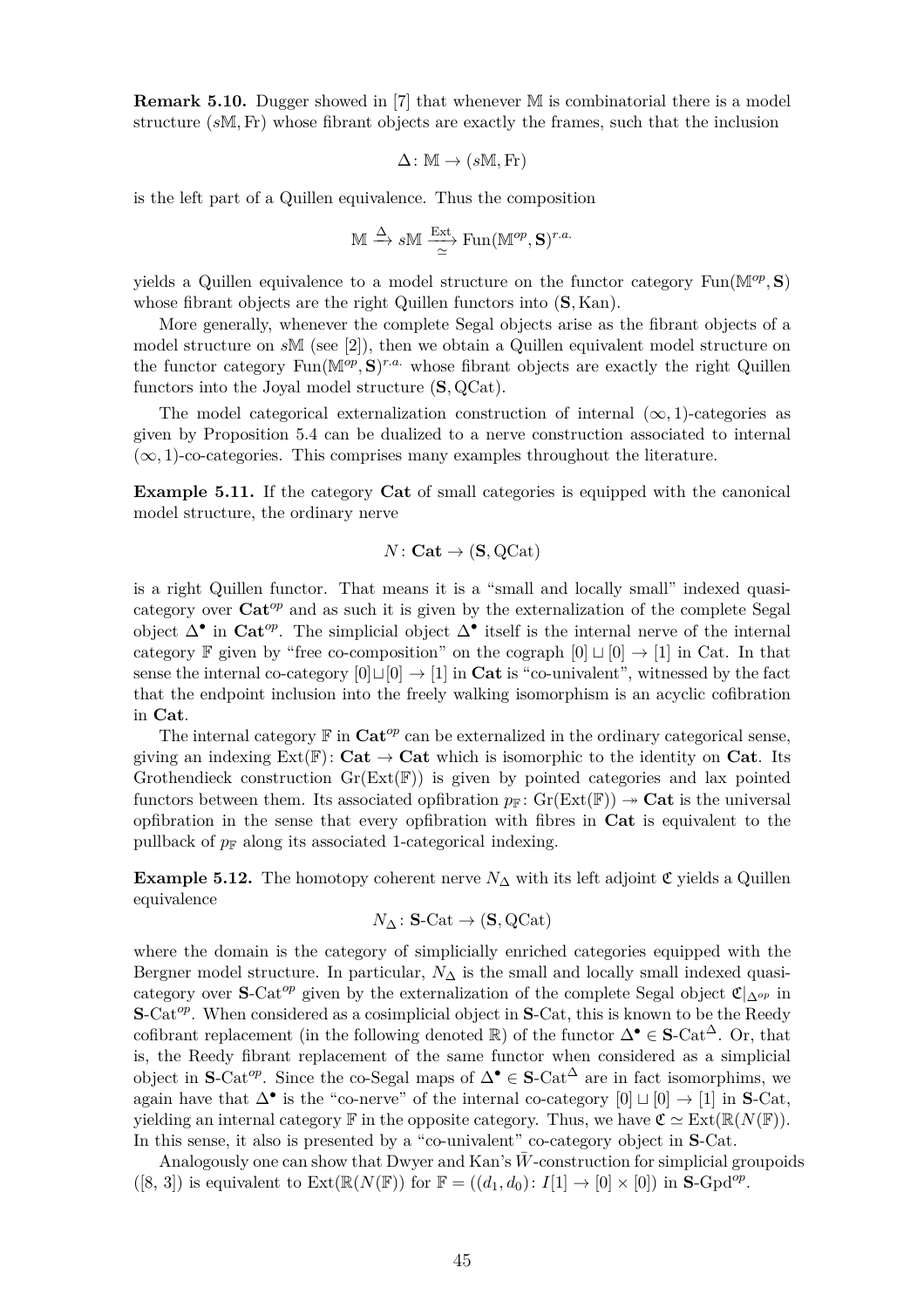**Remark 5.10.** Dugger showed in [7] that whenever $\mathbb{M}$ is combinatorial there is a model structure $(s\mathbb{M}, \mathrm{Fr})$ whose fibrant objects are exactly the frames, such that the inclusion

$$\Delta \colon \mathbb{M} \to (s\mathbb{M}, \mathrm{Fr})$$

is the left part of a Quillen equivalence. Thus the composition

$$\mathbb{M} \xrightarrow{\Delta} s\mathbb{M} \xrightarrow[\simeq]{\mathrm{Ext}} \mathrm{Fun}(\mathbb{M}^{op}, \mathbf{S})^{r.a.}$$

yields a Quillen equivalence to a model structure on the functor category $\mathrm{Fun}(\mathbb{M}^{op}, \mathbf{S})$ whose fibrant objects are the right Quillen functors into $(\mathbf{S}, \mathrm{Kan})$.

More generally, whenever the complete Segal objects arise as the fibrant objects of a model structure on $s\mathbb{M}$ (see [2]), then we obtain a Quillen equivalent model structure on the functor category $\mathrm{Fun}(\mathbb{M}^{op}, \mathbf{S})^{r.a.}$ whose fibrant objects are exactly the right Quillen functors into the Joyal model structure $(\mathbf{S}, \mathrm{QCat})$.

The model categorical externalization construction of internal $(\infty,1)$-categories as given by Proposition 5.4 can be dualized to a nerve construction associated to internal $(\infty,1)$-co-categories. This comprises many examples throughout the literature.

**Example 5.11.** If the category $\mathbf{Cat}$ of small categories is equipped with the canonical model structure, the ordinary nerve

$$N \colon \mathbf{Cat} \to (\mathbf{S}, \mathrm{QCat})$$

is a right Quillen functor. That means it is a "small and locally small" indexed quasi-category over $\mathbf{Cat}^{op}$ and as such it is given by the externalization of the complete Segal object $\Delta^{\bullet}$ in $\mathbf{Cat}^{op}$. The simplicial object $\Delta^{\bullet}$ itself is the internal nerve of the internal category $\mathbb{F}$ given by "free co-composition" on the cograph $[0] \sqcup [0] \to [1]$ in Cat. In that sense the internal co-category $[0] \sqcup [0] \to [1]$ in $\mathbf{Cat}$ is "co-univalent", witnessed by the fact that the endpoint inclusion into the freely walking isomorphism is an acyclic cofibration in $\mathbf{Cat}$.

The internal category $\mathbb{F}$ in $\mathbf{Cat}^{op}$ can be externalized in the ordinary categorical sense, giving an indexing $\mathrm{Ext}(\mathbb{F}) \colon \mathbf{Cat} \to \mathbf{Cat}$ which is isomorphic to the identity on $\mathbf{Cat}$. Its Grothendieck construction $\mathrm{Gr}(\mathrm{Ext}(\mathbb{F}))$ is given by pointed categories and lax pointed functors between them. Its associated opfibration $p_{\mathbb{F}} \colon \mathrm{Gr}(\mathrm{Ext}(\mathbb{F})) \twoheadrightarrow \mathbf{Cat}$ is the universal opfibration in the sense that every opfibration with fibres in $\mathbf{Cat}$ is equivalent to the pullback of $p_{\mathbb{F}}$ along its associated 1-categorical indexing.

**Example 5.12.** The homotopy coherent nerve $N_{\Delta}$ with its left adjoint $\mathfrak{C}$ yields a Quillen equivalence

$$N_{\Delta} \colon \mathbf{S}\text{-}\mathrm{Cat} \to (\mathbf{S}, \mathrm{QCat})$$

where the domain is the category of simplicially enriched categories equipped with the Bergner model structure. In particular, $N_{\Delta}$ is the small and locally small indexed quasi-category over $\mathbf{S}\text{-}\mathrm{Cat}^{op}$ given by the externalization of the complete Segal object $\mathfrak{C}|_{\Delta^{op}}$ in $\mathbf{S}\text{-}\mathrm{Cat}^{op}$. When considered as a cosimplicial object in $\mathbf{S}$-Cat, this is known to be the Reedy cofibrant replacement (in the following denoted $\mathbb{R}$) of the functor $\Delta^{\bullet} \in \mathbf{S}\text{-}\mathrm{Cat}^{\Delta}$. Or, that is, the Reedy fibrant replacement of the same functor when considered as a simplicial object in $\mathbf{S}\text{-}\mathrm{Cat}^{op}$. Since the co-Segal maps of $\Delta^{\bullet} \in \mathbf{S}\text{-}\mathrm{Cat}^{\Delta}$ are in fact isomorphims, we again have that $\Delta^{\bullet}$ is the "co-nerve" of the internal co-category $[0] \sqcup [0] \to [1]$ in $\mathbf{S}$-Cat, yielding an internal category $\mathbb{F}$ in the opposite category. Thus, we have $\mathfrak{C} \simeq \mathrm{Ext}(\mathbb{R}(N(\mathbb{F}))$. In this sense, it also is presented by a "co-univalent" co-category object in $\mathbf{S}$-Cat.

Analogously one can show that Dwyer and Kan's $\bar{W}$-construction for simplicial groupoids ([8, 3]) is equivalent to $\mathrm{Ext}(\mathbb{R}(N(\mathbb{F}))$ for $\mathbb{F} = ((d_1, d_0) \colon I[1] \to [0] \times [0])$ in $\mathbf{S}\text{-}\mathrm{Gpd}^{op}$.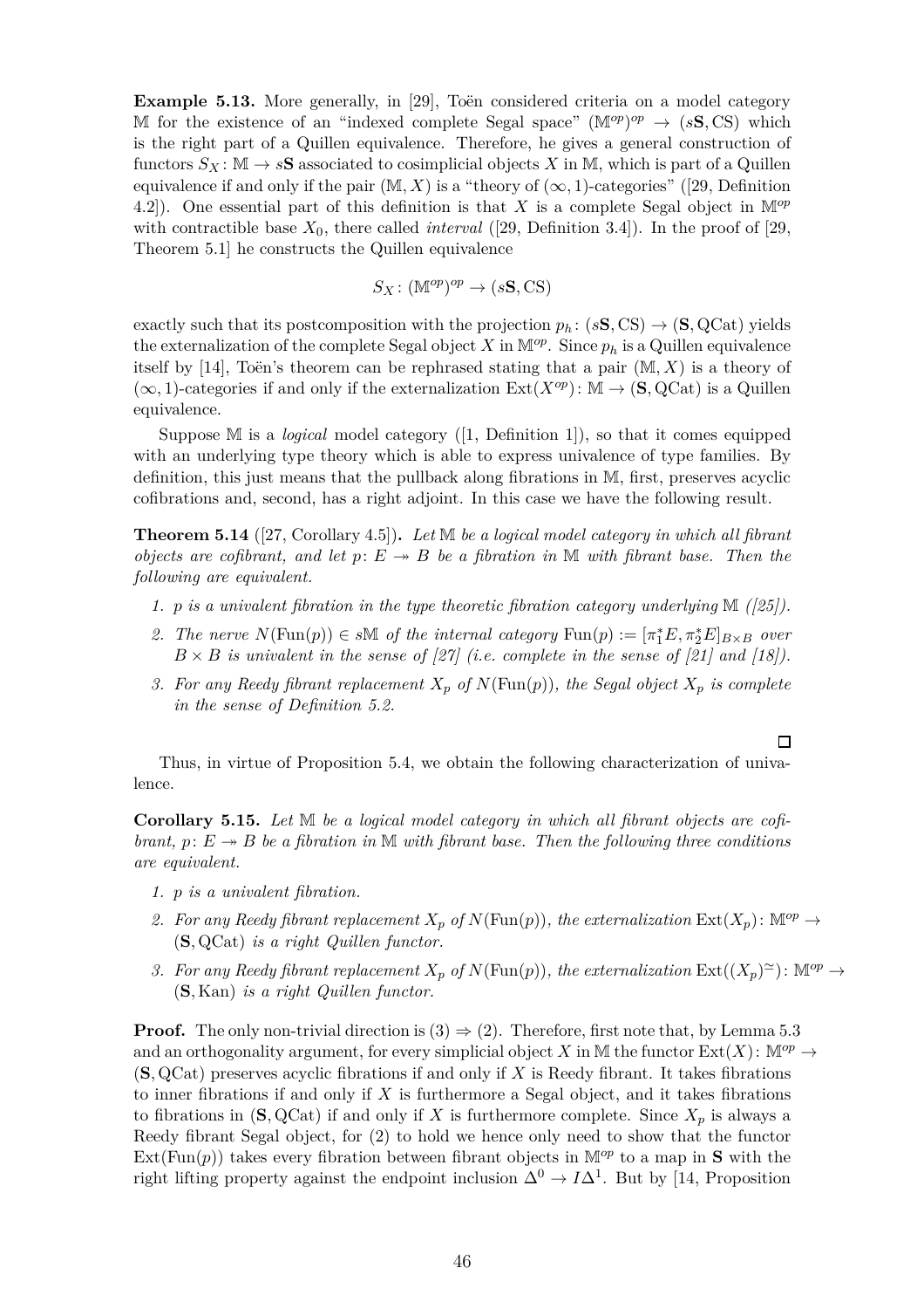**Example 5.13.** More generally, in [29], Toën considered criteria on a model category $\mathbb{M}$ for the existence of an "indexed complete Segal space" $(\mathbb{M}^{op})^{op} \to (s\mathbf{S}, \mathrm{CS})$ which is the right part of a Quillen equivalence. Therefore, he gives a general construction of functors $S_X \colon \mathbb{M} \to s\mathbf{S}$ associated to cosimplicial objects $X$ in $\mathbb{M}$, which is part of a Quillen equivalence if and only if the pair $(\mathbb{M}, X)$ is a "theory of $(\infty,1)$-categories" ([29, Definition 4.2]). One essential part of this definition is that $X$ is a complete Segal object in $\mathbb{M}^{op}$ with contractible base $X_0$, there called *interval* ([29, Definition 3.4]). In the proof of [29, Theorem 5.1] he constructs the Quillen equivalence

$$S_X \colon (\mathbb{M}^{op})^{op} \to (s\mathbf{S}, \mathrm{CS})$$

exactly such that its postcomposition with the projection $p_h \colon (s\mathbf{S}, \mathrm{CS}) \to (\mathbf{S}, \mathrm{QCat})$ yields the externalization of the complete Segal object $X$ in $\mathbb{M}^{op}$. Since $p_h$ is a Quillen equivalence itself by [14], Toën's theorem can be rephrased stating that a pair $(\mathbb{M}, X)$ is a theory of $(\infty,1)$-categories if and only if the externalization $\mathrm{Ext}(X^{op}) \colon \mathbb{M} \to (\mathbf{S}, \mathrm{QCat})$ is a Quillen equivalence.

Suppose $\mathbb{M}$ is a *logical* model category ([1, Definition 1]), so that it comes equipped with an underlying type theory which is able to express univalence of type families. By definition, this just means that the pullback along fibrations in $\mathbb{M}$, first, preserves acyclic cofibrations and, second, has a right adjoint. In this case we have the following result.

**Theorem 5.14** ([27, Corollary 4.5])**.** *Let $\mathbb{M}$ be a logical model category in which all fibrant objects are cofibrant, and let $p \colon E \twoheadrightarrow B$ be a fibration in $\mathbb{M}$ with fibrant base. Then the following are equivalent.*

1. *$p$ is a univalent fibration in the type theoretic fibration category underlying $\mathbb{M}$ ([25]).*
2. *The nerve $N(\mathrm{Fun}(p)) \in s\mathbb{M}$ of the internal category $\mathrm{Fun}(p) := [\pi_1^* E, \pi_2^* E]_{B\times B}$ over $B \times B$ is univalent in the sense of [27] (i.e. complete in the sense of [21] and [18]).*
3. *For any Reedy fibrant replacement $X_p$ of $N(\mathrm{Fun}(p))$, the Segal object $X_p$ is complete in the sense of Definition 5.2.*

□

Thus, in virtue of Proposition 5.4, we obtain the following characterization of univalence.

**Corollary 5.15.** *Let $\mathbb{M}$ be a logical model category in which all fibrant objects are cofibrant, $p \colon E \twoheadrightarrow B$ be a fibration in $\mathbb{M}$ with fibrant base. Then the following three conditions are equivalent.*

1. *$p$ is a univalent fibration.*
2. *For any Reedy fibrant replacement $X_p$ of $N(\mathrm{Fun}(p))$, the externalization $\mathrm{Ext}(X_p) \colon \mathbb{M}^{op} \to (\mathbf{S}, \mathrm{QCat})$ is a right Quillen functor.*
3. *For any Reedy fibrant replacement $X_p$ of $N(\mathrm{Fun}(p))$, the externalization $\mathrm{Ext}((X_p)^{\simeq}) \colon \mathbb{M}^{op} \to (\mathbf{S}, \mathrm{Kan})$ is a right Quillen functor.*

**Proof.** The only non-trivial direction is $(3) \Rightarrow (2)$. Therefore, first note that, by Lemma 5.3 and an orthogonality argument, for every simplicial object $X$ in $\mathbb{M}$ the functor $\mathrm{Ext}(X) \colon \mathbb{M}^{op} \to (\mathbf{S}, \mathrm{QCat})$ preserves acyclic fibrations if and only if $X$ is Reedy fibrant. It takes fibrations to inner fibrations if and only if $X$ is furthermore a Segal object, and it takes fibrations to fibrations in $(\mathbf{S}, \mathrm{QCat})$ if and only if $X$ is furthermore complete. Since $X_p$ is always a Reedy fibrant Segal object, for (2) to hold we hence only need to show that the functor $\mathrm{Ext}(\mathrm{Fun}(p))$ takes every fibration between fibrant objects in $\mathbb{M}^{op}$ to a map in $\mathbf{S}$ with the right lifting property against the endpoint inclusion $\Delta^0 \to I\Delta^1$. But by [14, Proposition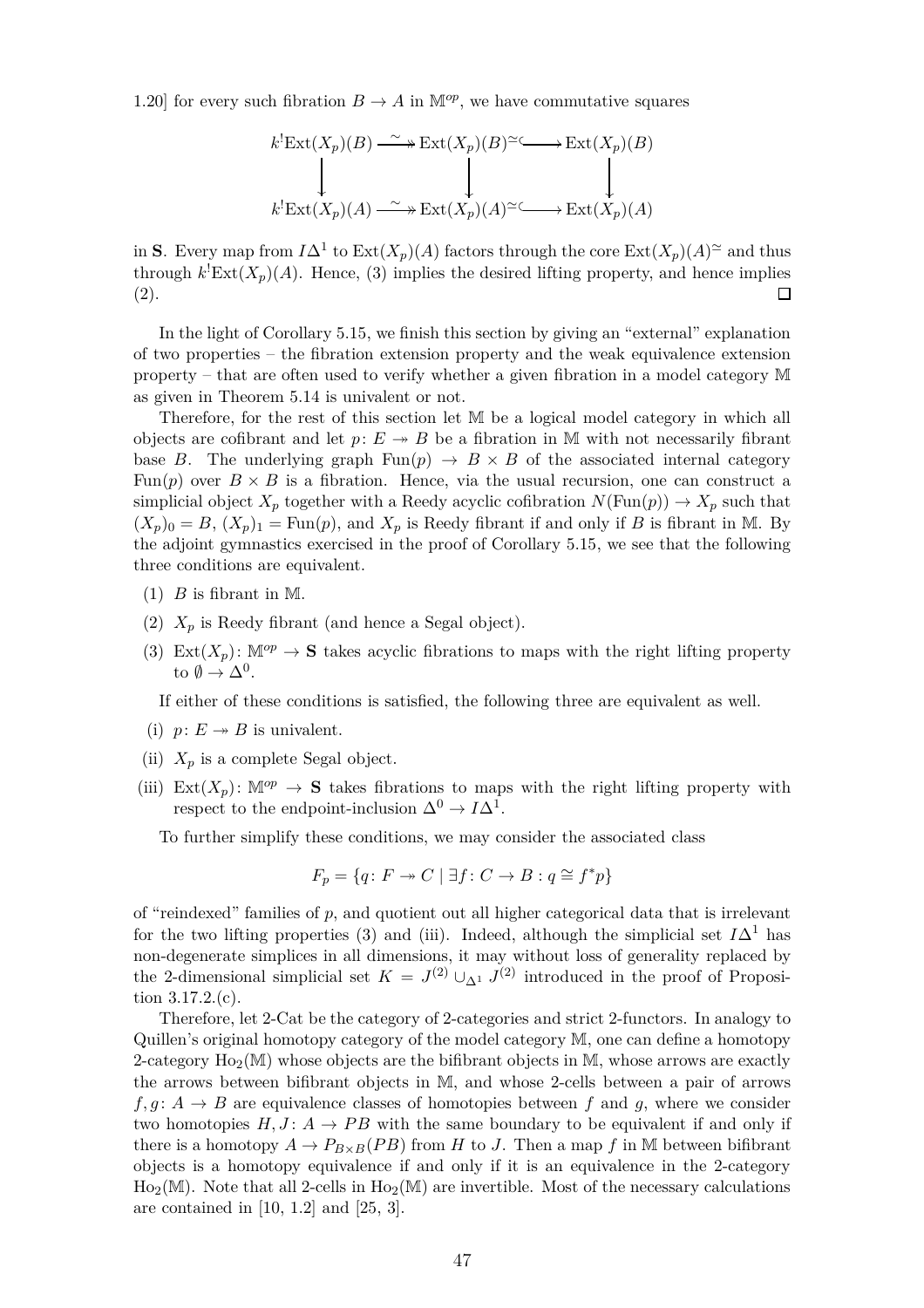1.20] for every such fibration $B \to A$ in $\mathbb{M}^{op}$, we have commutative squares

$$\begin{array}{ccccc}
k^!\mathrm{Ext}(X_p)(B) & \xrightarrow{\sim} & \mathrm{Ext}(X_p)(B)^{\simeq} & \hookrightarrow & \mathrm{Ext}(X_p)(B) \\
\downarrow & & \downarrow & & \downarrow \\
k^!\mathrm{Ext}(X_p)(A) & \xrightarrow{\sim} & \mathrm{Ext}(X_p)(A)^{\simeq} & \hookrightarrow & \mathrm{Ext}(X_p)(A)
\end{array}$$

in $\mathbf{S}$. Every map from $I\Delta^1$ to $\mathrm{Ext}(X_p)(A)$ factors through the core $\mathrm{Ext}(X_p)(A)^{\simeq}$ and thus through $k^!\mathrm{Ext}(X_p)(A)$. Hence, (3) implies the desired lifting property, and hence implies (2). □

In the light of Corollary 5.15, we finish this section by giving an "external" explanation of two properties – the fibration extension property and the weak equivalence extension property – that are often used to verify whether a given fibration in a model category $\mathbb{M}$ as given in Theorem 5.14 is univalent or not.

Therefore, for the rest of this section let $\mathbb{M}$ be a logical model category in which all objects are cofibrant and let $p\colon E \twoheadrightarrow B$ be a fibration in $\mathbb{M}$ with not necessarily fibrant base $B$. The underlying graph $\mathrm{Fun}(p) \to B \times B$ of the associated internal category $\mathrm{Fun}(p)$ over $B \times B$ is a fibration. Hence, via the usual recursion, one can construct a simplicial object $X_p$ together with a Reedy acyclic cofibration $N(\mathrm{Fun}(p)) \to X_p$ such that $(X_p)_0 = B$, $(X_p)_1 = \mathrm{Fun}(p)$, and $X_p$ is Reedy fibrant if and only if $B$ is fibrant in $\mathbb{M}$. By the adjoint gymnastics exercised in the proof of Corollary 5.15, we see that the following three conditions are equivalent.

1. $B$ is fibrant in $\mathbb{M}$.
2. $X_p$ is Reedy fibrant (and hence a Segal object).
3. $\mathrm{Ext}(X_p)\colon \mathbb{M}^{op} \to \mathbf{S}$ takes acyclic fibrations to maps with the right lifting property to $\emptyset \to \Delta^0$.

If either of these conditions is satisfied, the following three are equivalent as well.

(i) $p\colon E \twoheadrightarrow B$ is univalent.

(ii) $X_p$ is a complete Segal object.

(iii) $\mathrm{Ext}(X_p)\colon \mathbb{M}^{op} \to \mathbf{S}$ takes fibrations to maps with the right lifting property with respect to the endpoint-inclusion $\Delta^0 \to I\Delta^1$.

To further simplify these conditions, we may consider the associated class

$$F_p = \{q\colon F \twoheadrightarrow C \mid \exists f\colon C \to B : q \cong f^*p\}$$

of "reindexed" families of $p$, and quotient out all higher categorical data that is irrelevant for the two lifting properties (3) and (iii). Indeed, although the simplicial set $I\Delta^1$ has non-degenerate simplices in all dimensions, it may without loss of generality replaced by the 2-dimensional simplicial set $K = J^{(2)} \cup_{\Delta^1} J^{(2)}$ introduced in the proof of Proposition 3.17.2.(c).

Therefore, let 2-Cat be the category of 2-categories and strict 2-functors. In analogy to Quillen's original homotopy category of the model category $\mathbb{M}$, one can define a homotopy 2-category $\mathrm{Ho}_2(\mathbb{M})$ whose objects are the bifibrant objects in $\mathbb{M}$, whose arrows are exactly the arrows between bifibrant objects in $\mathbb{M}$, and whose 2-cells between a pair of arrows $f, g\colon A \to B$ are equivalence classes of homotopies between $f$ and $g$, where we consider two homotopies $H, J\colon A \to PB$ with the same boundary to be equivalent if and only if there is a homotopy $A \to P_{B\times B}(PB)$ from $H$ to $J$. Then a map $f$ in $\mathbb{M}$ between bifibrant objects is a homotopy equivalence if and only if it is an equivalence in the 2-category $\mathrm{Ho}_2(\mathbb{M})$. Note that all 2-cells in $\mathrm{Ho}_2(\mathbb{M})$ are invertible. Most of the necessary calculations are contained in [10, 1.2] and [25, 3].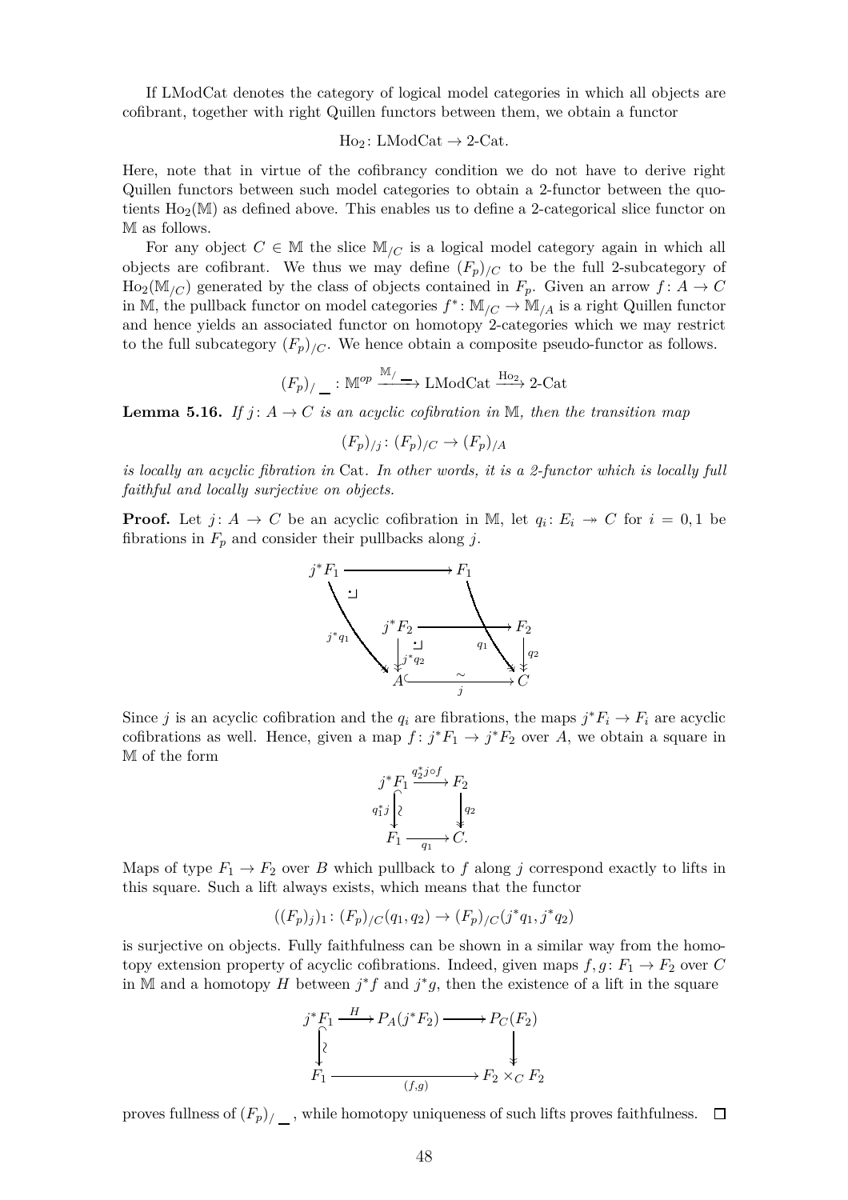If LModCat denotes the category of logical model categories in which all objects are cofibrant, together with right Quillen functors between them, we obtain a functor

$$\mathrm{Ho}_2\colon \mathrm{LModCat} \to 2\text{-Cat}.$$

Here, note that in virtue of the cofibrancy condition we do not have to derive right Quillen functors between such model categories to obtain a 2-functor between the quotients $\mathrm{Ho}_2(\mathbb{M})$ as defined above. This enables us to define a 2-categorical slice functor on $\mathbb{M}$ as follows.

For any object $C \in \mathbb{M}$ the slice $\mathbb{M}_{/C}$ is a logical model category again in which all objects are cofibrant. We thus we may define $(F_p)_{/C}$ to be the full 2-subcategory of $\mathrm{Ho}_2(\mathbb{M}_{/C})$ generated by the class of objects contained in $F_p$. Given an arrow $f\colon A \to C$ in $\mathbb{M}$, the pullback functor on model categories $f^*\colon \mathbb{M}_{/C} \to \mathbb{M}_{/A}$ is a right Quillen functor and hence yields an associated functor on homotopy 2-categories which we may restrict to the full subcategory $(F_p)_{/C}$. We hence obtain a composite pseudo-functor as follows.

$$(F_p)_{/\_}\colon \mathbb{M}^{op} \xrightarrow{\mathbb{M}_{/\_}} \mathrm{LModCat} \xrightarrow{\mathrm{Ho}_2} 2\text{-Cat}$$

**Lemma 5.16.** *If $j\colon A \to C$ is an acyclic cofibration in $\mathbb{M}$, then the transition map*

$$(F_p)_{/j}\colon (F_p)_{/C} \to (F_p)_{/A}$$

*is locally an acyclic fibration in* Cat*. In other words, it is a 2-functor which is locally full faithful and locally surjective on objects.*

**Proof.** Let $j\colon A \to C$ be an acyclic cofibration in $\mathbb{M}$, let $q_i\colon E_i \twoheadrightarrow C$ for $i = 0, 1$ be fibrations in $F_p$ and consider their pullbacks along $j$.

$$\begin{array}{ccc}
j^*F_1 & \longrightarrow & F_1 \\
j^*F_2 & \longrightarrow & F_2 \\
{\scriptstyle j^*q_1,\ j^*q_2}\downarrow & & \downarrow{\scriptstyle q_1,\ q_2} \\
A & \xrightarrow[j]{\sim} & C
\end{array}$$

Since $j$ is an acyclic cofibration and the $q_i$ are fibrations, the maps $j^*F_i \to F_i$ are acyclic cofibrations as well. Hence, given a map $f\colon j^*F_1 \to j^*F_2$ over $A$, we obtain a square in $\mathbb{M}$ of the form

$$\begin{array}{ccc}
j^*F_1 & \xrightarrow{q_2^*j \circ f} & F_2 \\
{\scriptstyle q_1^*j}\downarrow\wr & & \downarrow{\scriptstyle q_2} \\
F_1 & \xrightarrow[q_1]{} & C.
\end{array}$$

Maps of type $F_1 \to F_2$ over $B$ which pullback to $f$ along $j$ correspond exactly to lifts in this square. Such a lift always exists, which means that the functor

$$((F_p)_j)_1\colon (F_p)_{/C}(q_1, q_2) \to (F_p)_{/C}(j^*q_1, j^*q_2)$$

is surjective on objects. Fully faithfulness can be shown in a similar way from the homotopy extension property of acyclic cofibrations. Indeed, given maps $f, g\colon F_1 \to F_2$ over $C$ in $\mathbb{M}$ and a homotopy $H$ between $j^*f$ and $j^*g$, then the existence of a lift in the square

$$\begin{array}{ccccc}
j^*F_1 & \xrightarrow{H} & P_A(j^*F_2) & \longrightarrow & P_C(F_2) \\
\downarrow\wr & & & & \downarrow \\
F_1 & & \xrightarrow[(f,g)]{} & & F_2 \times_C F_2
\end{array}$$

proves fullness of $(F_p)_{/\_}$, while homotopy uniqueness of such lifts proves faithfulness. ☐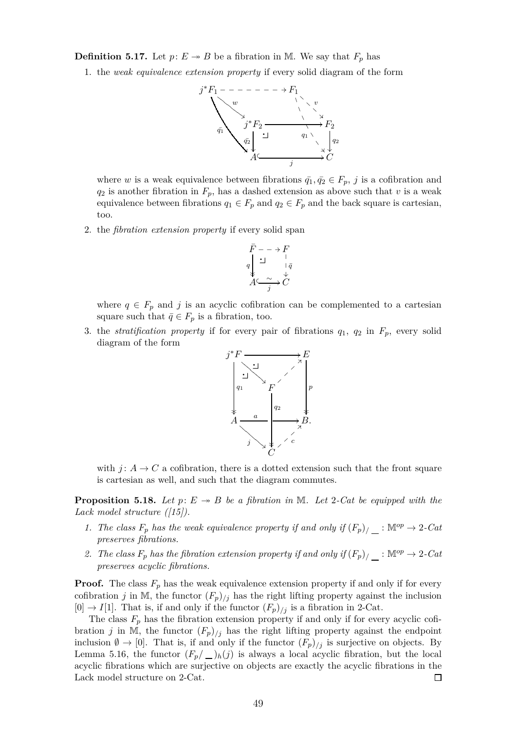**Definition 5.17.** Let $p\colon E \twoheadrightarrow B$ be a fibration in $\mathbb{M}$. We say that $F_p$ has

1. the *weak equivalence extension property* if every solid diagram of the form

$$\begin{array}{ccc} j^*F_1 & \dashrightarrow & F_1 \\ & \searrow^{w} & \searrow^{v} \\ & j^*F_2 \longrightarrow & F_2 \\ {\scriptstyle \bar{q_1}} & \downarrow{\scriptstyle \bar{q_2}} \quad {\scriptstyle q_1} & \downarrow{\scriptstyle q_2} \\ & A \hookrightarrow_{j} & C \end{array}$$

   where $w$ is a weak equivalence between fibrations $\bar{q_1}, \bar{q_2} \in F_p$, $j$ is a cofibration and $q_2$ is another fibration in $F_p$, has a dashed extension as above such that $v$ is a weak equivalence between fibrations $q_1 \in F_p$ and $q_2 \in F_p$ and the back square is cartesian, too.

2. the *fibration extension property* if every solid span

$$\begin{array}{ccc} \bar{F} & \dashrightarrow & F \\ {\scriptstyle q}\downarrow & & \downarrow{\scriptstyle \bar{q}} \\ A & \xrightarrow[j]{\sim} & C \end{array}$$

   where $q \in F_p$ and $j$ is an acyclic cofibration can be complemented to a cartesian square such that $\bar{q} \in F_p$ is a fibration, too.

3. the *stratification property* if for every pair of fibrations $q_1$, $q_2$ in $F_p$, every solid diagram of the form

$$\begin{array}{ccccc} j^*F & & \longrightarrow & & E \\ & \searrow & & \nearrow & \\ {\scriptstyle q_1}\downarrow & & F & & \downarrow{\scriptstyle p} \\ & & \downarrow{\scriptstyle q_2} & & \\ A & \xrightarrow{a} & & \longrightarrow & B. \\ & \searrow_{j} & & \nearrow_{c} & \\ & & C & & \end{array}$$

   with $j\colon A \to C$ a cofibration, there is a dotted extension such that the front square is cartesian as well, and such that the diagram commutes.

**Proposition 5.18.** *Let $p\colon E \twoheadrightarrow B$ be a fibration in $\mathbb{M}$. Let 2-Cat be equipped with the Lack model structure ([15]).*

1. *The class $F_p$ has the weak equivalence property if and only if $(F_p)_{/\_\_}\colon \mathbb{M}^{op} \to$ 2-Cat preserves fibrations.*
2. *The class $F_p$ has the fibration extension property if and only if $(F_p)_{/\_\_}\colon \mathbb{M}^{op} \to$ 2-Cat preserves acyclic fibrations.*

**Proof.** The class $F_p$ has the weak equivalence extension property if and only if for every cofibration $j$ in $\mathbb{M}$, the functor $(F_p)_{/j}$ has the right lifting property against the inclusion $[0] \to I[1]$. That is, if and only if the functor $(F_p)_{/j}$ is a fibration in 2-Cat.

The class $F_p$ has the fibration extension property if and only if for every acyclic cofibration $j$ in $\mathbb{M}$, the functor $(F_p)_{/j}$ has the right lifting property against the endpoint inclusion $\emptyset \to [0]$. That is, if and only if the functor $(F_p)_{/j}$ is surjective on objects. By Lemma 5.16, the functor $(F_p/\_\_)_h(j)$ is always a local acyclic fibration, but the local acyclic fibrations which are surjective on objects are exactly the acyclic fibrations in the Lack model structure on 2-Cat. $\square$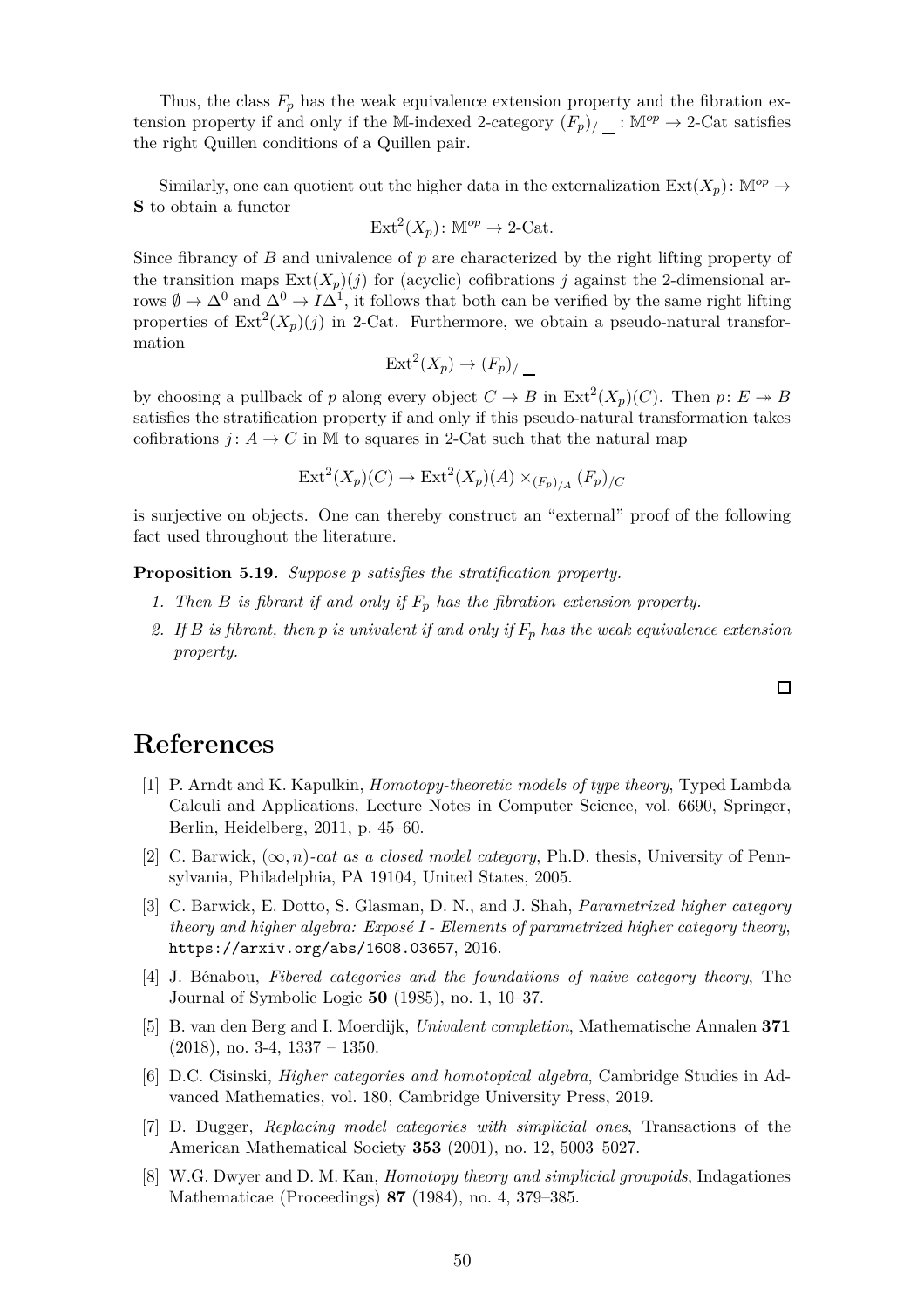Thus, the class $F_p$ has the weak equivalence extension property and the fibration extension property if and only if the $\mathbb{M}$-indexed 2-category $(F_p)_{/\_\_} : \mathbb{M}^{op} \to$ 2-Cat satisfies the right Quillen conditions of a Quillen pair.

Similarly, one can quotient out the higher data in the externalization $\mathrm{Ext}(X_p) \colon \mathbb{M}^{op} \to \mathbf{S}$ to obtain a functor

$$\mathrm{Ext}^2(X_p) \colon \mathbb{M}^{op} \to \text{2-Cat}.$$

Since fibrancy of $B$ and univalence of $p$ are characterized by the right lifting property of the transition maps $\mathrm{Ext}(X_p)(j)$ for (acyclic) cofibrations $j$ against the 2-dimensional arrows $\emptyset \to \Delta^0$ and $\Delta^0 \to I\Delta^1$, it follows that both can be verified by the same right lifting properties of $\mathrm{Ext}^2(X_p)(j)$ in 2-Cat. Furthermore, we obtain a pseudo-natural transformation

$$\mathrm{Ext}^2(X_p) \to (F_p)_{/\_\_}$$

by choosing a pullback of $p$ along every object $C \to B$ in $\mathrm{Ext}^2(X_p)(C)$. Then $p \colon E \twoheadrightarrow B$ satisfies the stratification property if and only if this pseudo-natural transformation takes cofibrations $j \colon A \to C$ in $\mathbb{M}$ to squares in 2-Cat such that the natural map

$$\mathrm{Ext}^2(X_p)(C) \to \mathrm{Ext}^2(X_p)(A) \times_{(F_p)_{/A}} (F_p)_{/C}$$

is surjective on objects. One can thereby construct an "external" proof of the following fact used throughout the literature.

**Proposition 5.19.** *Suppose $p$ satisfies the stratification property.*

1. *Then $B$ is fibrant if and only if $F_p$ has the fibration extension property.*
2. *If $B$ is fibrant, then $p$ is univalent if and only if $F_p$ has the weak equivalence extension property.*

□

# References

[1] P. Arndt and K. Kapulkin, *Homotopy-theoretic models of type theory*, Typed Lambda Calculi and Applications, Lecture Notes in Computer Science, vol. 6690, Springer, Berlin, Heidelberg, 2011, p. 45–60.

[2] C. Barwick, *$(\infty, n)$-cat as a closed model category*, Ph.D. thesis, University of Pennsylvania, Philadelphia, PA 19104, United States, 2005.

[3] C. Barwick, E. Dotto, S. Glasman, D. N., and J. Shah, *Parametrized higher category theory and higher algebra: Exposé I - Elements of parametrized higher category theory*, https://arxiv.org/abs/1608.03657, 2016.

[4] J. Bénabou, *Fibered categories and the foundations of naive category theory*, The Journal of Symbolic Logic **50** (1985), no. 1, 10–37.

[5] B. van den Berg and I. Moerdijk, *Univalent completion*, Mathematische Annalen **371** (2018), no. 3-4, 1337 – 1350.

[6] D.C. Cisinski, *Higher categories and homotopical algebra*, Cambridge Studies in Advanced Mathematics, vol. 180, Cambridge University Press, 2019.

[7] D. Dugger, *Replacing model categories with simplicial ones*, Transactions of the American Mathematical Society **353** (2001), no. 12, 5003–5027.

[8] W.G. Dwyer and D. M. Kan, *Homotopy theory and simplicial groupoids*, Indagationes Mathematicae (Proceedings) **87** (1984), no. 4, 379–385.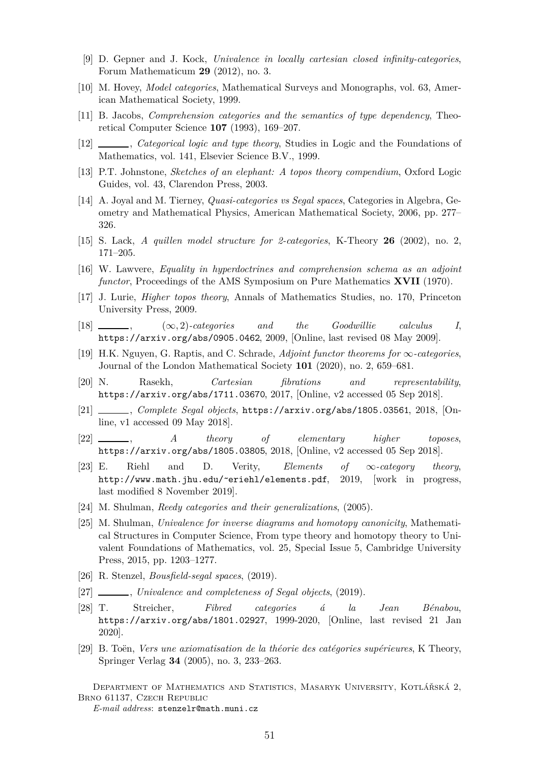[9] D. Gepner and J. Kock, *Univalence in locally cartesian closed infinity-categories*, Forum Mathematicum **29** (2012), no. 3.

[10] M. Hovey, *Model categories*, Mathematical Surveys and Monographs, vol. 63, American Mathematical Society, 1999.

[11] B. Jacobs, *Comprehension categories and the semantics of type dependency*, Theoretical Computer Science **107** (1993), 169–207.

[12] ______, *Categorical logic and type theory*, Studies in Logic and the Foundations of Mathematics, vol. 141, Elsevier Science B.V., 1999.

[13] P.T. Johnstone, *Sketches of an elephant: A topos theory compendium*, Oxford Logic Guides, vol. 43, Clarendon Press, 2003.

[14] A. Joyal and M. Tierney, *Quasi-categories vs Segal spaces*, Categories in Algebra, Geometry and Mathematical Physics, American Mathematical Society, 2006, pp. 277–326.

[15] S. Lack, *A quillen model structure for 2-categories*, K-Theory **26** (2002), no. 2, 171–205.

[16] W. Lawvere, *Equality in hyperdoctrines and comprehension schema as an adjoint functor*, Proceedings of the AMS Symposium on Pure Mathematics **XVII** (1970).

[17] J. Lurie, *Higher topos theory*, Annals of Mathematics Studies, no. 170, Princeton University Press, 2009.

[18] ______, *$(\infty, 2)$-categories and the Goodwillie calculus I*, https://arxiv.org/abs/0905.0462, 2009, [Online, last revised 08 May 2009].

[19] H.K. Nguyen, G. Raptis, and C. Schrade, *Adjoint functor theorems for $\infty$-categories*, Journal of the London Mathematical Society **101** (2020), no. 2, 659–681.

[20] N. Rasekh, *Cartesian fibrations and representability*, https://arxiv.org/abs/1711.03670, 2017, [Online, v2 accessed 05 Sep 2018].

[21] ______, *Complete Segal objects*, https://arxiv.org/abs/1805.03561, 2018, [Online, v1 accessed 09 May 2018].

[22] ______, *A theory of elementary higher toposes*, https://arxiv.org/abs/1805.03805, 2018, [Online, v2 accessed 05 Sep 2018].

[23] E. Riehl and D. Verity, *Elements of $\infty$-category theory*, http://www.math.jhu.edu/~eriehl/elements.pdf, 2019, [work in progress, last modified 8 November 2019].

[24] M. Shulman, *Reedy categories and their generalizations*, (2005).

[25] M. Shulman, *Univalence for inverse diagrams and homotopy canonicity*, Mathematical Structures in Computer Science, From type theory and homotopy theory to Univalent Foundations of Mathematics, vol. 25, Special Issue 5, Cambridge University Press, 2015, pp. 1203–1277.

[26] R. Stenzel, *Bousfield-segal spaces*, (2019).

[27] ______, *Univalence and completeness of Segal objects*, (2019).

[28] T. Streicher, *Fibred categories á la Jean Bénabou*, https://arxiv.org/abs/1801.02927, 1999-2020, [Online, last revised 21 Jan 2020].

[29] B. Toën, *Vers une axiomatisation de la théorie des catégories supérieures*, K Theory, Springer Verlag **34** (2005), no. 3, 233–263.

Department of Mathematics and Statistics, Masaryk University, Kotlářská 2, Brno 61137, Czech Republic

*E-mail address*: stenzelr@math.muni.cz